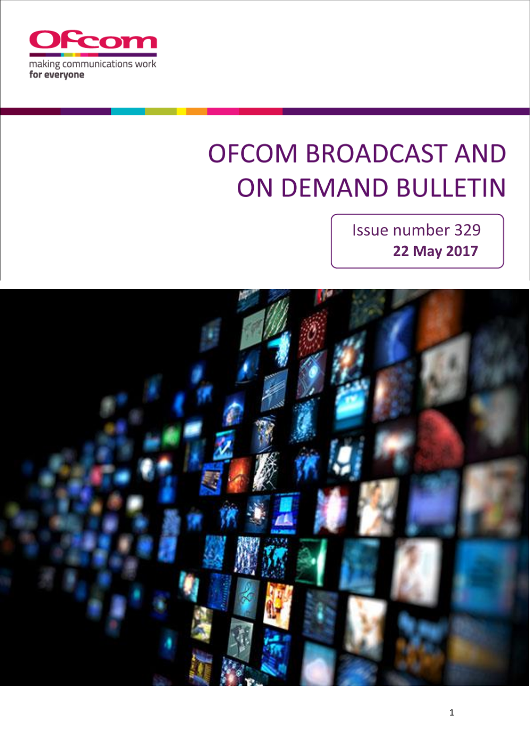Ofcom

making communications work
**for everyone**

# OFCOM BROADCAST AND ON DEMAND BULLETIN

Issue number 329

**22 May 2017**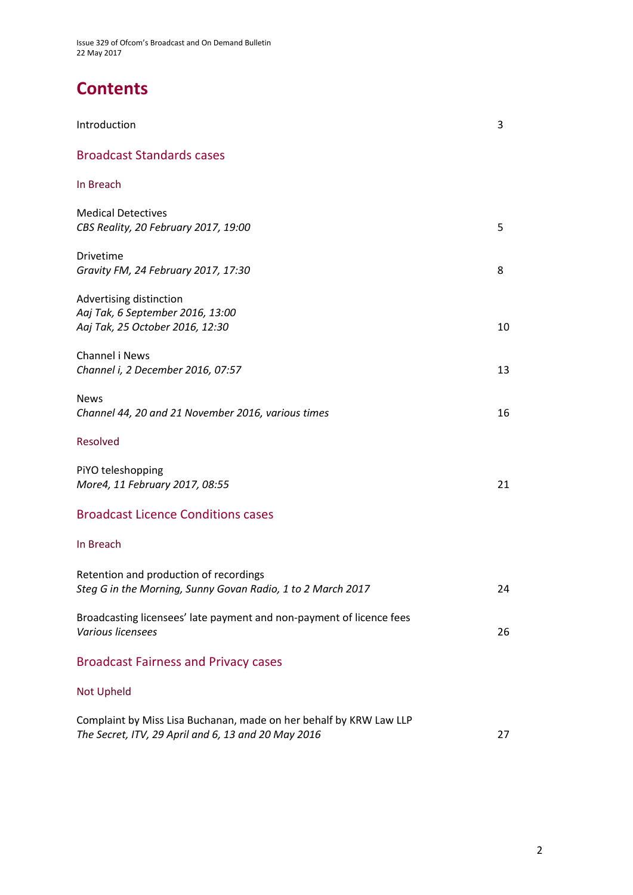# Contents

| | |
|---|---|
| Introduction | 3 |
| **Broadcast Standards cases** | |
| **In Breach** | |
| Medical Detectives<br>*CBS Reality, 20 February 2017, 19:00* | 5 |
| Drivetime<br>*Gravity FM, 24 February 2017, 17:30* | 8 |
| Advertising distinction<br>*Aaj Tak, 6 September 2016, 13:00*<br>*Aaj Tak, 25 October 2016, 12:30* | 10 |
| Channel i News<br>*Channel i, 2 December 2016, 07:57* | 13 |
| News<br>*Channel 44, 20 and 21 November 2016, various times* | 16 |
| **Resolved** | |
| PiYO teleshopping<br>*More4, 11 February 2017, 08:55* | 21 |
| **Broadcast Licence Conditions cases** | |
| **In Breach** | |
| Retention and production of recordings<br>*Steg G in the Morning, Sunny Govan Radio, 1 to 2 March 2017* | 24 |
| Broadcasting licensees' late payment and non-payment of licence fees<br>*Various licensees* | 26 |
| **Broadcast Fairness and Privacy cases** | |
| **Not Upheld** | |
| Complaint by Miss Lisa Buchanan, made on her behalf by KRW Law LLP<br>*The Secret, ITV, 29 April and 6, 13 and 20 May 2016* | 27 |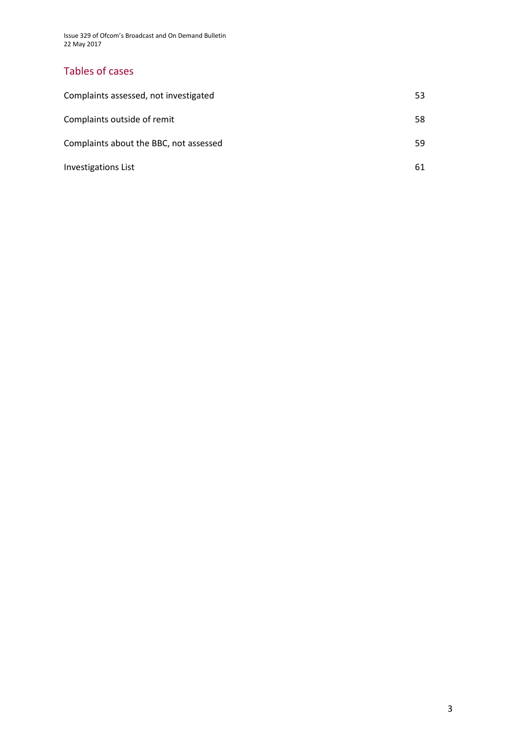## Tables of cases

| | |
|---|---|
| Complaints assessed, not investigated | 53 |
| Complaints outside of remit | 58 |
| Complaints about the BBC, not assessed | 59 |
| Investigations List | 61 |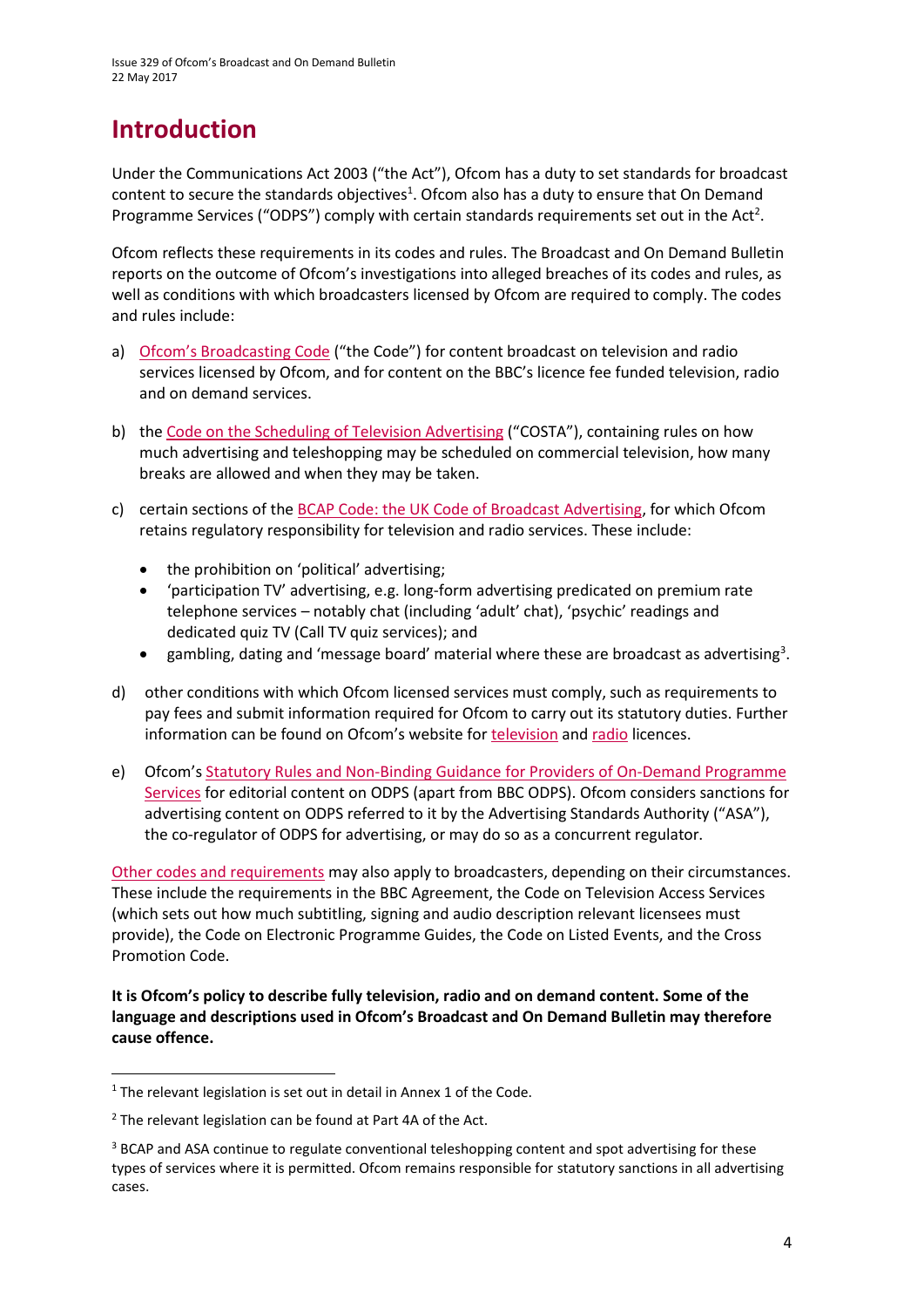# Introduction

Under the Communications Act 2003 ("the Act"), Ofcom has a duty to set standards for broadcast content to secure the standards objectives[1]. Ofcom also has a duty to ensure that On Demand Programme Services ("ODPS") comply with certain standards requirements set out in the Act[2].

Ofcom reflects these requirements in its codes and rules. The Broadcast and On Demand Bulletin reports on the outcome of Ofcom's investigations into alleged breaches of its codes and rules, as well as conditions with which broadcasters licensed by Ofcom are required to comply. The codes and rules include:

a) Ofcom's Broadcasting Code ("the Code") for content broadcast on television and radio services licensed by Ofcom, and for content on the BBC's licence fee funded television, radio and on demand services.

b) the Code on the Scheduling of Television Advertising ("COSTA"), containing rules on how much advertising and teleshopping may be scheduled on commercial television, how many breaks are allowed and when they may be taken.

c) certain sections of the BCAP Code: the UK Code of Broadcast Advertising, for which Ofcom retains regulatory responsibility for television and radio services. These include:

- the prohibition on 'political' advertising;
- 'participation TV' advertising, e.g. long-form advertising predicated on premium rate telephone services – notably chat (including 'adult' chat), 'psychic' readings and dedicated quiz TV (Call TV quiz services); and
- gambling, dating and 'message board' material where these are broadcast as advertising[3].

d) other conditions with which Ofcom licensed services must comply, such as requirements to pay fees and submit information required for Ofcom to carry out its statutory duties. Further information can be found on Ofcom's website for television and radio licences.

e) Ofcom's Statutory Rules and Non-Binding Guidance for Providers of On-Demand Programme Services for editorial content on ODPS (apart from BBC ODPS). Ofcom considers sanctions for advertising content on ODPS referred to it by the Advertising Standards Authority ("ASA"), the co-regulator of ODPS for advertising, or may do so as a concurrent regulator.

Other codes and requirements may also apply to broadcasters, depending on their circumstances. These include the requirements in the BBC Agreement, the Code on Television Access Services (which sets out how much subtitling, signing and audio description relevant licensees must provide), the Code on Electronic Programme Guides, the Code on Listed Events, and the Cross Promotion Code.

**It is Ofcom's policy to describe fully television, radio and on demand content. Some of the language and descriptions used in Ofcom's Broadcast and On Demand Bulletin may therefore cause offence.**

---

[1] The relevant legislation is set out in detail in Annex 1 of the Code.

[2] The relevant legislation can be found at Part 4A of the Act.

[3] BCAP and ASA continue to regulate conventional teleshopping content and spot advertising for these types of services where it is permitted. Ofcom remains responsible for statutory sanctions in all advertising cases.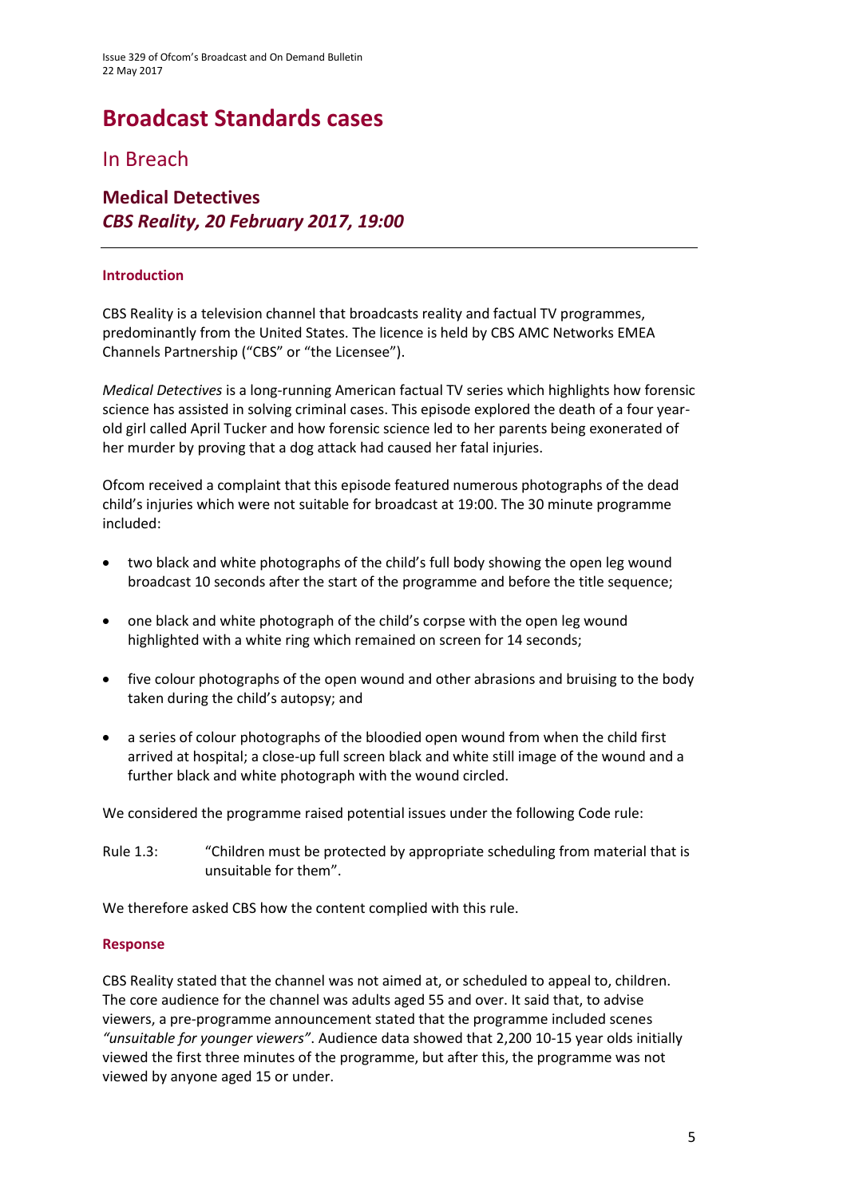# Broadcast Standards cases

## In Breach

### Medical Detectives
### *CBS Reality, 20 February 2017, 19:00*

---

#### Introduction

CBS Reality is a television channel that broadcasts reality and factual TV programmes, predominantly from the United States. The licence is held by CBS AMC Networks EMEA Channels Partnership ("CBS" or "the Licensee").

*Medical Detectives* is a long-running American factual TV series which highlights how forensic science has assisted in solving criminal cases. This episode explored the death of a four year-old girl called April Tucker and how forensic science led to her parents being exonerated of her murder by proving that a dog attack had caused her fatal injuries.

Ofcom received a complaint that this episode featured numerous photographs of the dead child's injuries which were not suitable for broadcast at 19:00. The 30 minute programme included:

- two black and white photographs of the child's full body showing the open leg wound broadcast 10 seconds after the start of the programme and before the title sequence;
- one black and white photograph of the child's corpse with the open leg wound highlighted with a white ring which remained on screen for 14 seconds;
- five colour photographs of the open wound and other abrasions and bruising to the body taken during the child's autopsy; and
- a series of colour photographs of the bloodied open wound from when the child first arrived at hospital; a close-up full screen black and white still image of the wound and a further black and white photograph with the wound circled.

We considered the programme raised potential issues under the following Code rule:

Rule 1.3: "Children must be protected by appropriate scheduling from material that is unsuitable for them".

We therefore asked CBS how the content complied with this rule.

#### Response

CBS Reality stated that the channel was not aimed at, or scheduled to appeal to, children. The core audience for the channel was adults aged 55 and over. It said that, to advise viewers, a pre-programme announcement stated that the programme included scenes *"unsuitable for younger viewers"*. Audience data showed that 2,200 10-15 year olds initially viewed the first three minutes of the programme, but after this, the programme was not viewed by anyone aged 15 or under.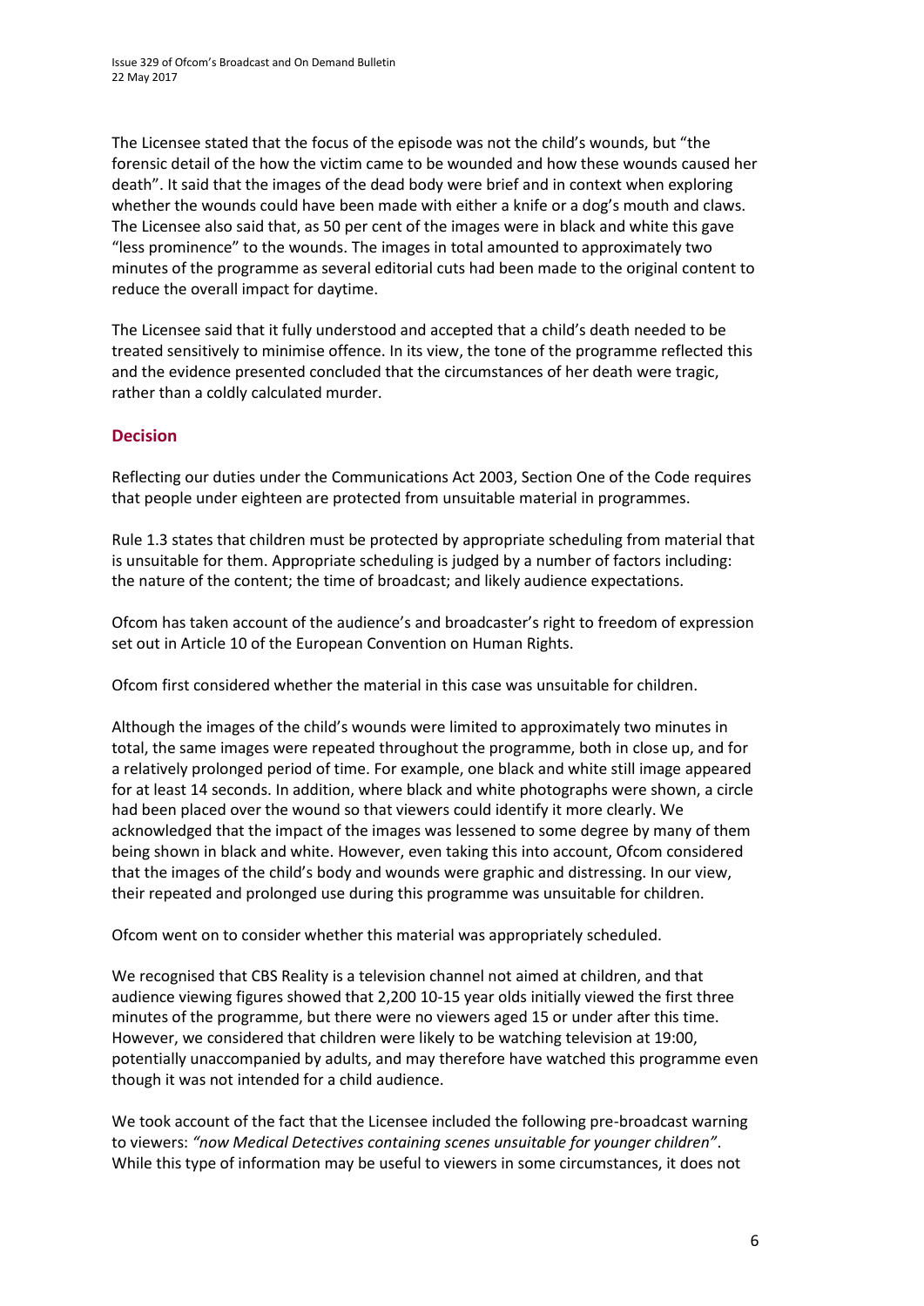The Licensee stated that the focus of the episode was not the child's wounds, but "the forensic detail of the how the victim came to be wounded and how these wounds caused her death". It said that the images of the dead body were brief and in context when exploring whether the wounds could have been made with either a knife or a dog's mouth and claws. The Licensee also said that, as 50 per cent of the images were in black and white this gave "less prominence" to the wounds. The images in total amounted to approximately two minutes of the programme as several editorial cuts had been made to the original content to reduce the overall impact for daytime.

The Licensee said that it fully understood and accepted that a child's death needed to be treated sensitively to minimise offence. In its view, the tone of the programme reflected this and the evidence presented concluded that the circumstances of her death were tragic, rather than a coldly calculated murder.

## Decision

Reflecting our duties under the Communications Act 2003, Section One of the Code requires that people under eighteen are protected from unsuitable material in programmes.

Rule 1.3 states that children must be protected by appropriate scheduling from material that is unsuitable for them. Appropriate scheduling is judged by a number of factors including: the nature of the content; the time of broadcast; and likely audience expectations.

Ofcom has taken account of the audience's and broadcaster's right to freedom of expression set out in Article 10 of the European Convention on Human Rights.

Ofcom first considered whether the material in this case was unsuitable for children.

Although the images of the child's wounds were limited to approximately two minutes in total, the same images were repeated throughout the programme, both in close up, and for a relatively prolonged period of time. For example, one black and white still image appeared for at least 14 seconds. In addition, where black and white photographs were shown, a circle had been placed over the wound so that viewers could identify it more clearly. We acknowledged that the impact of the images was lessened to some degree by many of them being shown in black and white. However, even taking this into account, Ofcom considered that the images of the child's body and wounds were graphic and distressing. In our view, their repeated and prolonged use during this programme was unsuitable for children.

Ofcom went on to consider whether this material was appropriately scheduled.

We recognised that CBS Reality is a television channel not aimed at children, and that audience viewing figures showed that 2,200 10-15 year olds initially viewed the first three minutes of the programme, but there were no viewers aged 15 or under after this time. However, we considered that children were likely to be watching television at 19:00, potentially unaccompanied by adults, and may therefore have watched this programme even though it was not intended for a child audience.

We took account of the fact that the Licensee included the following pre-broadcast warning to viewers: *"now Medical Detectives containing scenes unsuitable for younger children"*. While this type of information may be useful to viewers in some circumstances, it does not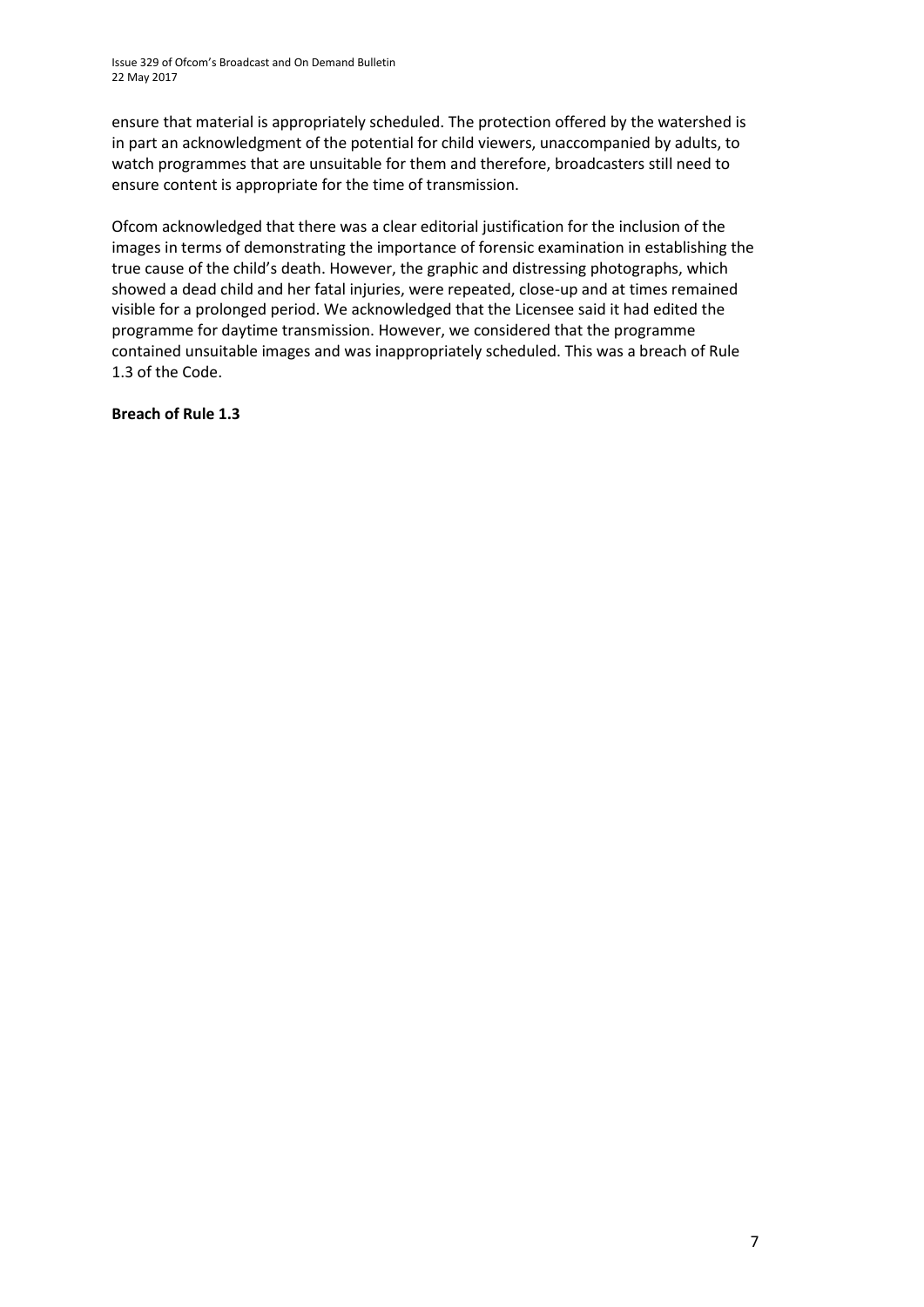ensure that material is appropriately scheduled. The protection offered by the watershed is in part an acknowledgment of the potential for child viewers, unaccompanied by adults, to watch programmes that are unsuitable for them and therefore, broadcasters still need to ensure content is appropriate for the time of transmission.

Ofcom acknowledged that there was a clear editorial justification for the inclusion of the images in terms of demonstrating the importance of forensic examination in establishing the true cause of the child's death. However, the graphic and distressing photographs, which showed a dead child and her fatal injuries, were repeated, close-up and at times remained visible for a prolonged period. We acknowledged that the Licensee said it had edited the programme for daytime transmission. However, we considered that the programme contained unsuitable images and was inappropriately scheduled. This was a breach of Rule 1.3 of the Code.

**Breach of Rule 1.3**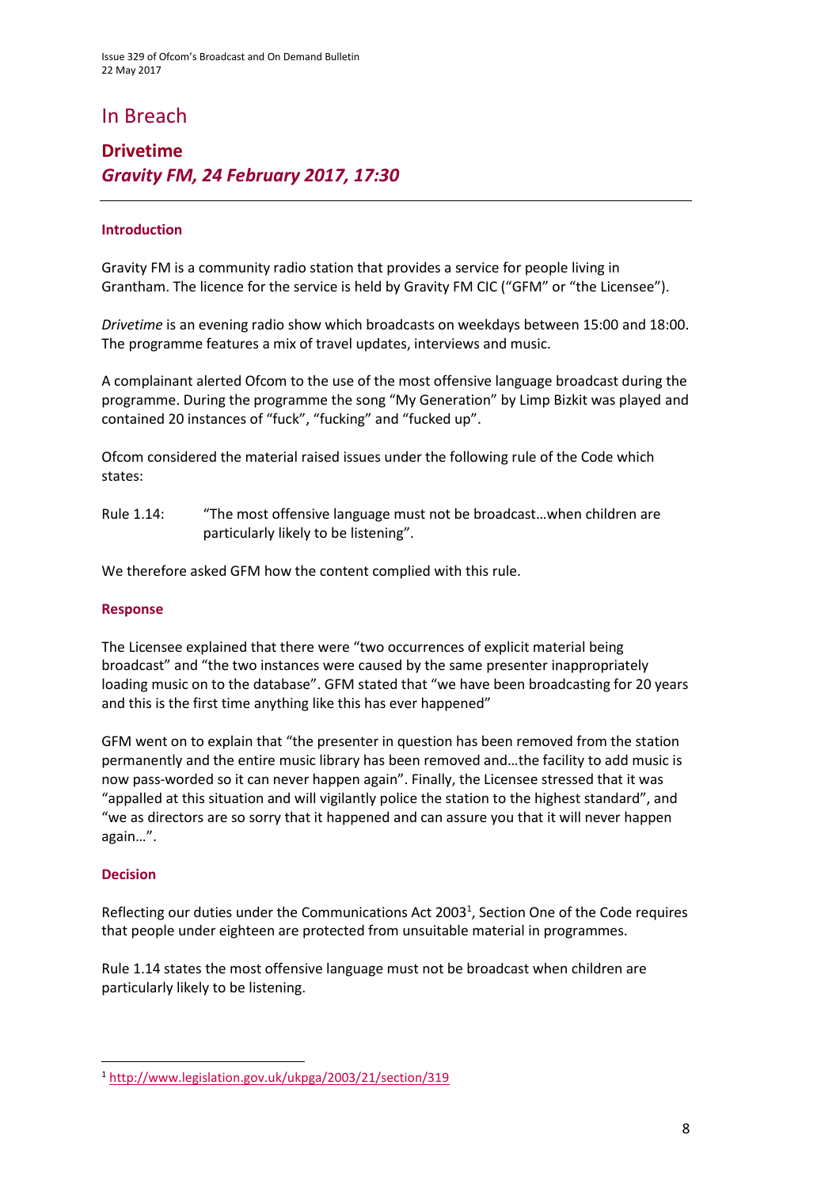# In Breach

## Drivetime
### *Gravity FM, 24 February 2017, 17:30*

---

#### Introduction

Gravity FM is a community radio station that provides a service for people living in Grantham. The licence for the service is held by Gravity FM CIC ("GFM" or "the Licensee").

*Drivetime* is an evening radio show which broadcasts on weekdays between 15:00 and 18:00. The programme features a mix of travel updates, interviews and music.

A complainant alerted Ofcom to the use of the most offensive language broadcast during the programme. During the programme the song "My Generation" by Limp Bizkit was played and contained 20 instances of "fuck", "fucking" and "fucked up".

Ofcom considered the material raised issues under the following rule of the Code which states:

Rule 1.14: "The most offensive language must not be broadcast…when children are particularly likely to be listening".

We therefore asked GFM how the content complied with this rule.

#### Response

The Licensee explained that there were "two occurrences of explicit material being broadcast" and "the two instances were caused by the same presenter inappropriately loading music on to the database". GFM stated that "we have been broadcasting for 20 years and this is the first time anything like this has ever happened"

GFM went on to explain that "the presenter in question has been removed from the station permanently and the entire music library has been removed and…the facility to add music is now pass-worded so it can never happen again". Finally, the Licensee stressed that it was "appalled at this situation and will vigilantly police the station to the highest standard", and "we as directors are so sorry that it happened and can assure you that it will never happen again…".

#### Decision

Reflecting our duties under the Communications Act 2003[1], Section One of the Code requires that people under eighteen are protected from unsuitable material in programmes.

Rule 1.14 states the most offensive language must not be broadcast when children are particularly likely to be listening.

---

[1] http://www.legislation.gov.uk/ukpga/2003/21/section/319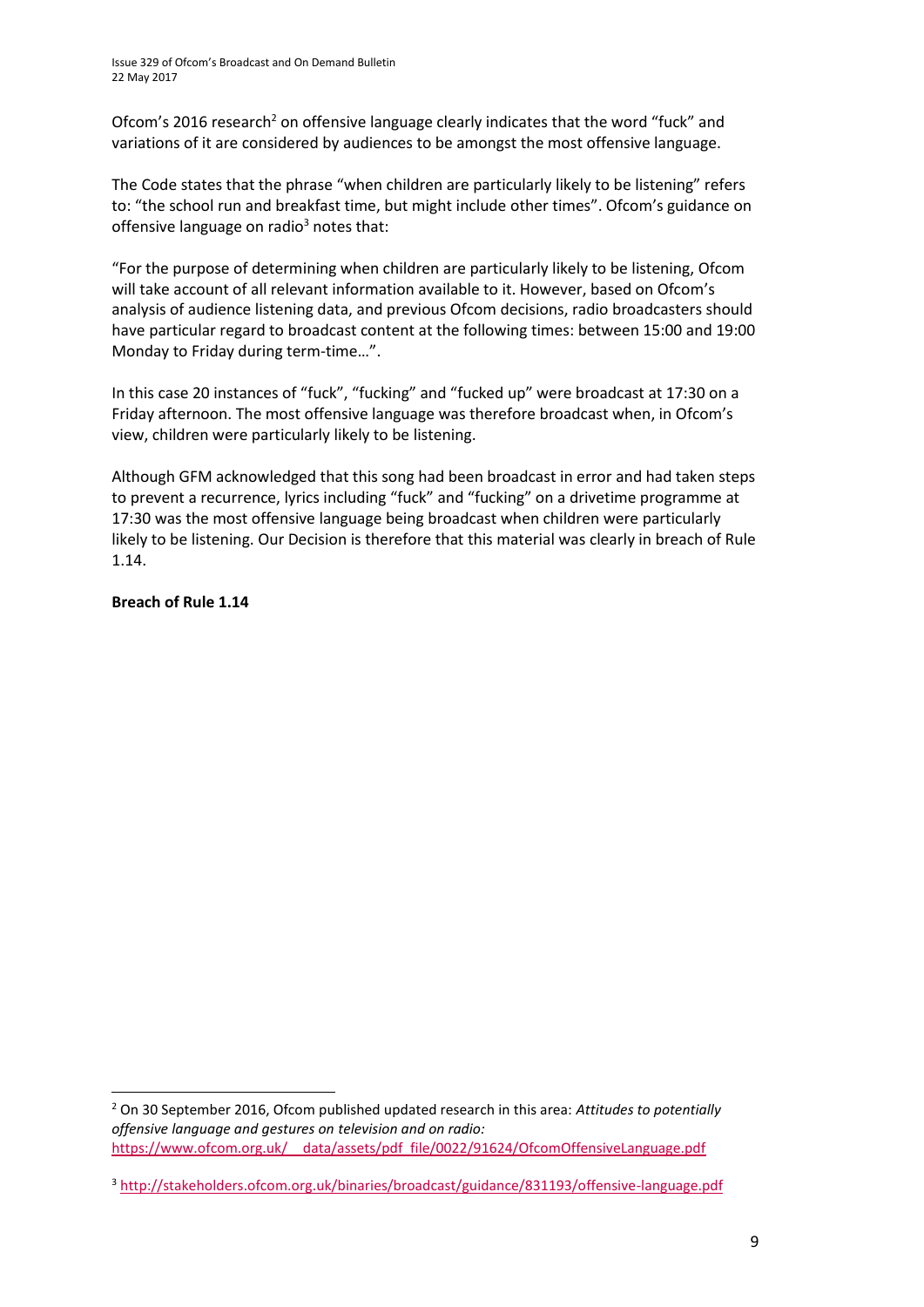Ofcom's 2016 research[2] on offensive language clearly indicates that the word "fuck" and variations of it are considered by audiences to be amongst the most offensive language.

The Code states that the phrase "when children are particularly likely to be listening" refers to: "the school run and breakfast time, but might include other times". Ofcom's guidance on offensive language on radio[3] notes that:

"For the purpose of determining when children are particularly likely to be listening, Ofcom will take account of all relevant information available to it. However, based on Ofcom's analysis of audience listening data, and previous Ofcom decisions, radio broadcasters should have particular regard to broadcast content at the following times: between 15:00 and 19:00 Monday to Friday during term-time…".

In this case 20 instances of "fuck", "fucking" and "fucked up" were broadcast at 17:30 on a Friday afternoon. The most offensive language was therefore broadcast when, in Ofcom's view, children were particularly likely to be listening.

Although GFM acknowledged that this song had been broadcast in error and had taken steps to prevent a recurrence, lyrics including "fuck" and "fucking" on a drivetime programme at 17:30 was the most offensive language being broadcast when children were particularly likely to be listening. Our Decision is therefore that this material was clearly in breach of Rule 1.14.

**Breach of Rule 1.14**

---

[2] On 30 September 2016, Ofcom published updated research in this area: *Attitudes to potentially offensive language and gestures on television and on radio:* https://www.ofcom.org.uk/__data/assets/pdf_file/0022/91624/OfcomOffensiveLanguage.pdf

[3] http://stakeholders.ofcom.org.uk/binaries/broadcast/guidance/831193/offensive-language.pdf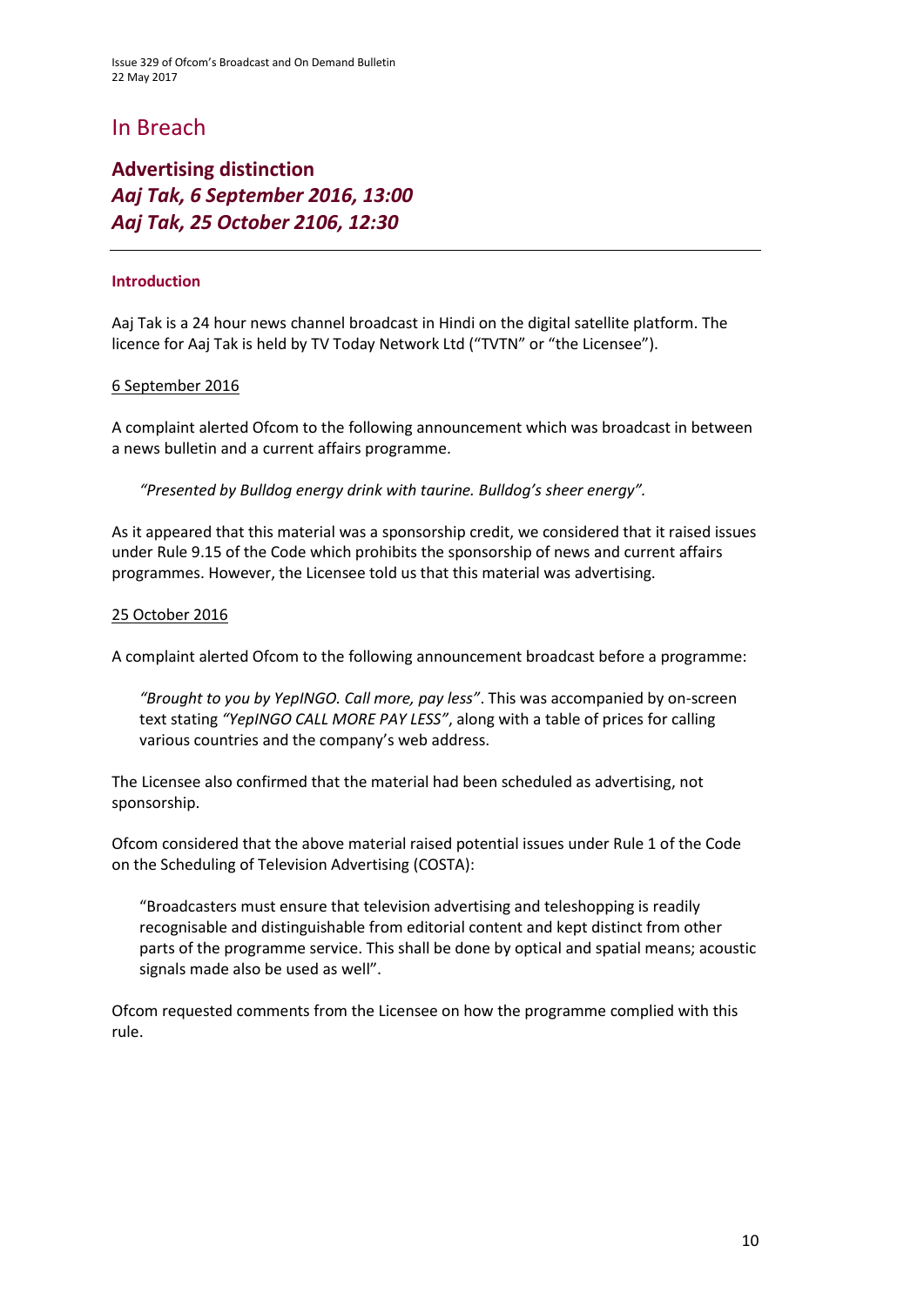# In Breach

## Advertising distinction
## *Aaj Tak, 6 September 2016, 13:00*
## *Aaj Tak, 25 October 2106, 12:30*

---

### Introduction

Aaj Tak is a 24 hour news channel broadcast in Hindi on the digital satellite platform. The licence for Aaj Tak is held by TV Today Network Ltd ("TVTN" or "the Licensee").

6 September 2016

A complaint alerted Ofcom to the following announcement which was broadcast in between a news bulletin and a current affairs programme.

> *"Presented by Bulldog energy drink with taurine. Bulldog's sheer energy".*

As it appeared that this material was a sponsorship credit, we considered that it raised issues under Rule 9.15 of the Code which prohibits the sponsorship of news and current affairs programmes. However, the Licensee told us that this material was advertising.

25 October 2016

A complaint alerted Ofcom to the following announcement broadcast before a programme:

> *"Brought to you by YepINGO. Call more, pay less"*. This was accompanied by on-screen text stating *"YepINGO CALL MORE PAY LESS"*, along with a table of prices for calling various countries and the company's web address.

The Licensee also confirmed that the material had been scheduled as advertising, not sponsorship.

Ofcom considered that the above material raised potential issues under Rule 1 of the Code on the Scheduling of Television Advertising (COSTA):

> "Broadcasters must ensure that television advertising and teleshopping is readily recognisable and distinguishable from editorial content and kept distinct from other parts of the programme service. This shall be done by optical and spatial means; acoustic signals made also be used as well".

Ofcom requested comments from the Licensee on how the programme complied with this rule.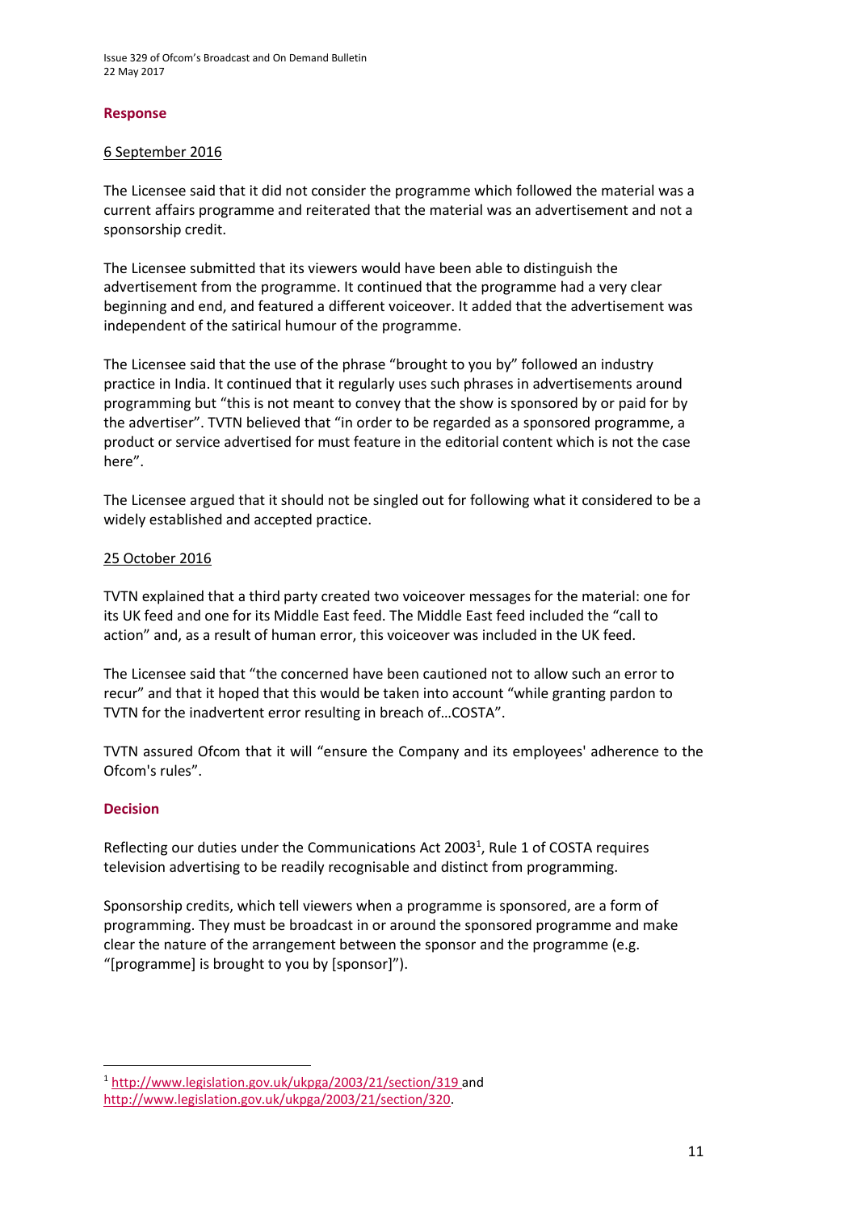### Response

6 September 2016

The Licensee said that it did not consider the programme which followed the material was a current affairs programme and reiterated that the material was an advertisement and not a sponsorship credit.

The Licensee submitted that its viewers would have been able to distinguish the advertisement from the programme. It continued that the programme had a very clear beginning and end, and featured a different voiceover. It added that the advertisement was independent of the satirical humour of the programme.

The Licensee said that the use of the phrase "brought to you by" followed an industry practice in India. It continued that it regularly uses such phrases in advertisements around programming but "this is not meant to convey that the show is sponsored by or paid for by the advertiser". TVTN believed that "in order to be regarded as a sponsored programme, a product or service advertised for must feature in the editorial content which is not the case here".

The Licensee argued that it should not be singled out for following what it considered to be a widely established and accepted practice.

25 October 2016

TVTN explained that a third party created two voiceover messages for the material: one for its UK feed and one for its Middle East feed. The Middle East feed included the "call to action" and, as a result of human error, this voiceover was included in the UK feed.

The Licensee said that "the concerned have been cautioned not to allow such an error to recur" and that it hoped that this would be taken into account "while granting pardon to TVTN for the inadvertent error resulting in breach of…COSTA".

TVTN assured Ofcom that it will "ensure the Company and its employees' adherence to the Ofcom's rules".

### Decision

Reflecting our duties under the Communications Act 2003[1], Rule 1 of COSTA requires television advertising to be readily recognisable and distinct from programming.

Sponsorship credits, which tell viewers when a programme is sponsored, are a form of programming. They must be broadcast in or around the sponsored programme and make clear the nature of the arrangement between the sponsor and the programme (e.g. "[programme] is brought to you by [sponsor]").

---

[1] http://www.legislation.gov.uk/ukpga/2003/21/section/319 and http://www.legislation.gov.uk/ukpga/2003/21/section/320.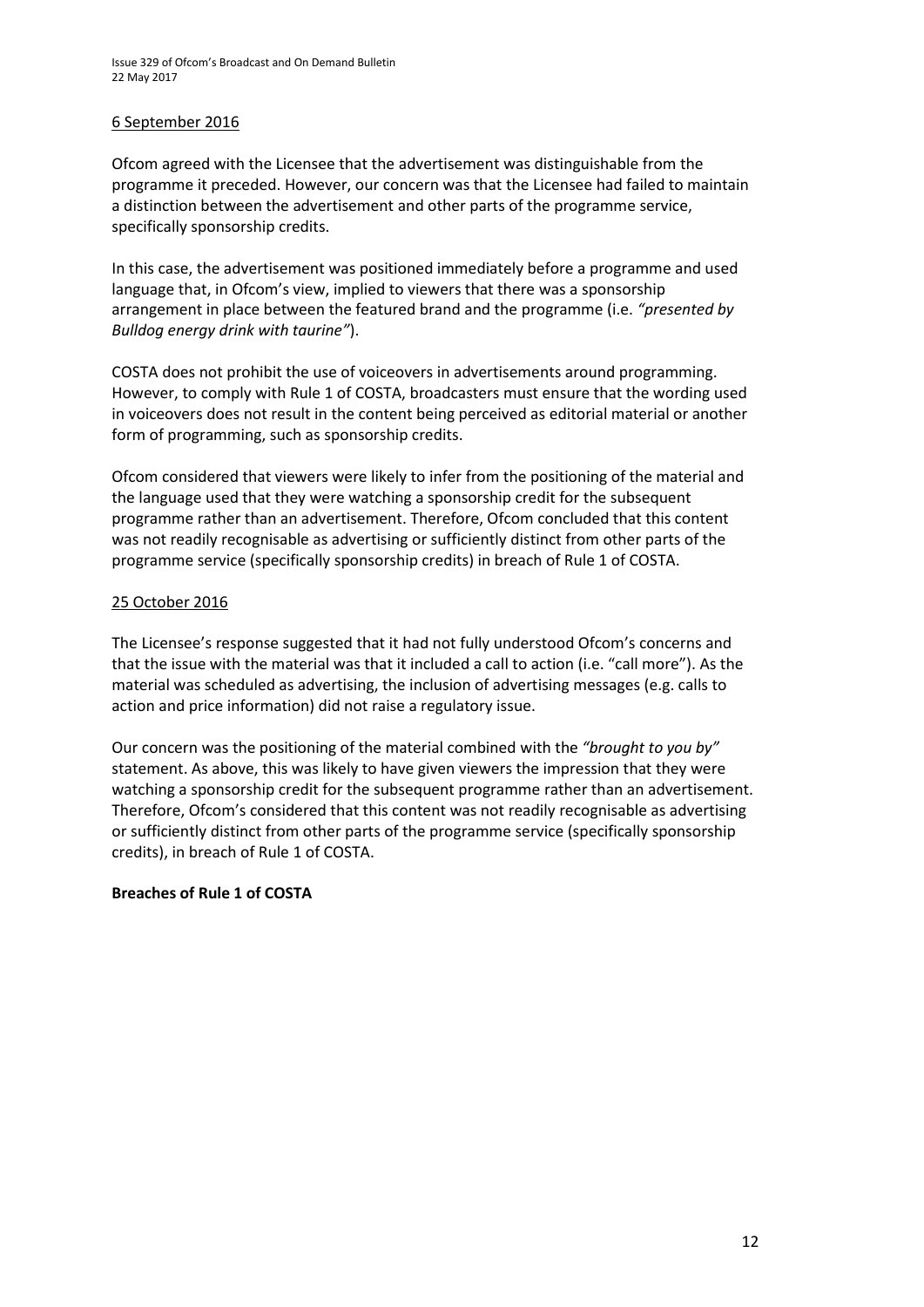6 September 2016

Ofcom agreed with the Licensee that the advertisement was distinguishable from the programme it preceded. However, our concern was that the Licensee had failed to maintain a distinction between the advertisement and other parts of the programme service, specifically sponsorship credits.

In this case, the advertisement was positioned immediately before a programme and used language that, in Ofcom's view, implied to viewers that there was a sponsorship arrangement in place between the featured brand and the programme (i.e. *"presented by Bulldog energy drink with taurine"*).

COSTA does not prohibit the use of voiceovers in advertisements around programming. However, to comply with Rule 1 of COSTA, broadcasters must ensure that the wording used in voiceovers does not result in the content being perceived as editorial material or another form of programming, such as sponsorship credits.

Ofcom considered that viewers were likely to infer from the positioning of the material and the language used that they were watching a sponsorship credit for the subsequent programme rather than an advertisement. Therefore, Ofcom concluded that this content was not readily recognisable as advertising or sufficiently distinct from other parts of the programme service (specifically sponsorship credits) in breach of Rule 1 of COSTA.

25 October 2016

The Licensee's response suggested that it had not fully understood Ofcom's concerns and that the issue with the material was that it included a call to action (i.e. "call more"). As the material was scheduled as advertising, the inclusion of advertising messages (e.g. calls to action and price information) did not raise a regulatory issue.

Our concern was the positioning of the material combined with the *"brought to you by"* statement. As above, this was likely to have given viewers the impression that they were watching a sponsorship credit for the subsequent programme rather than an advertisement. Therefore, Ofcom's considered that this content was not readily recognisable as advertising or sufficiently distinct from other parts of the programme service (specifically sponsorship credits), in breach of Rule 1 of COSTA.

**Breaches of Rule 1 of COSTA**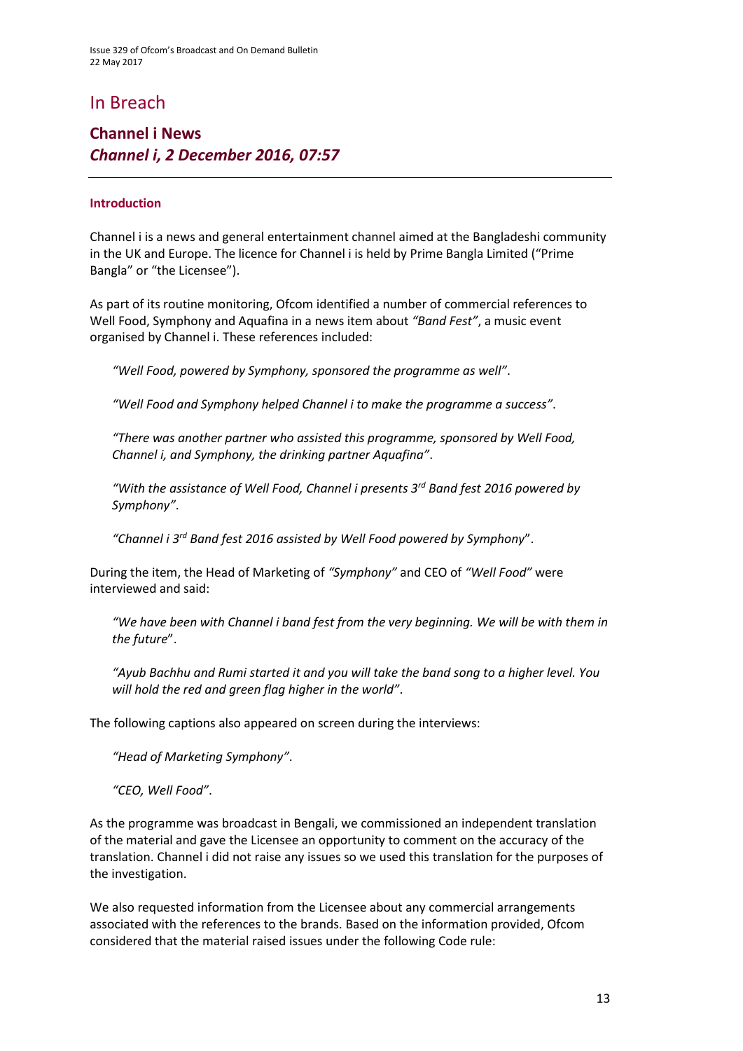# In Breach

## Channel i News
### *Channel i, 2 December 2016, 07:57*

#### Introduction

Channel i is a news and general entertainment channel aimed at the Bangladeshi community in the UK and Europe. The licence for Channel i is held by Prime Bangla Limited ("Prime Bangla" or "the Licensee").

As part of its routine monitoring, Ofcom identified a number of commercial references to Well Food, Symphony and Aquafina in a news item about *"Band Fest"*, a music event organised by Channel i. These references included:

> *"Well Food, powered by Symphony, sponsored the programme as well"*.
>
> *"Well Food and Symphony helped Channel i to make the programme a success"*.
>
> *"There was another partner who assisted this programme, sponsored by Well Food, Channel i, and Symphony, the drinking partner Aquafina"*.
>
> *"With the assistance of Well Food, Channel i presents 3rd Band fest 2016 powered by Symphony"*.
>
> *"Channel i 3rd Band fest 2016 assisted by Well Food powered by Symphony*".

During the item, the Head of Marketing of *"Symphony"* and CEO of *"Well Food"* were interviewed and said:

> *"We have been with Channel i band fest from the very beginning. We will be with them in the future*".
>
> *"Ayub Bachhu and Rumi started it and you will take the band song to a higher level. You will hold the red and green flag higher in the world"*.

The following captions also appeared on screen during the interviews:

> *"Head of Marketing Symphony"*.
>
> *"CEO, Well Food"*.

As the programme was broadcast in Bengali, we commissioned an independent translation of the material and gave the Licensee an opportunity to comment on the accuracy of the translation. Channel i did not raise any issues so we used this translation for the purposes of the investigation.

We also requested information from the Licensee about any commercial arrangements associated with the references to the brands. Based on the information provided, Ofcom considered that the material raised issues under the following Code rule: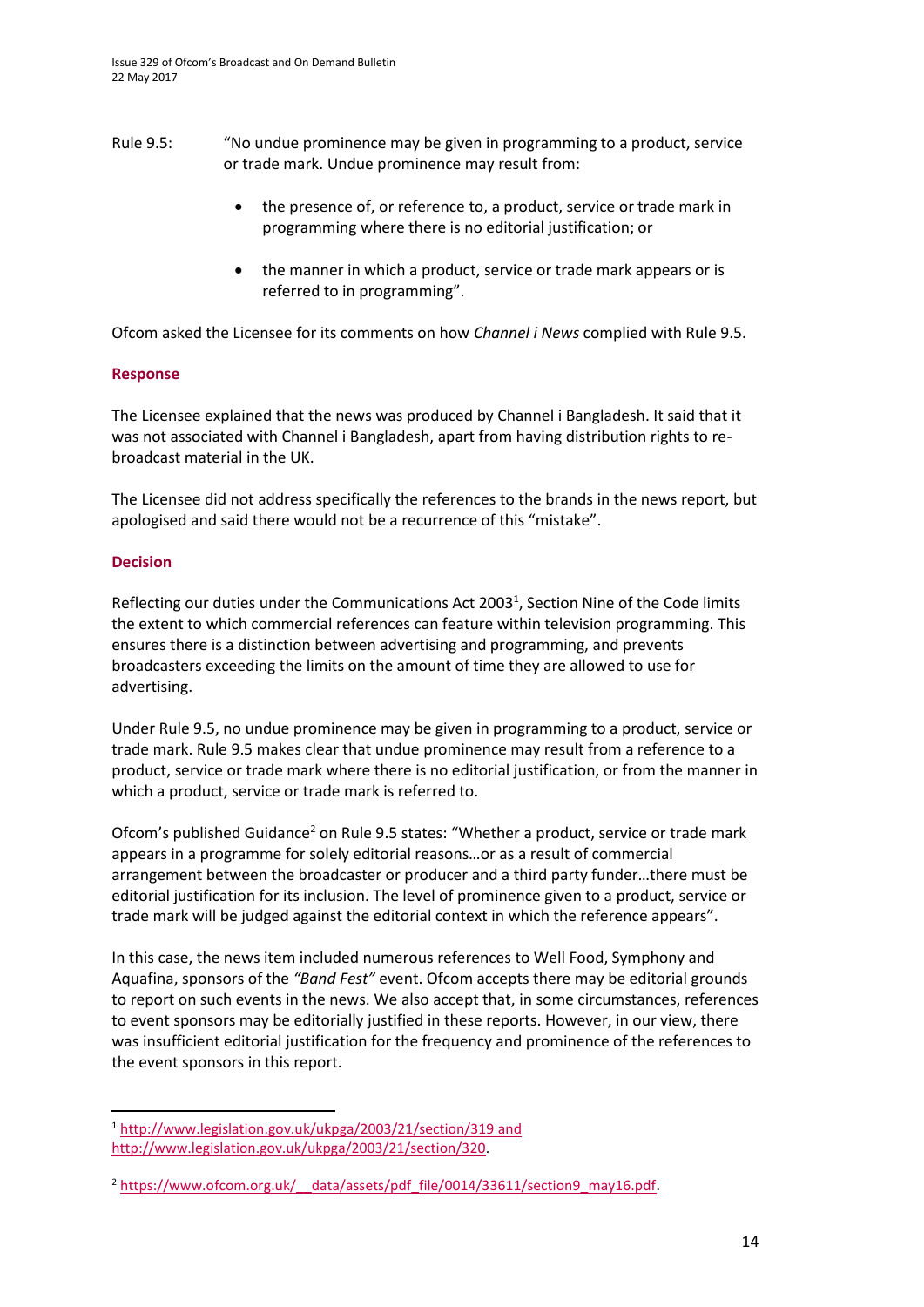Rule 9.5: "No undue prominence may be given in programming to a product, service or trade mark. Undue prominence may result from:

- the presence of, or reference to, a product, service or trade mark in programming where there is no editorial justification; or
- the manner in which a product, service or trade mark appears or is referred to in programming".

Ofcom asked the Licensee for its comments on how *Channel i News* complied with Rule 9.5.

**Response**

The Licensee explained that the news was produced by Channel i Bangladesh. It said that it was not associated with Channel i Bangladesh, apart from having distribution rights to re-broadcast material in the UK.

The Licensee did not address specifically the references to the brands in the news report, but apologised and said there would not be a recurrence of this "mistake".

**Decision**

Reflecting our duties under the Communications Act 2003[1], Section Nine of the Code limits the extent to which commercial references can feature within television programming. This ensures there is a distinction between advertising and programming, and prevents broadcasters exceeding the limits on the amount of time they are allowed to use for advertising.

Under Rule 9.5, no undue prominence may be given in programming to a product, service or trade mark. Rule 9.5 makes clear that undue prominence may result from a reference to a product, service or trade mark where there is no editorial justification, or from the manner in which a product, service or trade mark is referred to.

Ofcom's published Guidance[2] on Rule 9.5 states: "Whether a product, service or trade mark appears in a programme for solely editorial reasons…or as a result of commercial arrangement between the broadcaster or producer and a third party funder…there must be editorial justification for its inclusion. The level of prominence given to a product, service or trade mark will be judged against the editorial context in which the reference appears".

In this case, the news item included numerous references to Well Food, Symphony and Aquafina, sponsors of the *"Band Fest"* event. Ofcom accepts there may be editorial grounds to report on such events in the news. We also accept that, in some circumstances, references to event sponsors may be editorially justified in these reports. However, in our view, there was insufficient editorial justification for the frequency and prominence of the references to the event sponsors in this report.

---

[1] http://www.legislation.gov.uk/ukpga/2003/21/section/319 and http://www.legislation.gov.uk/ukpga/2003/21/section/320.

[2] https://www.ofcom.org.uk/__data/assets/pdf_file/0014/33611/section9_may16.pdf.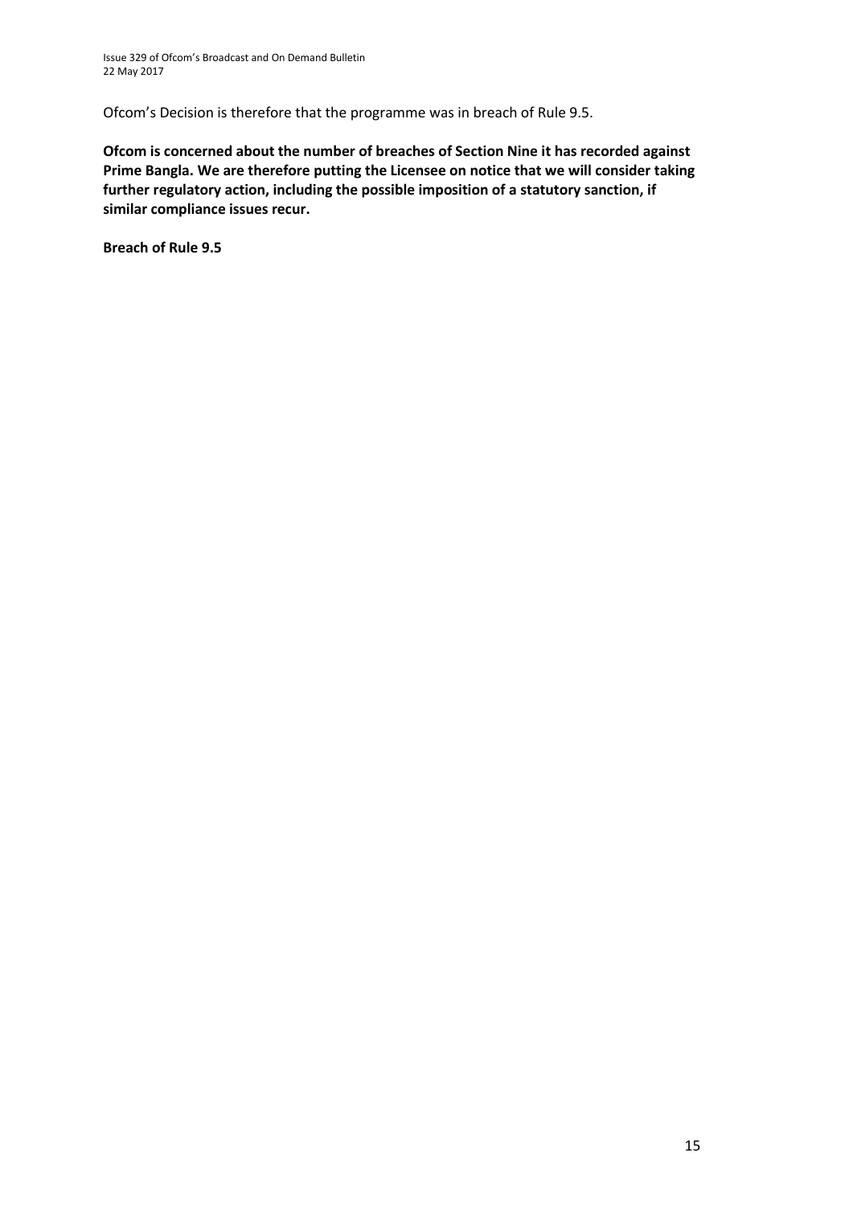Ofcom's Decision is therefore that the programme was in breach of Rule 9.5.

**Ofcom is concerned about the number of breaches of Section Nine it has recorded against Prime Bangla. We are therefore putting the Licensee on notice that we will consider taking further regulatory action, including the possible imposition of a statutory sanction, if similar compliance issues recur.**

**Breach of Rule 9.5**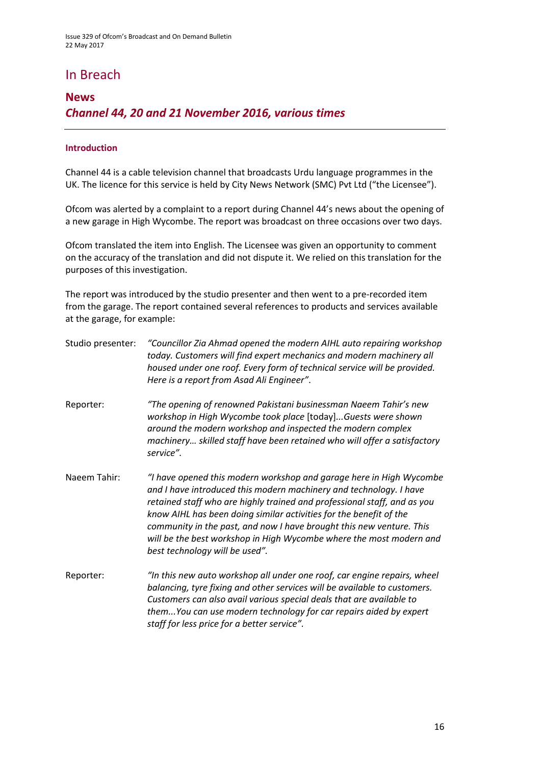# In Breach

## News

### *Channel 44, 20 and 21 November 2016, various times*

---

#### Introduction

Channel 44 is a cable television channel that broadcasts Urdu language programmes in the UK. The licence for this service is held by City News Network (SMC) Pvt Ltd ("the Licensee").

Ofcom was alerted by a complaint to a report during Channel 44's news about the opening of a new garage in High Wycombe. The report was broadcast on three occasions over two days.

Ofcom translated the item into English. The Licensee was given an opportunity to comment on the accuracy of the translation and did not dispute it. We relied on this translation for the purposes of this investigation.

The report was introduced by the studio presenter and then went to a pre-recorded item from the garage. The report contained several references to products and services available at the garage, for example:

Studio presenter: *"Councillor Zia Ahmad opened the modern AIHL auto repairing workshop today. Customers will find expert mechanics and modern machinery all housed under one roof. Every form of technical service will be provided. Here is a report from Asad Ali Engineer".*

Reporter: *"The opening of renowned Pakistani businessman Naeem Tahir's new workshop in High Wycombe took place* [today]*...Guests were shown around the modern workshop and inspected the modern complex machinery… skilled staff have been retained who will offer a satisfactory service".*

Naeem Tahir: *"I have opened this modern workshop and garage here in High Wycombe and I have introduced this modern machinery and technology. I have retained staff who are highly trained and professional staff, and as you know AIHL has been doing similar activities for the benefit of the community in the past, and now I have brought this new venture. This will be the best workshop in High Wycombe where the most modern and best technology will be used".*

Reporter: *"In this new auto workshop all under one roof, car engine repairs, wheel balancing, tyre fixing and other services will be available to customers. Customers can also avail various special deals that are available to them...You can use modern technology for car repairs aided by expert staff for less price for a better service".*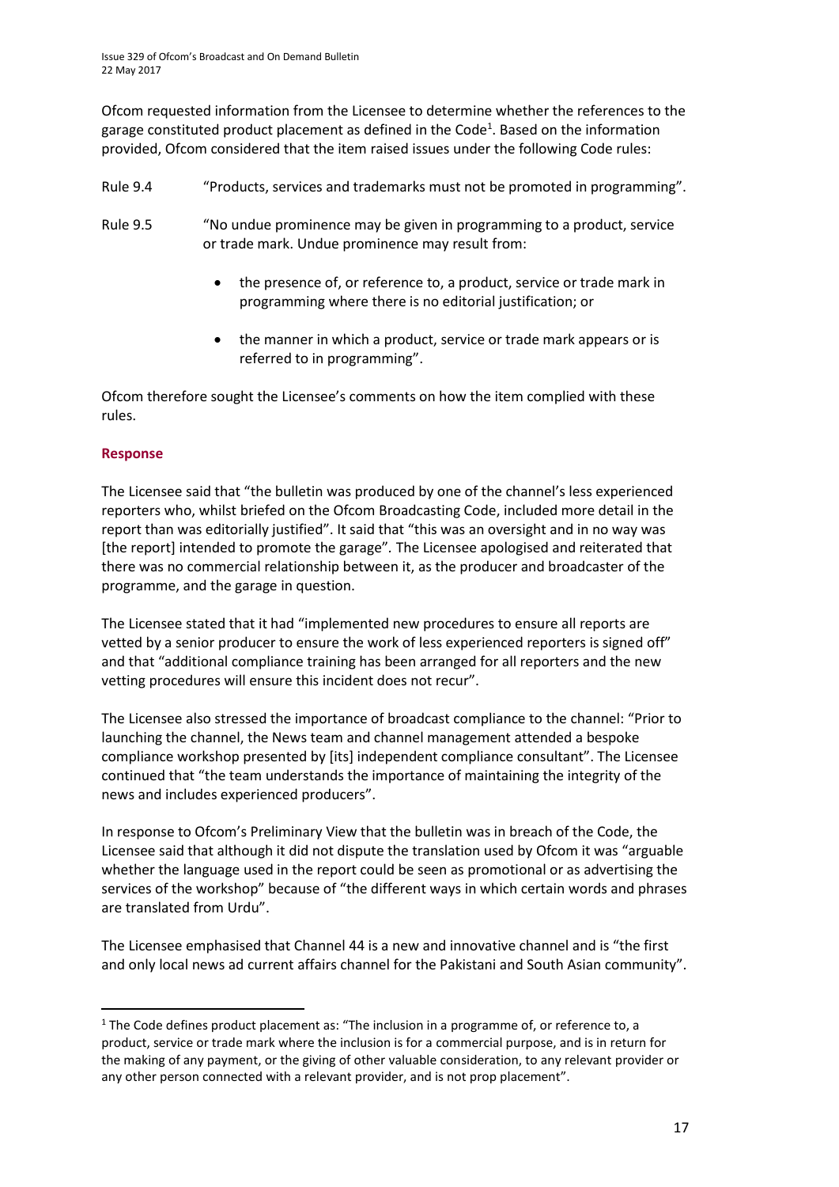Ofcom requested information from the Licensee to determine whether the references to the garage constituted product placement as defined in the Code[1]. Based on the information provided, Ofcom considered that the item raised issues under the following Code rules:

Rule 9.4 "Products, services and trademarks must not be promoted in programming".

Rule 9.5 "No undue prominence may be given in programming to a product, service or trade mark. Undue prominence may result from:

- the presence of, or reference to, a product, service or trade mark in programming where there is no editorial justification; or
- the manner in which a product, service or trade mark appears or is referred to in programming".

Ofcom therefore sought the Licensee's comments on how the item complied with these rules.

### Response

The Licensee said that "the bulletin was produced by one of the channel's less experienced reporters who, whilst briefed on the Ofcom Broadcasting Code, included more detail in the report than was editorially justified". It said that "this was an oversight and in no way was [the report] intended to promote the garage". The Licensee apologised and reiterated that there was no commercial relationship between it, as the producer and broadcaster of the programme, and the garage in question.

The Licensee stated that it had "implemented new procedures to ensure all reports are vetted by a senior producer to ensure the work of less experienced reporters is signed off" and that "additional compliance training has been arranged for all reporters and the new vetting procedures will ensure this incident does not recur".

The Licensee also stressed the importance of broadcast compliance to the channel: "Prior to launching the channel, the News team and channel management attended a bespoke compliance workshop presented by [its] independent compliance consultant". The Licensee continued that "the team understands the importance of maintaining the integrity of the news and includes experienced producers".

In response to Ofcom's Preliminary View that the bulletin was in breach of the Code, the Licensee said that although it did not dispute the translation used by Ofcom it was "arguable whether the language used in the report could be seen as promotional or as advertising the services of the workshop" because of "the different ways in which certain words and phrases are translated from Urdu".

The Licensee emphasised that Channel 44 is a new and innovative channel and is "the first and only local news ad current affairs channel for the Pakistani and South Asian community".

[1] The Code defines product placement as: "The inclusion in a programme of, or reference to, a product, service or trade mark where the inclusion is for a commercial purpose, and is in return for the making of any payment, or the giving of other valuable consideration, to any relevant provider or any other person connected with a relevant provider, and is not prop placement".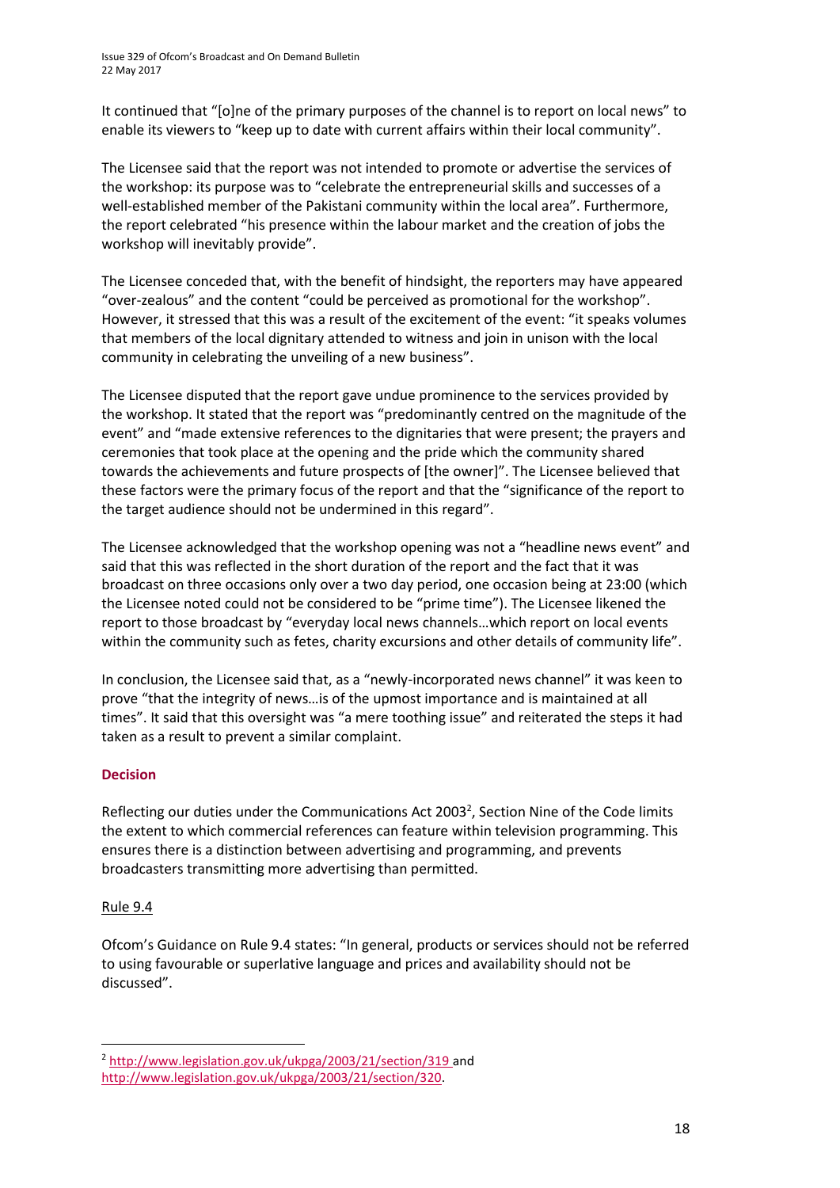It continued that "[o]ne of the primary purposes of the channel is to report on local news" to enable its viewers to "keep up to date with current affairs within their local community".

The Licensee said that the report was not intended to promote or advertise the services of the workshop: its purpose was to "celebrate the entrepreneurial skills and successes of a well-established member of the Pakistani community within the local area". Furthermore, the report celebrated "his presence within the labour market and the creation of jobs the workshop will inevitably provide".

The Licensee conceded that, with the benefit of hindsight, the reporters may have appeared "over-zealous" and the content "could be perceived as promotional for the workshop". However, it stressed that this was a result of the excitement of the event: "it speaks volumes that members of the local dignitary attended to witness and join in unison with the local community in celebrating the unveiling of a new business".

The Licensee disputed that the report gave undue prominence to the services provided by the workshop. It stated that the report was "predominantly centred on the magnitude of the event" and "made extensive references to the dignitaries that were present; the prayers and ceremonies that took place at the opening and the pride which the community shared towards the achievements and future prospects of [the owner]". The Licensee believed that these factors were the primary focus of the report and that the "significance of the report to the target audience should not be undermined in this regard".

The Licensee acknowledged that the workshop opening was not a "headline news event" and said that this was reflected in the short duration of the report and the fact that it was broadcast on three occasions only over a two day period, one occasion being at 23:00 (which the Licensee noted could not be considered to be "prime time"). The Licensee likened the report to those broadcast by "everyday local news channels…which report on local events within the community such as fetes, charity excursions and other details of community life".

In conclusion, the Licensee said that, as a "newly-incorporated news channel" it was keen to prove "that the integrity of news…is of the upmost importance and is maintained at all times". It said that this oversight was "a mere toothing issue" and reiterated the steps it had taken as a result to prevent a similar complaint.

## Decision

Reflecting our duties under the Communications Act 2003[2], Section Nine of the Code limits the extent to which commercial references can feature within television programming. This ensures there is a distinction between advertising and programming, and prevents broadcasters transmitting more advertising than permitted.

### Rule 9.4

Ofcom's Guidance on Rule 9.4 states: "In general, products or services should not be referred to using favourable or superlative language and prices and availability should not be discussed".

---

[2] http://www.legislation.gov.uk/ukpga/2003/21/section/319 and http://www.legislation.gov.uk/ukpga/2003/21/section/320.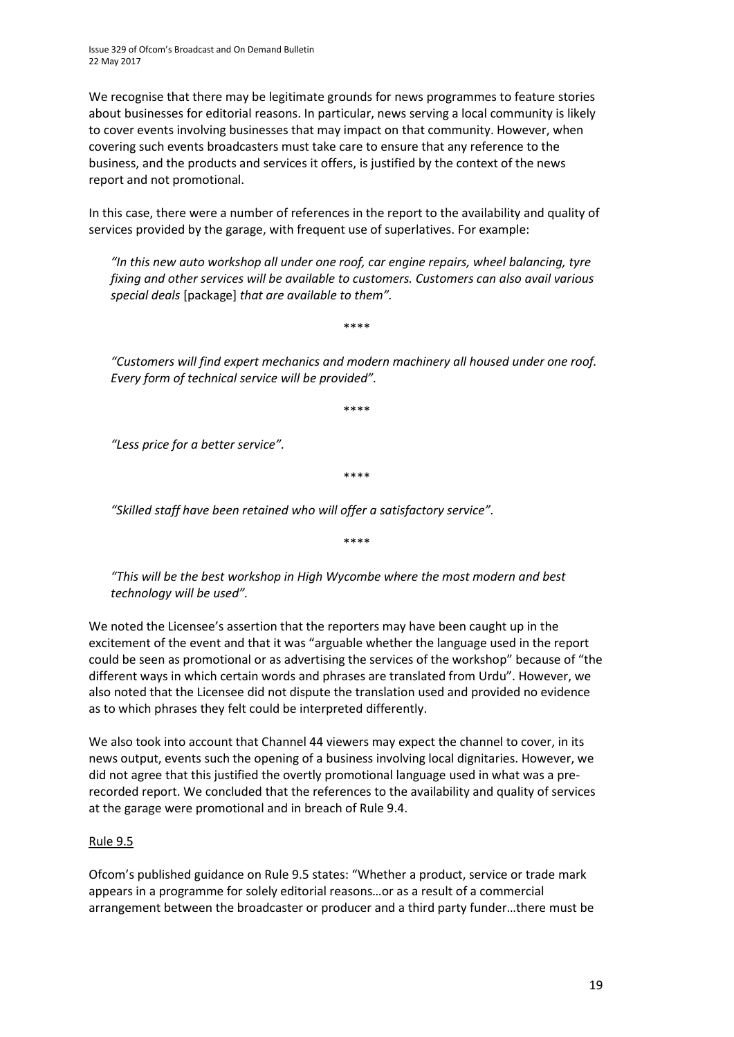We recognise that there may be legitimate grounds for news programmes to feature stories about businesses for editorial reasons. In particular, news serving a local community is likely to cover events involving businesses that may impact on that community. However, when covering such events broadcasters must take care to ensure that any reference to the business, and the products and services it offers, is justified by the context of the news report and not promotional.

In this case, there were a number of references in the report to the availability and quality of services provided by the garage, with frequent use of superlatives. For example:

> *"In this new auto workshop all under one roof, car engine repairs, wheel balancing, tyre fixing and other services will be available to customers. Customers can also avail various special deals* [package] *that are available to them".*
>
> \*\*\*\*
>
> *"Customers will find expert mechanics and modern machinery all housed under one roof. Every form of technical service will be provided".*
>
> \*\*\*\*
>
> *"Less price for a better service".*
>
> \*\*\*\*
>
> *"Skilled staff have been retained who will offer a satisfactory service".*
>
> \*\*\*\*
>
> *"This will be the best workshop in High Wycombe where the most modern and best technology will be used".*

We noted the Licensee's assertion that the reporters may have been caught up in the excitement of the event and that it was "arguable whether the language used in the report could be seen as promotional or as advertising the services of the workshop" because of "the different ways in which certain words and phrases are translated from Urdu". However, we also noted that the Licensee did not dispute the translation used and provided no evidence as to which phrases they felt could be interpreted differently.

We also took into account that Channel 44 viewers may expect the channel to cover, in its news output, events such the opening of a business involving local dignitaries. However, we did not agree that this justified the overtly promotional language used in what was a pre-recorded report. We concluded that the references to the availability and quality of services at the garage were promotional and in breach of Rule 9.4.

Rule 9.5

Ofcom's published guidance on Rule 9.5 states: "Whether a product, service or trade mark appears in a programme for solely editorial reasons…or as a result of a commercial arrangement between the broadcaster or producer and a third party funder…there must be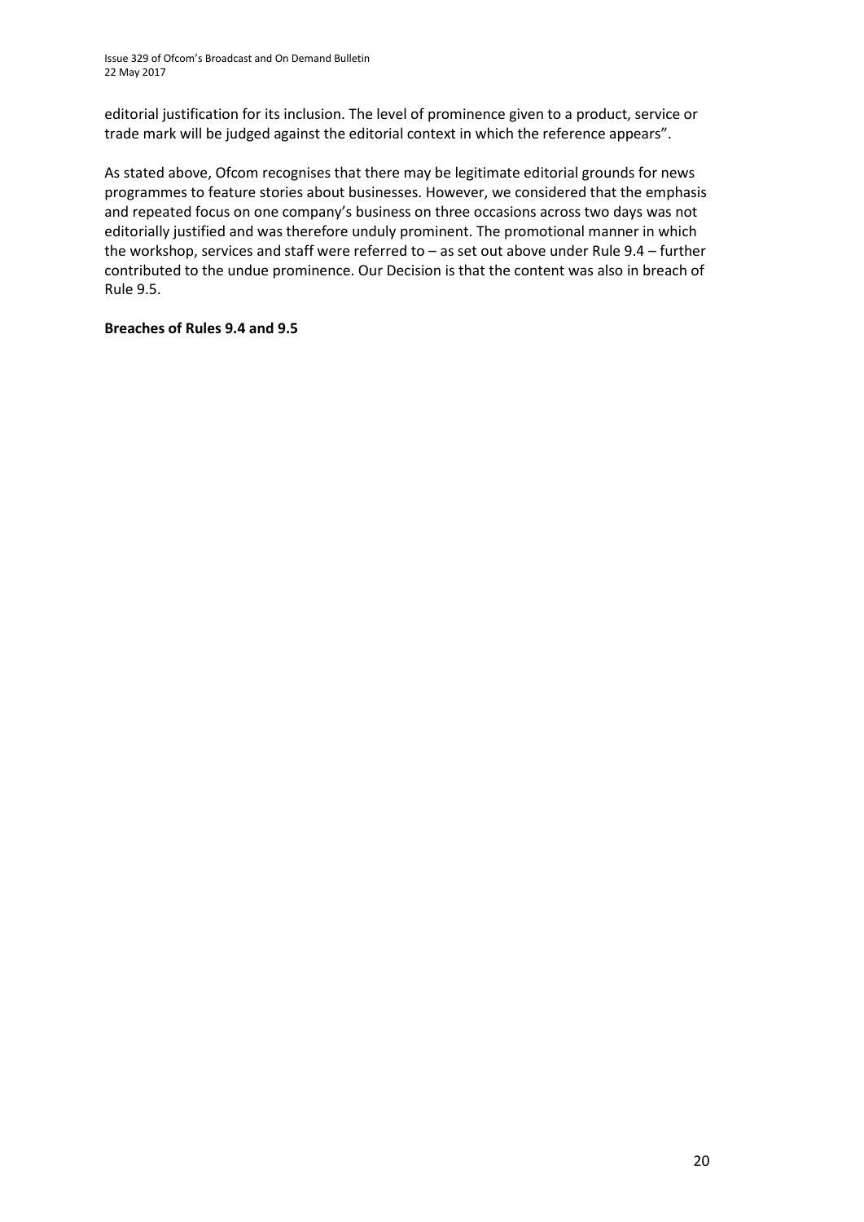editorial justification for its inclusion. The level of prominence given to a product, service or trade mark will be judged against the editorial context in which the reference appears".

As stated above, Ofcom recognises that there may be legitimate editorial grounds for news programmes to feature stories about businesses. However, we considered that the emphasis and repeated focus on one company's business on three occasions across two days was not editorially justified and was therefore unduly prominent. The promotional manner in which the workshop, services and staff were referred to – as set out above under Rule 9.4 – further contributed to the undue prominence. Our Decision is that the content was also in breach of Rule 9.5.

**Breaches of Rules 9.4 and 9.5**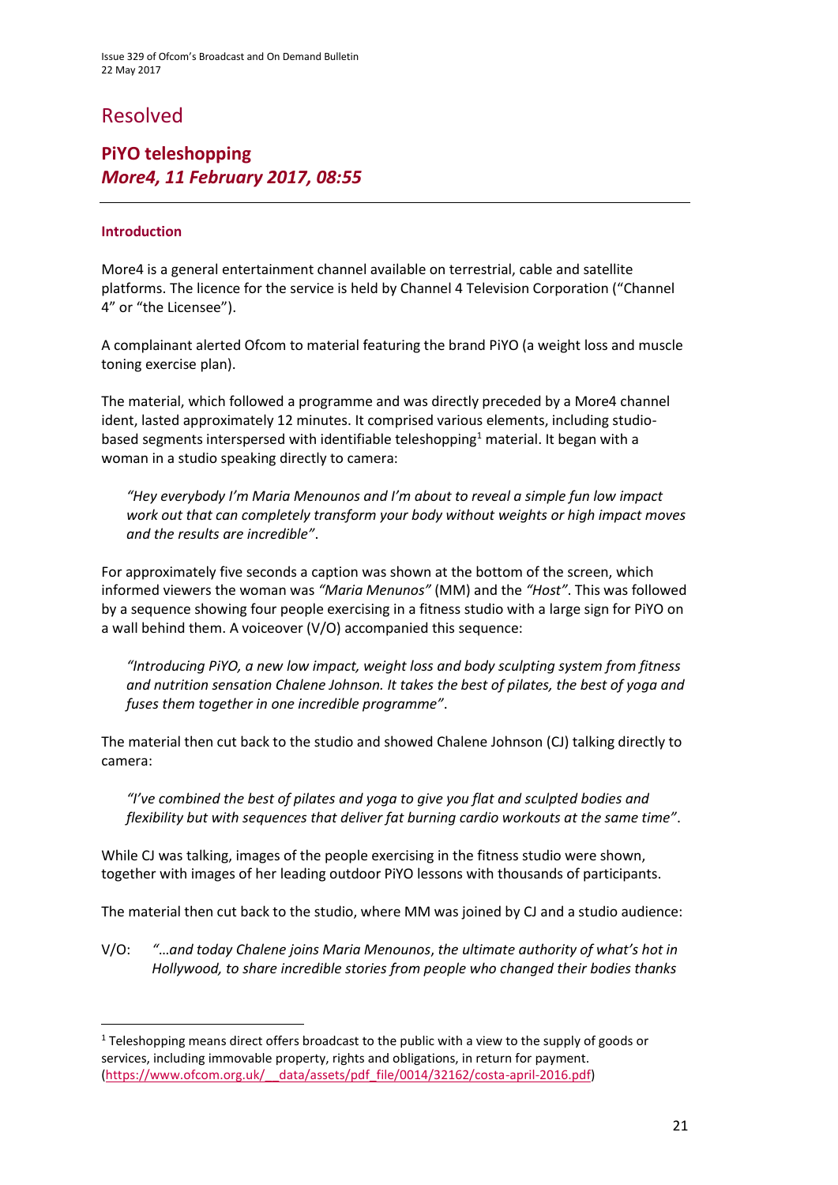# Resolved

## PiYO teleshopping
### *More4, 11 February 2017, 08:55*

---

#### Introduction

More4 is a general entertainment channel available on terrestrial, cable and satellite platforms. The licence for the service is held by Channel 4 Television Corporation ("Channel 4" or "the Licensee").

A complainant alerted Ofcom to material featuring the brand PiYO (a weight loss and muscle toning exercise plan).

The material, which followed a programme and was directly preceded by a More4 channel ident, lasted approximately 12 minutes. It comprised various elements, including studio-based segments interspersed with identifiable teleshopping[1] material. It began with a woman in a studio speaking directly to camera:

> *"Hey everybody I'm Maria Menounos and I'm about to reveal a simple fun low impact work out that can completely transform your body without weights or high impact moves and the results are incredible"*.

For approximately five seconds a caption was shown at the bottom of the screen, which informed viewers the woman was *"Maria Menunos"* (MM) and the *"Host"*. This was followed by a sequence showing four people exercising in a fitness studio with a large sign for PiYO on a wall behind them. A voiceover (V/O) accompanied this sequence:

> *"Introducing PiYO, a new low impact, weight loss and body sculpting system from fitness and nutrition sensation Chalene Johnson. It takes the best of pilates, the best of yoga and fuses them together in one incredible programme"*.

The material then cut back to the studio and showed Chalene Johnson (CJ) talking directly to camera:

> *"I've combined the best of pilates and yoga to give you flat and sculpted bodies and flexibility but with sequences that deliver fat burning cardio workouts at the same time"*.

While CJ was talking, images of the people exercising in the fitness studio were shown, together with images of her leading outdoor PiYO lessons with thousands of participants.

The material then cut back to the studio, where MM was joined by CJ and a studio audience:

V/O: *"…and today Chalene joins Maria Menounos, the ultimate authority of what's hot in Hollywood, to share incredible stories from people who changed their bodies thanks*

---

[1] Teleshopping means direct offers broadcast to the public with a view to the supply of goods or services, including immovable property, rights and obligations, in return for payment. (https://www.ofcom.org.uk/__data/assets/pdf_file/0014/32162/costa-april-2016.pdf)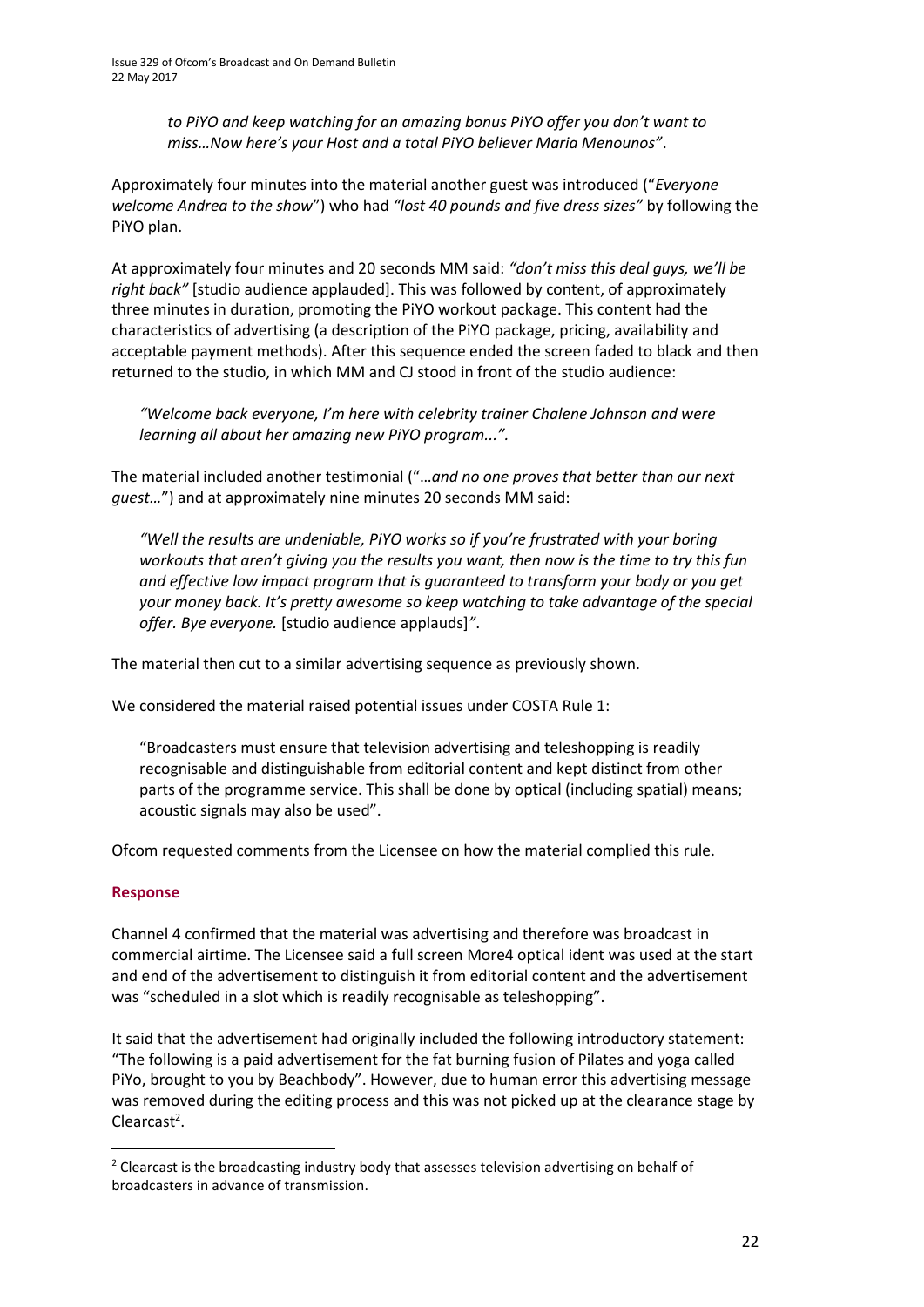*to PiYO and keep watching for an amazing bonus PiYO offer you don't want to miss…Now here's your Host and a total PiYO believer Maria Menounos"*.

Approximately four minutes into the material another guest was introduced ("*Everyone welcome Andrea to the show*") who had *"lost 40 pounds and five dress sizes"* by following the PiYO plan.

At approximately four minutes and 20 seconds MM said: *"don't miss this deal guys, we'll be right back"* [studio audience applauded]. This was followed by content, of approximately three minutes in duration, promoting the PiYO workout package. This content had the characteristics of advertising (a description of the PiYO package, pricing, availability and acceptable payment methods). After this sequence ended the screen faded to black and then returned to the studio, in which MM and CJ stood in front of the studio audience:

> *"Welcome back everyone, I'm here with celebrity trainer Chalene Johnson and were learning all about her amazing new PiYO program...".*

The material included another testimonial ("…*and no one proves that better than our next guest…*") and at approximately nine minutes 20 seconds MM said:

> *"Well the results are undeniable, PiYO works so if you're frustrated with your boring workouts that aren't giving you the results you want, then now is the time to try this fun and effective low impact program that is guaranteed to transform your body or you get your money back. It's pretty awesome so keep watching to take advantage of the special offer. Bye everyone.* [studio audience applauds]*".*

The material then cut to a similar advertising sequence as previously shown.

We considered the material raised potential issues under COSTA Rule 1:

> "Broadcasters must ensure that television advertising and teleshopping is readily recognisable and distinguishable from editorial content and kept distinct from other parts of the programme service. This shall be done by optical (including spatial) means; acoustic signals may also be used".

Ofcom requested comments from the Licensee on how the material complied this rule.

### Response

Channel 4 confirmed that the material was advertising and therefore was broadcast in commercial airtime. The Licensee said a full screen More4 optical ident was used at the start and end of the advertisement to distinguish it from editorial content and the advertisement was "scheduled in a slot which is readily recognisable as teleshopping".

It said that the advertisement had originally included the following introductory statement: "The following is a paid advertisement for the fat burning fusion of Pilates and yoga called PiYo, brought to you by Beachbody". However, due to human error this advertising message was removed during the editing process and this was not picked up at the clearance stage by Clearcast[2].

[2] Clearcast is the broadcasting industry body that assesses television advertising on behalf of broadcasters in advance of transmission.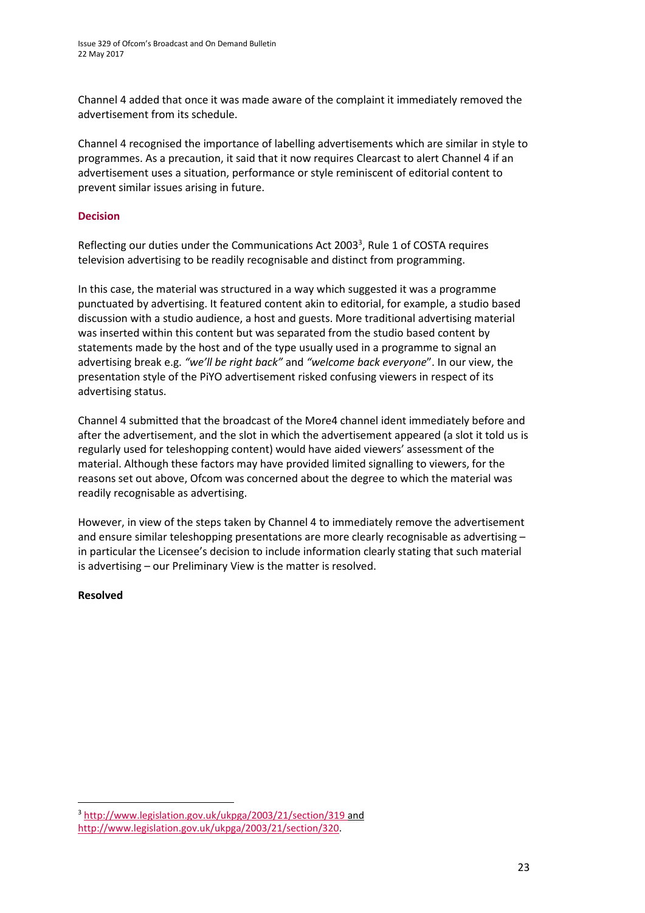Channel 4 added that once it was made aware of the complaint it immediately removed the advertisement from its schedule.

Channel 4 recognised the importance of labelling advertisements which are similar in style to programmes. As a precaution, it said that it now requires Clearcast to alert Channel 4 if an advertisement uses a situation, performance or style reminiscent of editorial content to prevent similar issues arising in future.

**Decision**

Reflecting our duties under the Communications Act 2003[3], Rule 1 of COSTA requires television advertising to be readily recognisable and distinct from programming.

In this case, the material was structured in a way which suggested it was a programme punctuated by advertising. It featured content akin to editorial, for example, a studio based discussion with a studio audience, a host and guests. More traditional advertising material was inserted within this content but was separated from the studio based content by statements made by the host and of the type usually used in a programme to signal an advertising break e.g. *"we'll be right back"* and *"welcome back everyone*". In our view, the presentation style of the PiYO advertisement risked confusing viewers in respect of its advertising status.

Channel 4 submitted that the broadcast of the More4 channel ident immediately before and after the advertisement, and the slot in which the advertisement appeared (a slot it told us is regularly used for teleshopping content) would have aided viewers' assessment of the material. Although these factors may have provided limited signalling to viewers, for the reasons set out above, Ofcom was concerned about the degree to which the material was readily recognisable as advertising.

However, in view of the steps taken by Channel 4 to immediately remove the advertisement and ensure similar teleshopping presentations are more clearly recognisable as advertising – in particular the Licensee's decision to include information clearly stating that such material is advertising – our Preliminary View is the matter is resolved.

**Resolved**

---

[3] http://www.legislation.gov.uk/ukpga/2003/21/section/319 and http://www.legislation.gov.uk/ukpga/2003/21/section/320.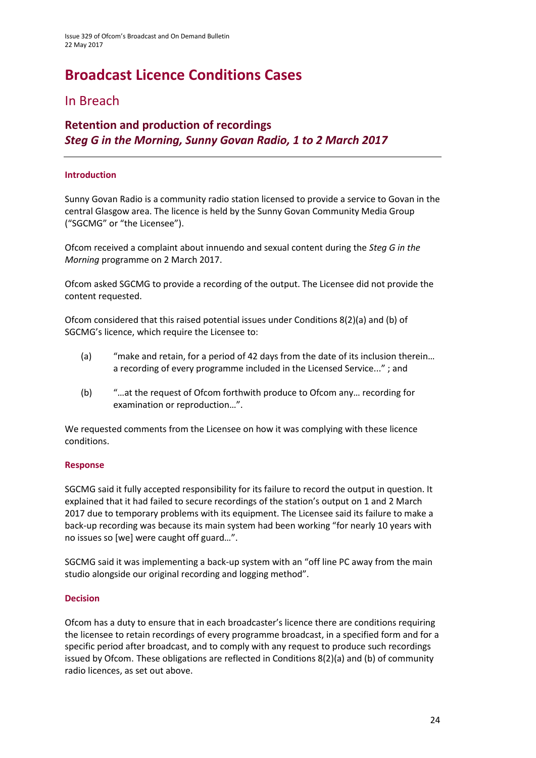# Broadcast Licence Conditions Cases

## In Breach

### Retention and production of recordings
### *Steg G in the Morning, Sunny Govan Radio, 1 to 2 March 2017*

---

#### Introduction

Sunny Govan Radio is a community radio station licensed to provide a service to Govan in the central Glasgow area. The licence is held by the Sunny Govan Community Media Group ("SGCMG" or "the Licensee").

Ofcom received a complaint about innuendo and sexual content during the *Steg G in the Morning* programme on 2 March 2017.

Ofcom asked SGCMG to provide a recording of the output. The Licensee did not provide the content requested.

Ofcom considered that this raised potential issues under Conditions 8(2)(a) and (b) of SGCMG's licence, which require the Licensee to:

(a) "make and retain, for a period of 42 days from the date of its inclusion therein… a recording of every programme included in the Licensed Service..." ; and

(b) "…at the request of Ofcom forthwith produce to Ofcom any… recording for examination or reproduction…".

We requested comments from the Licensee on how it was complying with these licence conditions.

#### Response

SGCMG said it fully accepted responsibility for its failure to record the output in question. It explained that it had failed to secure recordings of the station's output on 1 and 2 March 2017 due to temporary problems with its equipment. The Licensee said its failure to make a back-up recording was because its main system had been working "for nearly 10 years with no issues so [we] were caught off guard…".

SGCMG said it was implementing a back-up system with an "off line PC away from the main studio alongside our original recording and logging method".

#### Decision

Ofcom has a duty to ensure that in each broadcaster's licence there are conditions requiring the licensee to retain recordings of every programme broadcast, in a specified form and for a specific period after broadcast, and to comply with any request to produce such recordings issued by Ofcom. These obligations are reflected in Conditions 8(2)(a) and (b) of community radio licences, as set out above.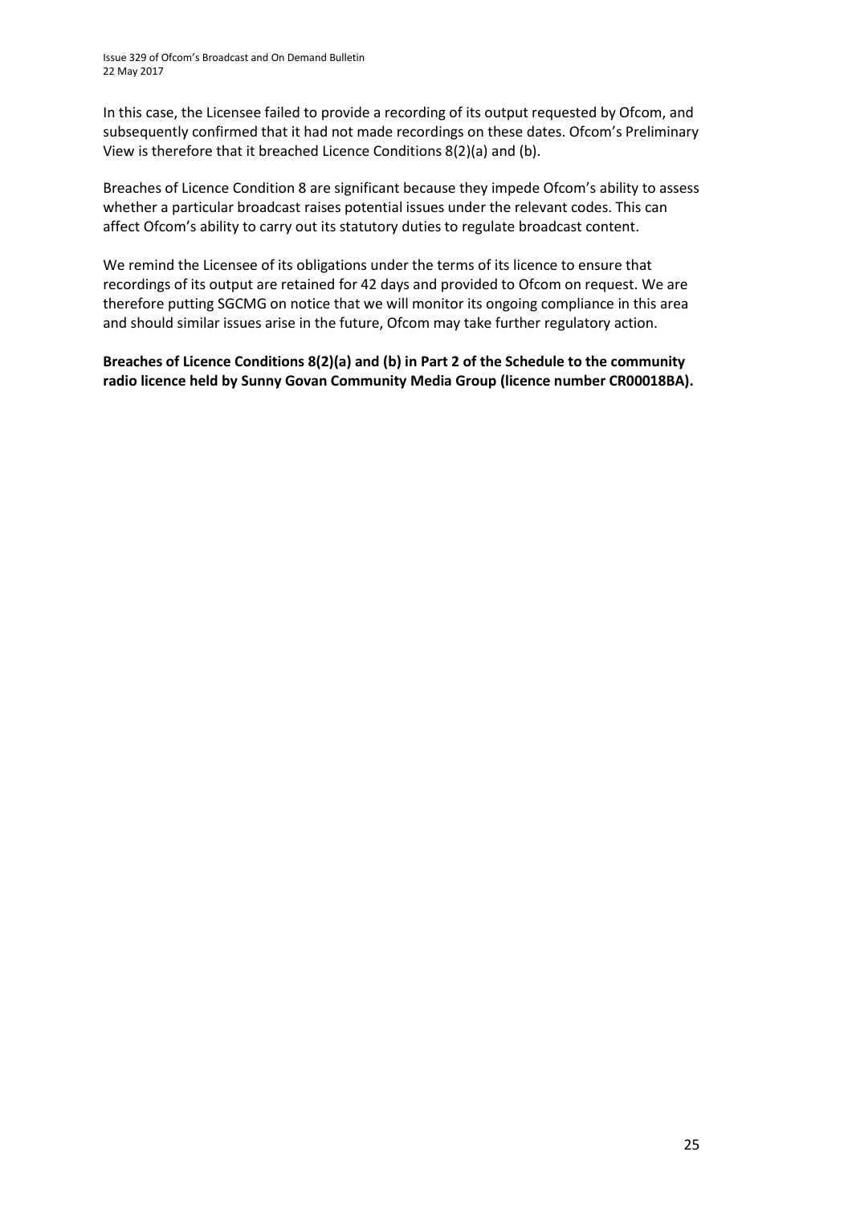In this case, the Licensee failed to provide a recording of its output requested by Ofcom, and subsequently confirmed that it had not made recordings on these dates. Ofcom's Preliminary View is therefore that it breached Licence Conditions 8(2)(a) and (b).

Breaches of Licence Condition 8 are significant because they impede Ofcom's ability to assess whether a particular broadcast raises potential issues under the relevant codes. This can affect Ofcom's ability to carry out its statutory duties to regulate broadcast content.

We remind the Licensee of its obligations under the terms of its licence to ensure that recordings of its output are retained for 42 days and provided to Ofcom on request. We are therefore putting SGCMG on notice that we will monitor its ongoing compliance in this area and should similar issues arise in the future, Ofcom may take further regulatory action.

**Breaches of Licence Conditions 8(2)(a) and (b) in Part 2 of the Schedule to the community radio licence held by Sunny Govan Community Media Group (licence number CR00018BA).**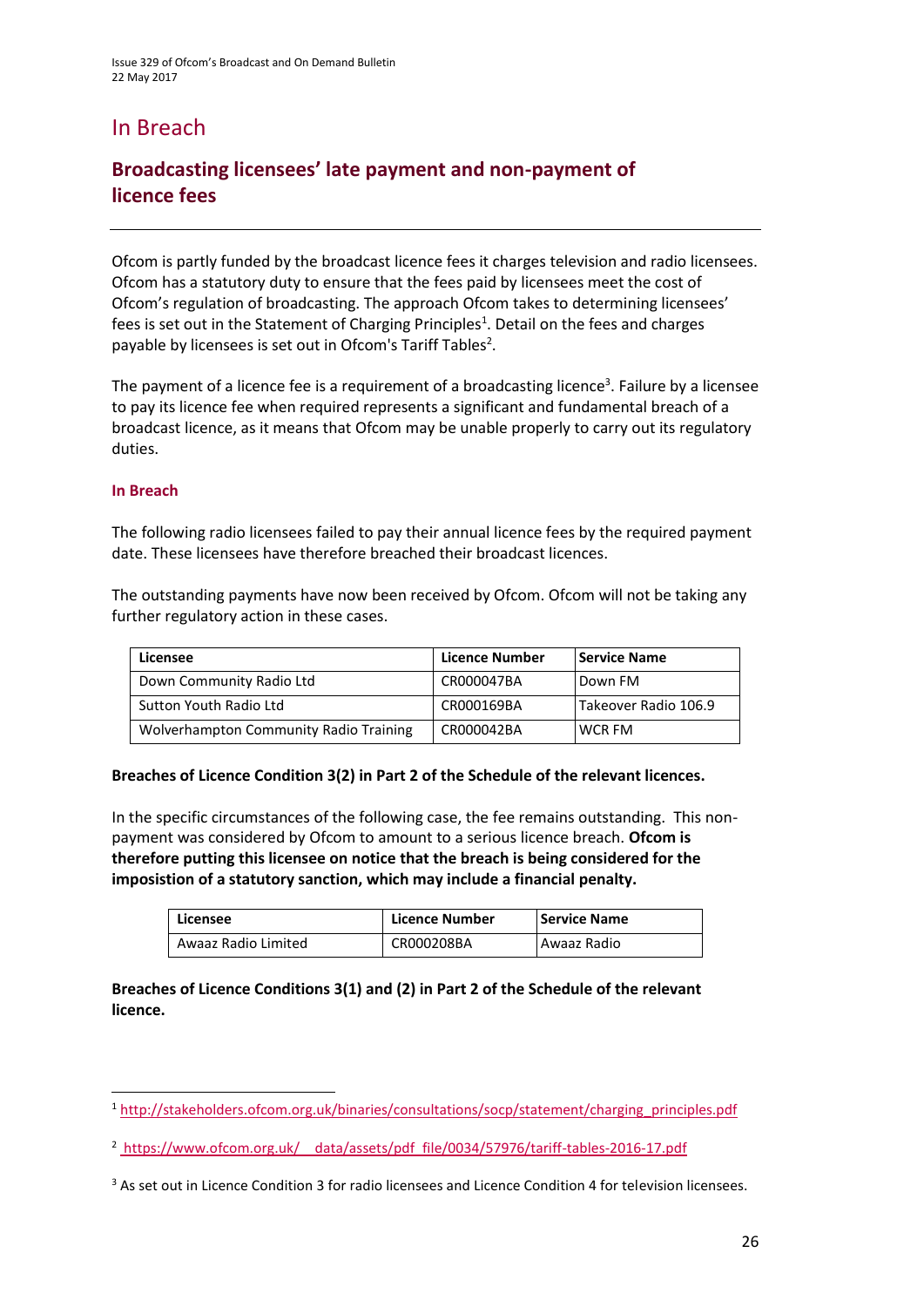# In Breach

## Broadcasting licensees' late payment and non-payment of licence fees

Ofcom is partly funded by the broadcast licence fees it charges television and radio licensees. Ofcom has a statutory duty to ensure that the fees paid by licensees meet the cost of Ofcom's regulation of broadcasting. The approach Ofcom takes to determining licensees' fees is set out in the Statement of Charging Principles[1]. Detail on the fees and charges payable by licensees is set out in Ofcom's Tariff Tables[2].

The payment of a licence fee is a requirement of a broadcasting licence[3]. Failure by a licensee to pay its licence fee when required represents a significant and fundamental breach of a broadcast licence, as it means that Ofcom may be unable properly to carry out its regulatory duties.

### In Breach

The following radio licensees failed to pay their annual licence fees by the required payment date. These licensees have therefore breached their broadcast licences.

The outstanding payments have now been received by Ofcom. Ofcom will not be taking any further regulatory action in these cases.

| Licensee | Licence Number | Service Name |
|---|---|---|
| Down Community Radio Ltd | CR000047BA | Down FM |
| Sutton Youth Radio Ltd | CR000169BA | Takeover Radio 106.9 |
| Wolverhampton Community Radio Training | CR000042BA | WCR FM |

**Breaches of Licence Condition 3(2) in Part 2 of the Schedule of the relevant licences.**

In the specific circumstances of the following case, the fee remains outstanding. This non-payment was considered by Ofcom to amount to a serious licence breach. **Ofcom is therefore putting this licensee on notice that the breach is being considered for the imposition of a statutory sanction, which may include a financial penalty.**

| Licensee | Licence Number | Service Name |
|---|---|---|
| Awaaz Radio Limited | CR000208BA | Awaaz Radio |

**Breaches of Licence Conditions 3(1) and (2) in Part 2 of the Schedule of the relevant licence.**

---

[1] http://stakeholders.ofcom.org.uk/binaries/consultations/socp/statement/charging_principles.pdf

[2] https://www.ofcom.org.uk/__data/assets/pdf_file/0034/57976/tariff-tables-2016-17.pdf

[3] As set out in Licence Condition 3 for radio licensees and Licence Condition 4 for television licensees.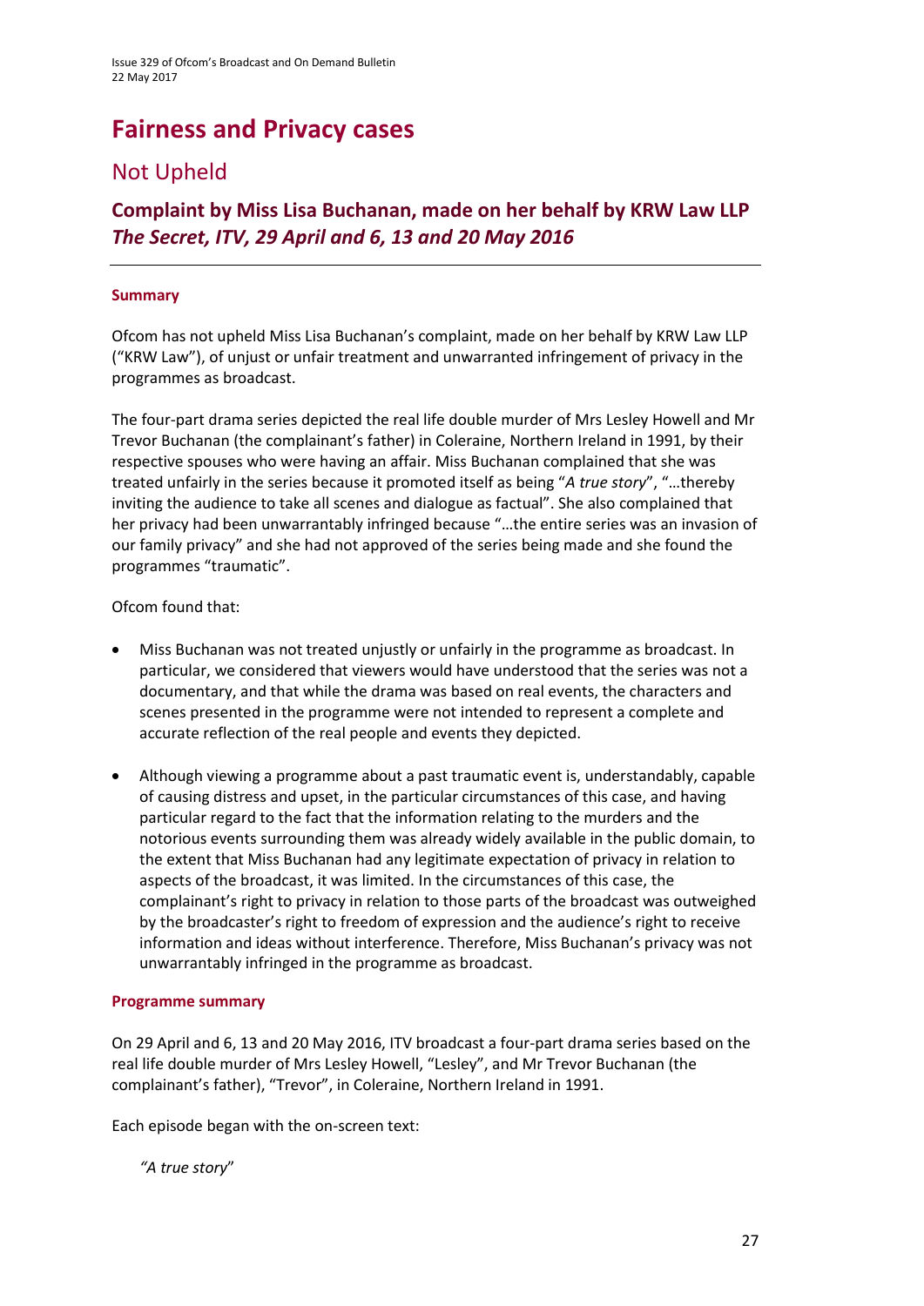# Fairness and Privacy cases

## Not Upheld

### Complaint by Miss Lisa Buchanan, made on her behalf by KRW Law LLP *The Secret, ITV, 29 April and 6, 13 and 20 May 2016*

#### Summary

Ofcom has not upheld Miss Lisa Buchanan's complaint, made on her behalf by KRW Law LLP ("KRW Law"), of unjust or unfair treatment and unwarranted infringement of privacy in the programmes as broadcast.

The four-part drama series depicted the real life double murder of Mrs Lesley Howell and Mr Trevor Buchanan (the complainant's father) in Coleraine, Northern Ireland in 1991, by their respective spouses who were having an affair. Miss Buchanan complained that she was treated unfairly in the series because it promoted itself as being "*A true story*", "…thereby inviting the audience to take all scenes and dialogue as factual". She also complained that her privacy had been unwarrantably infringed because "…the entire series was an invasion of our family privacy" and she had not approved of the series being made and she found the programmes "traumatic".

Ofcom found that:

- Miss Buchanan was not treated unjustly or unfairly in the programme as broadcast. In particular, we considered that viewers would have understood that the series was not a documentary, and that while the drama was based on real events, the characters and scenes presented in the programme were not intended to represent a complete and accurate reflection of the real people and events they depicted.

- Although viewing a programme about a past traumatic event is, understandably, capable of causing distress and upset, in the particular circumstances of this case, and having particular regard to the fact that the information relating to the murders and the notorious events surrounding them was already widely available in the public domain, to the extent that Miss Buchanan had any legitimate expectation of privacy in relation to aspects of the broadcast, it was limited. In the circumstances of this case, the complainant's right to privacy in relation to those parts of the broadcast was outweighed by the broadcaster's right to freedom of expression and the audience's right to receive information and ideas without interference. Therefore, Miss Buchanan's privacy was not unwarrantably infringed in the programme as broadcast.

#### Programme summary

On 29 April and 6, 13 and 20 May 2016, ITV broadcast a four-part drama series based on the real life double murder of Mrs Lesley Howell, "Lesley", and Mr Trevor Buchanan (the complainant's father), "Trevor", in Coleraine, Northern Ireland in 1991.

Each episode began with the on-screen text:

> *"A true story"*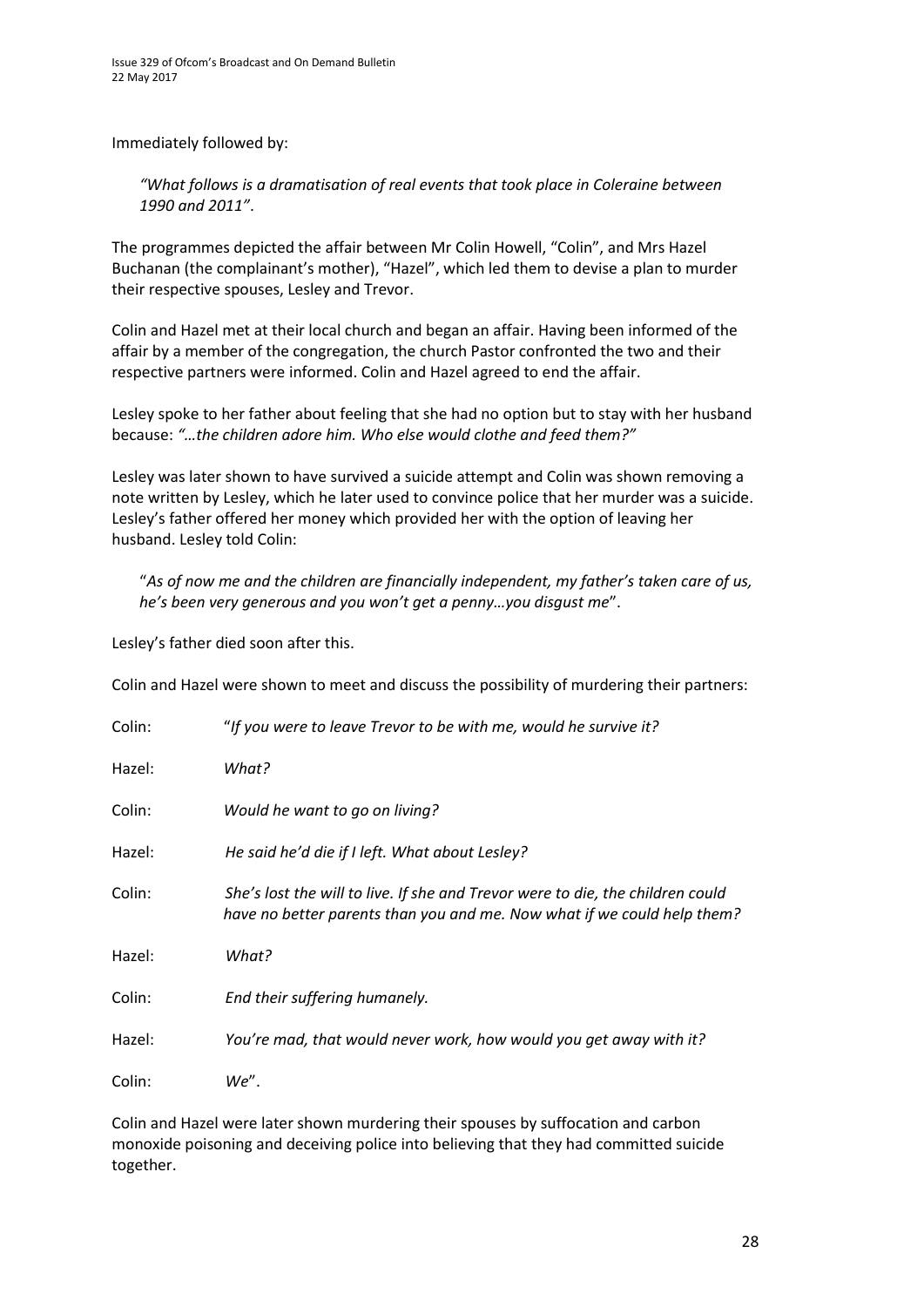Immediately followed by:

> *"What follows is a dramatisation of real events that took place in Coleraine between 1990 and 2011".*

The programmes depicted the affair between Mr Colin Howell, "Colin", and Mrs Hazel Buchanan (the complainant's mother), "Hazel", which led them to devise a plan to murder their respective spouses, Lesley and Trevor.

Colin and Hazel met at their local church and began an affair. Having been informed of the affair by a member of the congregation, the church Pastor confronted the two and their respective partners were informed. Colin and Hazel agreed to end the affair.

Lesley spoke to her father about feeling that she had no option but to stay with her husband because: *"…the children adore him. Who else would clothe and feed them?"*

Lesley was later shown to have survived a suicide attempt and Colin was shown removing a note written by Lesley, which he later used to convince police that her murder was a suicide. Lesley's father offered her money which provided her with the option of leaving her husband. Lesley told Colin:

> "*As of now me and the children are financially independent, my father's taken care of us, he's been very generous and you won't get a penny…you disgust me*".

Lesley's father died soon after this.

Colin and Hazel were shown to meet and discuss the possibility of murdering their partners:

Colin: "*If you were to leave Trevor to be with me, would he survive it?*

Hazel: *What?*

Colin: *Would he want to go on living?*

Hazel: *He said he'd die if I left. What about Lesley?*

Colin: *She's lost the will to live. If she and Trevor were to die, the children could have no better parents than you and me. Now what if we could help them?*

Hazel: *What?*

Colin: *End their suffering humanely.*

Hazel: *You're mad, that would never work, how would you get away with it?*

Colin: *We*".

Colin and Hazel were later shown murdering their spouses by suffocation and carbon monoxide poisoning and deceiving police into believing that they had committed suicide together.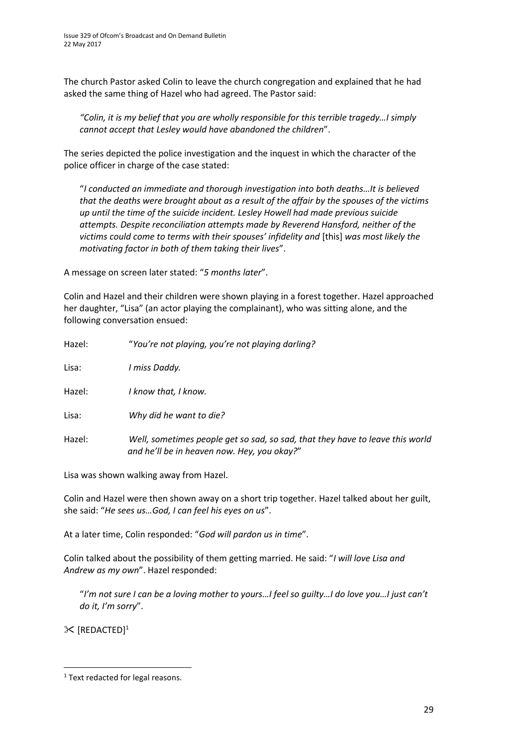The church Pastor asked Colin to leave the church congregation and explained that he had asked the same thing of Hazel who had agreed. The Pastor said:

> *"Colin, it is my belief that you are wholly responsible for this terrible tragedy…I simply cannot accept that Lesley would have abandoned the children*".

The series depicted the police investigation and the inquest in which the character of the police officer in charge of the case stated:

> "*I conducted an immediate and thorough investigation into both deaths…It is believed that the deaths were brought about as a result of the affair by the spouses of the victims up until the time of the suicide incident. Lesley Howell had made previous suicide attempts. Despite reconciliation attempts made by Reverend Hansford, neither of the victims could come to terms with their spouses' infidelity and* [this] *was most likely the motivating factor in both of them taking their lives*".

A message on screen later stated: "*5 months later*".

Colin and Hazel and their children were shown playing in a forest together. Hazel approached her daughter, "Lisa" (an actor playing the complainant), who was sitting alone, and the following conversation ensued:

Hazel: "*You're not playing, you're not playing darling?*

Lisa: *I miss Daddy.*

Hazel: *I know that, I know.*

Lisa: *Why did he want to die?*

Hazel: *Well, sometimes people get so sad, so sad, that they have to leave this world and he'll be in heaven now. Hey, you okay?*"

Lisa was shown walking away from Hazel.

Colin and Hazel were then shown away on a short trip together. Hazel talked about her guilt, she said: "*He sees us…God, I can feel his eyes on us*".

At a later time, Colin responded: "*God will pardon us in time*".

Colin talked about the possibility of them getting married. He said: "*I will love Lisa and Andrew as my own*". Hazel responded:

> "*I'm not sure I can be a loving mother to yours…I feel so guilty…I do love you…I just can't do it, I'm sorry*".

✂ [REDACTED][1]

[1] Text redacted for legal reasons.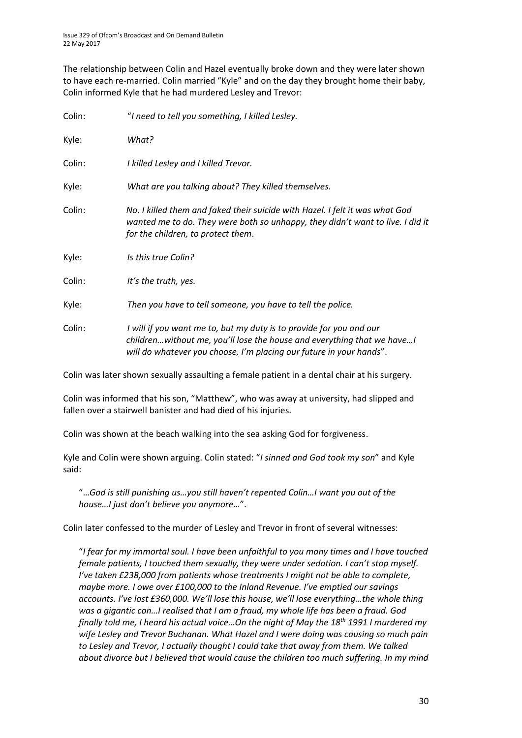The relationship between Colin and Hazel eventually broke down and they were later shown to have each re-married. Colin married "Kyle" and on the day they brought home their baby, Colin informed Kyle that he had murdered Lesley and Trevor:

| | |
|---|---|
| Colin: | "*I need to tell you something, I killed Lesley.* |
| Kyle: | *What?* |
| Colin: | *I killed Lesley and I killed Trevor.* |
| Kyle: | *What are you talking about? They killed themselves.* |
| Colin: | *No. I killed them and faked their suicide with Hazel. I felt it was what God wanted me to do. They were both so unhappy, they didn't want to live. I did it for the children, to protect them*. |
| Kyle: | *Is this true Colin?* |
| Colin: | *It's the truth, yes.* |
| Kyle: | *Then you have to tell someone, you have to tell the police.* |
| Colin: | *I will if you want me to, but my duty is to provide for you and our children…without me, you'll lose the house and everything that we have…I will do whatever you choose, I'm placing our future in your hands*". |

Colin was later shown sexually assaulting a female patient in a dental chair at his surgery.

Colin was informed that his son, "Matthew", who was away at university, had slipped and fallen over a stairwell banister and had died of his injuries.

Colin was shown at the beach walking into the sea asking God for forgiveness.

Kyle and Colin were shown arguing. Colin stated: "*I sinned and God took my son*" and Kyle said:

> "…*God is still punishing us…you still haven't repented Colin…I want you out of the house…I just don't believe you anymore*…".

Colin later confessed to the murder of Lesley and Trevor in front of several witnesses:

> "*I fear for my immortal soul. I have been unfaithful to you many times and I have touched female patients, I touched them sexually, they were under sedation. I can't stop myself. I've taken £238,000 from patients whose treatments I might not be able to complete, maybe more. I owe over £100,000 to the Inland Revenue. I've emptied our savings accounts. I've lost £360,000. We'll lose this house, we'll lose everything…the whole thing was a gigantic con…I realised that I am a fraud, my whole life has been a fraud. God finally told me, I heard his actual voice…On the night of May the 18th 1991 I murdered my wife Lesley and Trevor Buchanan. What Hazel and I were doing was causing so much pain to Lesley and Trevor, I actually thought I could take that away from them. We talked about divorce but I believed that would cause the children too much suffering. In my mind*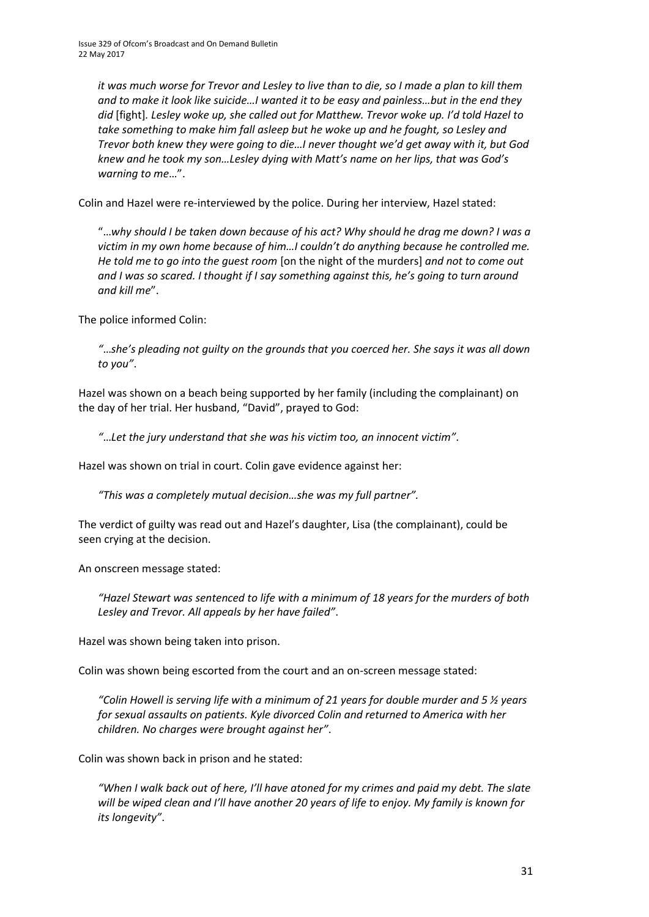*it was much worse for Trevor and Lesley to live than to die, so I made a plan to kill them and to make it look like suicide…I wanted it to be easy and painless…but in the end they did* [fight]. *Lesley woke up, she called out for Matthew. Trevor woke up. I'd told Hazel to take something to make him fall asleep but he woke up and he fought, so Lesley and Trevor both knew they were going to die…I never thought we'd get away with it, but God knew and he took my son…Lesley dying with Matt's name on her lips, that was God's warning to me*…".

Colin and Hazel were re-interviewed by the police. During her interview, Hazel stated:

> "…*why should I be taken down because of his act? Why should he drag me down? I was a victim in my own home because of him…I couldn't do anything because he controlled me. He told me to go into the guest room* [on the night of the murders] *and not to come out and I was so scared. I thought if I say something against this, he's going to turn around and kill me*".

The police informed Colin:

> *"…she's pleading not guilty on the grounds that you coerced her. She says it was all down to you"*.

Hazel was shown on a beach being supported by her family (including the complainant) on the day of her trial. Her husband, "David", prayed to God:

> *"…Let the jury understand that she was his victim too, an innocent victim"*.

Hazel was shown on trial in court. Colin gave evidence against her:

> *"This was a completely mutual decision…she was my full partner".*

The verdict of guilty was read out and Hazel's daughter, Lisa (the complainant), could be seen crying at the decision.

An onscreen message stated:

> *"Hazel Stewart was sentenced to life with a minimum of 18 years for the murders of both Lesley and Trevor. All appeals by her have failed"*.

Hazel was shown being taken into prison.

Colin was shown being escorted from the court and an on-screen message stated:

> *"Colin Howell is serving life with a minimum of 21 years for double murder and 5 ½ years for sexual assaults on patients. Kyle divorced Colin and returned to America with her children. No charges were brought against her"*.

Colin was shown back in prison and he stated:

> *"When I walk back out of here, I'll have atoned for my crimes and paid my debt. The slate will be wiped clean and I'll have another 20 years of life to enjoy. My family is known for its longevity"*.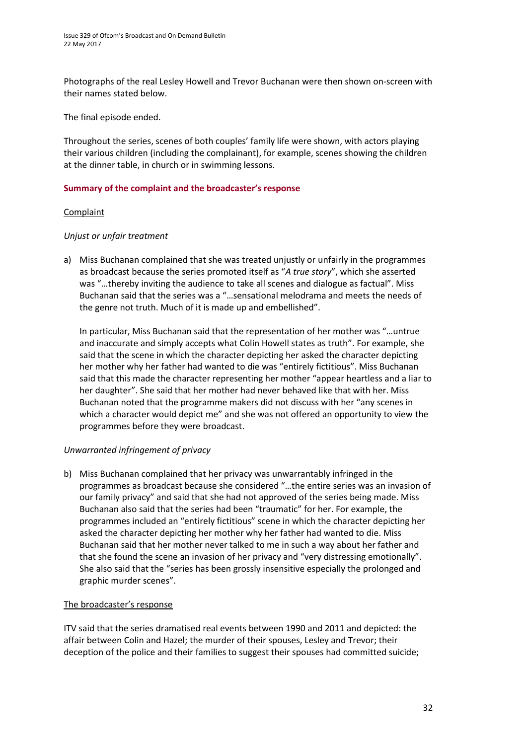Photographs of the real Lesley Howell and Trevor Buchanan were then shown on-screen with their names stated below.

The final episode ended.

Throughout the series, scenes of both couples' family life were shown, with actors playing their various children (including the complainant), for example, scenes showing the children at the dinner table, in church or in swimming lessons.

## Summary of the complaint and the broadcaster's response

### Complaint

*Unjust or unfair treatment*

a) Miss Buchanan complained that she was treated unjustly or unfairly in the programmes as broadcast because the series promoted itself as "*A true story*", which she asserted was "…thereby inviting the audience to take all scenes and dialogue as factual". Miss Buchanan said that the series was a "…sensational melodrama and meets the needs of the genre not truth. Much of it is made up and embellished".

   In particular, Miss Buchanan said that the representation of her mother was "…untrue and inaccurate and simply accepts what Colin Howell states as truth". For example, she said that the scene in which the character depicting her asked the character depicting her mother why her father had wanted to die was "entirely fictitious". Miss Buchanan said that this made the character representing her mother "appear heartless and a liar to her daughter". She said that her mother had never behaved like that with her. Miss Buchanan noted that the programme makers did not discuss with her "any scenes in which a character would depict me" and she was not offered an opportunity to view the programmes before they were broadcast.

*Unwarranted infringement of privacy*

b) Miss Buchanan complained that her privacy was unwarrantably infringed in the programmes as broadcast because she considered "…the entire series was an invasion of our family privacy" and said that she had not approved of the series being made. Miss Buchanan also said that the series had been "traumatic" for her. For example, the programmes included an "entirely fictitious" scene in which the character depicting her asked the character depicting her mother why her father had wanted to die. Miss Buchanan said that her mother never talked to me in such a way about her father and that she found the scene an invasion of her privacy and "very distressing emotionally". She also said that the "series has been grossly insensitive especially the prolonged and graphic murder scenes".

### The broadcaster's response

ITV said that the series dramatised real events between 1990 and 2011 and depicted: the affair between Colin and Hazel; the murder of their spouses, Lesley and Trevor; their deception of the police and their families to suggest their spouses had committed suicide;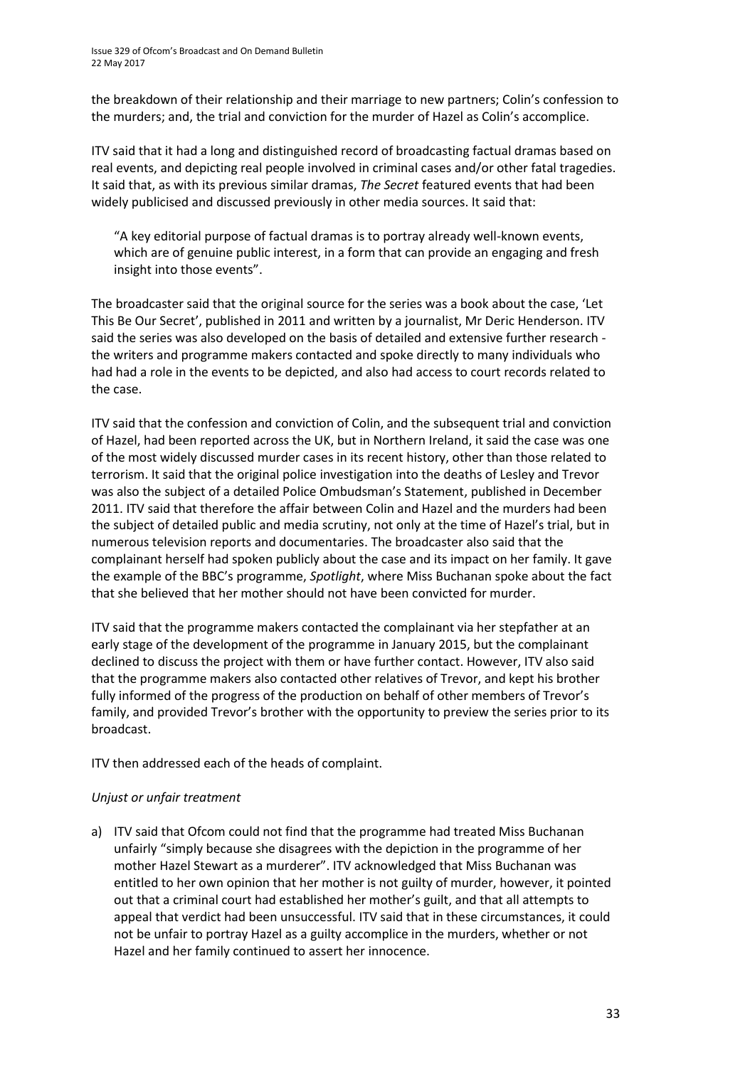the breakdown of their relationship and their marriage to new partners; Colin's confession to the murders; and, the trial and conviction for the murder of Hazel as Colin's accomplice.

ITV said that it had a long and distinguished record of broadcasting factual dramas based on real events, and depicting real people involved in criminal cases and/or other fatal tragedies. It said that, as with its previous similar dramas, *The Secret* featured events that had been widely publicised and discussed previously in other media sources. It said that:

> "A key editorial purpose of factual dramas is to portray already well-known events, which are of genuine public interest, in a form that can provide an engaging and fresh insight into those events".

The broadcaster said that the original source for the series was a book about the case, 'Let This Be Our Secret', published in 2011 and written by a journalist, Mr Deric Henderson. ITV said the series was also developed on the basis of detailed and extensive further research - the writers and programme makers contacted and spoke directly to many individuals who had had a role in the events to be depicted, and also had access to court records related to the case.

ITV said that the confession and conviction of Colin, and the subsequent trial and conviction of Hazel, had been reported across the UK, but in Northern Ireland, it said the case was one of the most widely discussed murder cases in its recent history, other than those related to terrorism. It said that the original police investigation into the deaths of Lesley and Trevor was also the subject of a detailed Police Ombudsman's Statement, published in December 2011. ITV said that therefore the affair between Colin and Hazel and the murders had been the subject of detailed public and media scrutiny, not only at the time of Hazel's trial, but in numerous television reports and documentaries. The broadcaster also said that the complainant herself had spoken publicly about the case and its impact on her family. It gave the example of the BBC's programme, *Spotlight*, where Miss Buchanan spoke about the fact that she believed that her mother should not have been convicted for murder.

ITV said that the programme makers contacted the complainant via her stepfather at an early stage of the development of the programme in January 2015, but the complainant declined to discuss the project with them or have further contact. However, ITV also said that the programme makers also contacted other relatives of Trevor, and kept his brother fully informed of the progress of the production on behalf of other members of Trevor's family, and provided Trevor's brother with the opportunity to preview the series prior to its broadcast.

ITV then addressed each of the heads of complaint.

*Unjust or unfair treatment*

a) ITV said that Ofcom could not find that the programme had treated Miss Buchanan unfairly "simply because she disagrees with the depiction in the programme of her mother Hazel Stewart as a murderer". ITV acknowledged that Miss Buchanan was entitled to her own opinion that her mother is not guilty of murder, however, it pointed out that a criminal court had established her mother's guilt, and that all attempts to appeal that verdict had been unsuccessful. ITV said that in these circumstances, it could not be unfair to portray Hazel as a guilty accomplice in the murders, whether or not Hazel and her family continued to assert her innocence.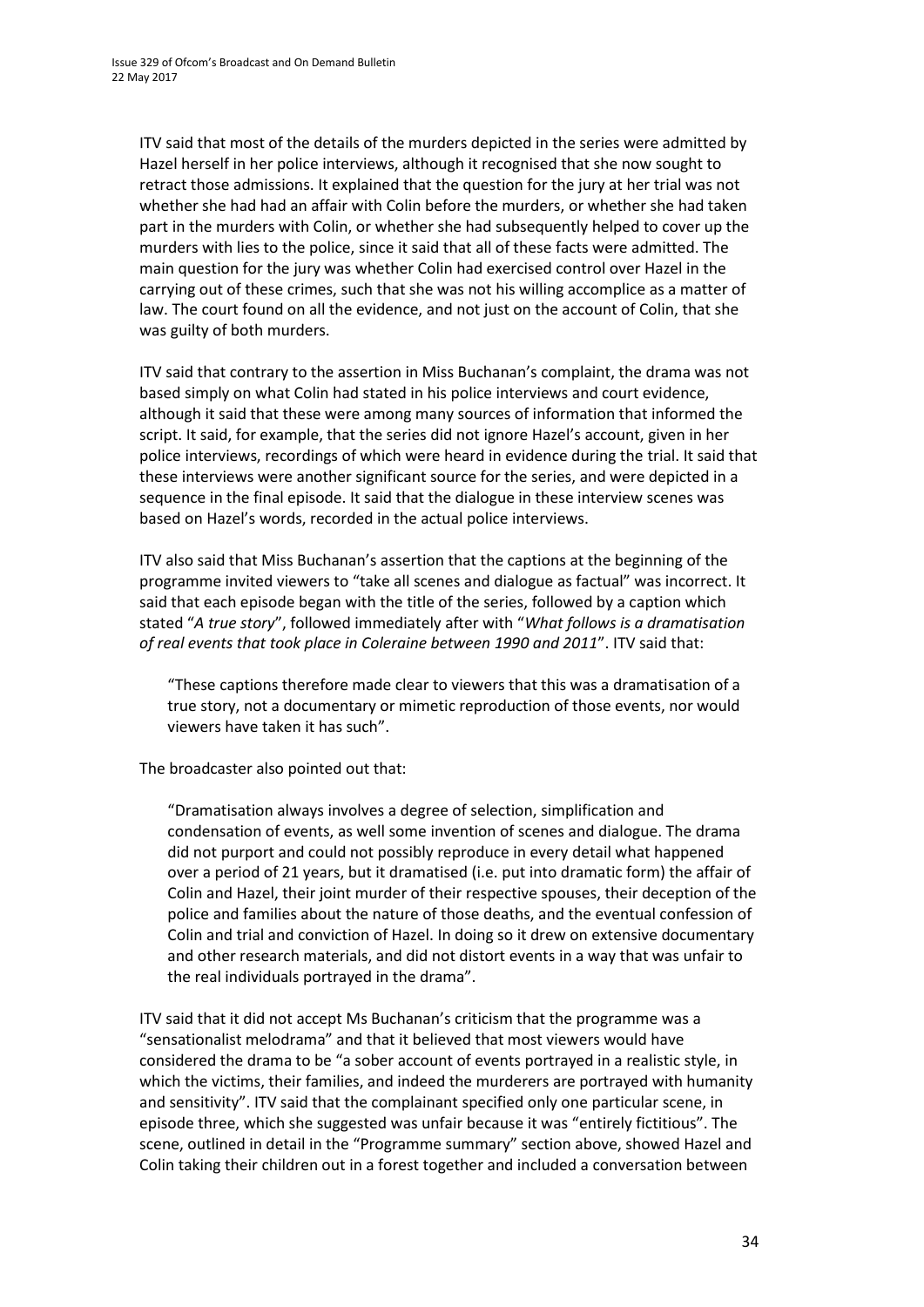ITV said that most of the details of the murders depicted in the series were admitted by Hazel herself in her police interviews, although it recognised that she now sought to retract those admissions. It explained that the question for the jury at her trial was not whether she had had an affair with Colin before the murders, or whether she had taken part in the murders with Colin, or whether she had subsequently helped to cover up the murders with lies to the police, since it said that all of these facts were admitted. The main question for the jury was whether Colin had exercised control over Hazel in the carrying out of these crimes, such that she was not his willing accomplice as a matter of law. The court found on all the evidence, and not just on the account of Colin, that she was guilty of both murders.

ITV said that contrary to the assertion in Miss Buchanan's complaint, the drama was not based simply on what Colin had stated in his police interviews and court evidence, although it said that these were among many sources of information that informed the script. It said, for example, that the series did not ignore Hazel's account, given in her police interviews, recordings of which were heard in evidence during the trial. It said that these interviews were another significant source for the series, and were depicted in a sequence in the final episode. It said that the dialogue in these interview scenes was based on Hazel's words, recorded in the actual police interviews.

ITV also said that Miss Buchanan's assertion that the captions at the beginning of the programme invited viewers to "take all scenes and dialogue as factual" was incorrect. It said that each episode began with the title of the series, followed by a caption which stated "*A true story*", followed immediately after with "*What follows is a dramatisation of real events that took place in Coleraine between 1990 and 2011*". ITV said that:

> "These captions therefore made clear to viewers that this was a dramatisation of a true story, not a documentary or mimetic reproduction of those events, nor would viewers have taken it has such".

The broadcaster also pointed out that:

> "Dramatisation always involves a degree of selection, simplification and condensation of events, as well some invention of scenes and dialogue. The drama did not purport and could not possibly reproduce in every detail what happened over a period of 21 years, but it dramatised (i.e. put into dramatic form) the affair of Colin and Hazel, their joint murder of their respective spouses, their deception of the police and families about the nature of those deaths, and the eventual confession of Colin and trial and conviction of Hazel. In doing so it drew on extensive documentary and other research materials, and did not distort events in a way that was unfair to the real individuals portrayed in the drama".

ITV said that it did not accept Ms Buchanan's criticism that the programme was a "sensationalist melodrama" and that it believed that most viewers would have considered the drama to be "a sober account of events portrayed in a realistic style, in which the victims, their families, and indeed the murderers are portrayed with humanity and sensitivity". ITV said that the complainant specified only one particular scene, in episode three, which she suggested was unfair because it was "entirely fictitious". The scene, outlined in detail in the "Programme summary" section above, showed Hazel and Colin taking their children out in a forest together and included a conversation between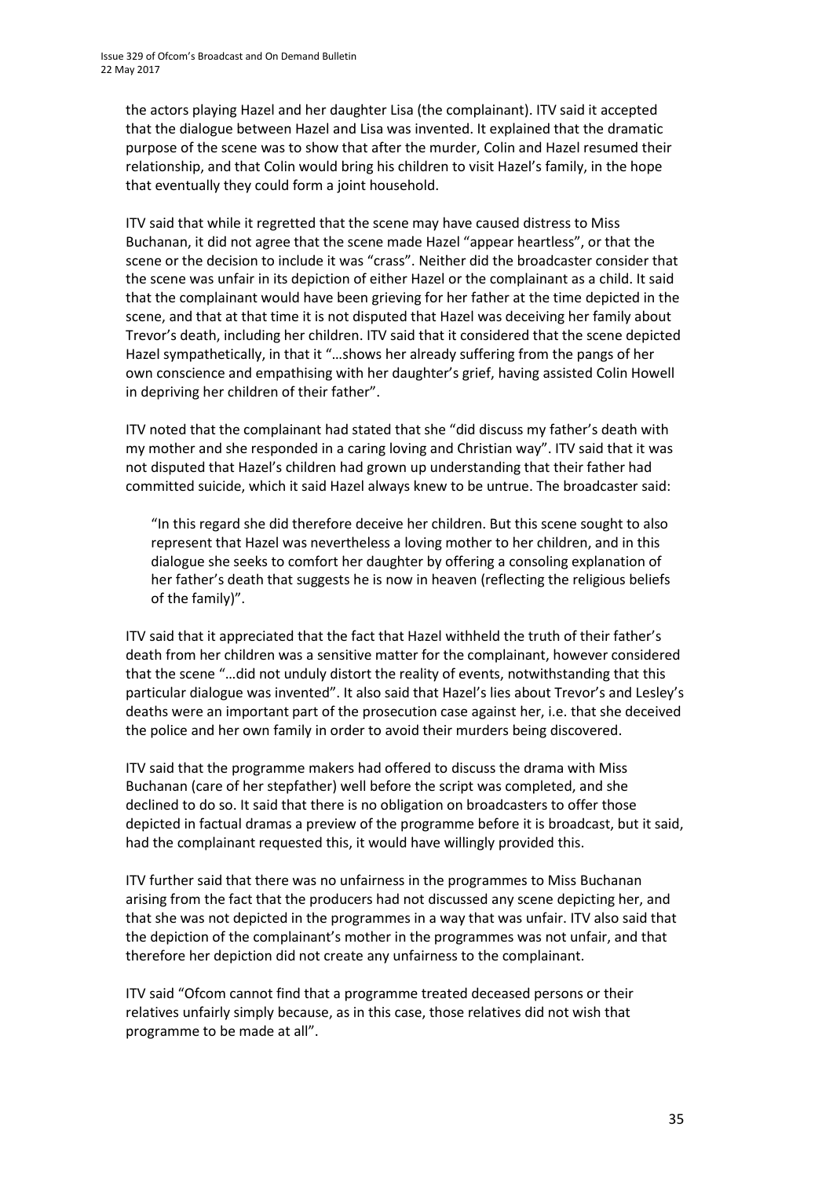the actors playing Hazel and her daughter Lisa (the complainant). ITV said it accepted that the dialogue between Hazel and Lisa was invented. It explained that the dramatic purpose of the scene was to show that after the murder, Colin and Hazel resumed their relationship, and that Colin would bring his children to visit Hazel's family, in the hope that eventually they could form a joint household.

ITV said that while it regretted that the scene may have caused distress to Miss Buchanan, it did not agree that the scene made Hazel "appear heartless", or that the scene or the decision to include it was "crass". Neither did the broadcaster consider that the scene was unfair in its depiction of either Hazel or the complainant as a child. It said that the complainant would have been grieving for her father at the time depicted in the scene, and that at that time it is not disputed that Hazel was deceiving her family about Trevor's death, including her children. ITV said that it considered that the scene depicted Hazel sympathetically, in that it "…shows her already suffering from the pangs of her own conscience and empathising with her daughter's grief, having assisted Colin Howell in depriving her children of their father".

ITV noted that the complainant had stated that she "did discuss my father's death with my mother and she responded in a caring loving and Christian way". ITV said that it was not disputed that Hazel's children had grown up understanding that their father had committed suicide, which it said Hazel always knew to be untrue. The broadcaster said:

> "In this regard she did therefore deceive her children. But this scene sought to also represent that Hazel was nevertheless a loving mother to her children, and in this dialogue she seeks to comfort her daughter by offering a consoling explanation of her father's death that suggests he is now in heaven (reflecting the religious beliefs of the family)".

ITV said that it appreciated that the fact that Hazel withheld the truth of their father's death from her children was a sensitive matter for the complainant, however considered that the scene "…did not unduly distort the reality of events, notwithstanding that this particular dialogue was invented". It also said that Hazel's lies about Trevor's and Lesley's deaths were an important part of the prosecution case against her, i.e. that she deceived the police and her own family in order to avoid their murders being discovered.

ITV said that the programme makers had offered to discuss the drama with Miss Buchanan (care of her stepfather) well before the script was completed, and she declined to do so. It said that there is no obligation on broadcasters to offer those depicted in factual dramas a preview of the programme before it is broadcast, but it said, had the complainant requested this, it would have willingly provided this.

ITV further said that there was no unfairness in the programmes to Miss Buchanan arising from the fact that the producers had not discussed any scene depicting her, and that she was not depicted in the programmes in a way that was unfair. ITV also said that the depiction of the complainant's mother in the programmes was not unfair, and that therefore her depiction did not create any unfairness to the complainant.

ITV said "Ofcom cannot find that a programme treated deceased persons or their relatives unfairly simply because, as in this case, those relatives did not wish that programme to be made at all".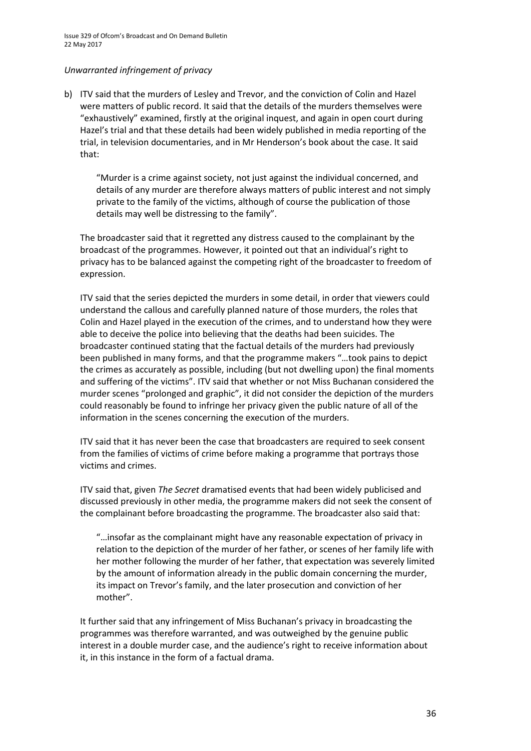*Unwarranted infringement of privacy*

b) ITV said that the murders of Lesley and Trevor, and the conviction of Colin and Hazel were matters of public record. It said that the details of the murders themselves were "exhaustively" examined, firstly at the original inquest, and again in open court during Hazel's trial and that these details had been widely published in media reporting of the trial, in television documentaries, and in Mr Henderson's book about the case. It said that:

   > "Murder is a crime against society, not just against the individual concerned, and details of any murder are therefore always matters of public interest and not simply private to the family of the victims, although of course the publication of those details may well be distressing to the family".

   The broadcaster said that it regretted any distress caused to the complainant by the broadcast of the programmes. However, it pointed out that an individual's right to privacy has to be balanced against the competing right of the broadcaster to freedom of expression.

   ITV said that the series depicted the murders in some detail, in order that viewers could understand the callous and carefully planned nature of those murders, the roles that Colin and Hazel played in the execution of the crimes, and to understand how they were able to deceive the police into believing that the deaths had been suicides. The broadcaster continued stating that the factual details of the murders had previously been published in many forms, and that the programme makers "…took pains to depict the crimes as accurately as possible, including (but not dwelling upon) the final moments and suffering of the victims". ITV said that whether or not Miss Buchanan considered the murder scenes "prolonged and graphic", it did not consider the depiction of the murders could reasonably be found to infringe her privacy given the public nature of all of the information in the scenes concerning the execution of the murders.

   ITV said that it has never been the case that broadcasters are required to seek consent from the families of victims of crime before making a programme that portrays those victims and crimes.

   ITV said that, given *The Secret* dramatised events that had been widely publicised and discussed previously in other media, the programme makers did not seek the consent of the complainant before broadcasting the programme. The broadcaster also said that:

   > "…insofar as the complainant might have any reasonable expectation of privacy in relation to the depiction of the murder of her father, or scenes of her family life with her mother following the murder of her father, that expectation was severely limited by the amount of information already in the public domain concerning the murder, its impact on Trevor's family, and the later prosecution and conviction of her mother".

   It further said that any infringement of Miss Buchanan's privacy in broadcasting the programmes was therefore warranted, and was outweighed by the genuine public interest in a double murder case, and the audience's right to receive information about it, in this instance in the form of a factual drama.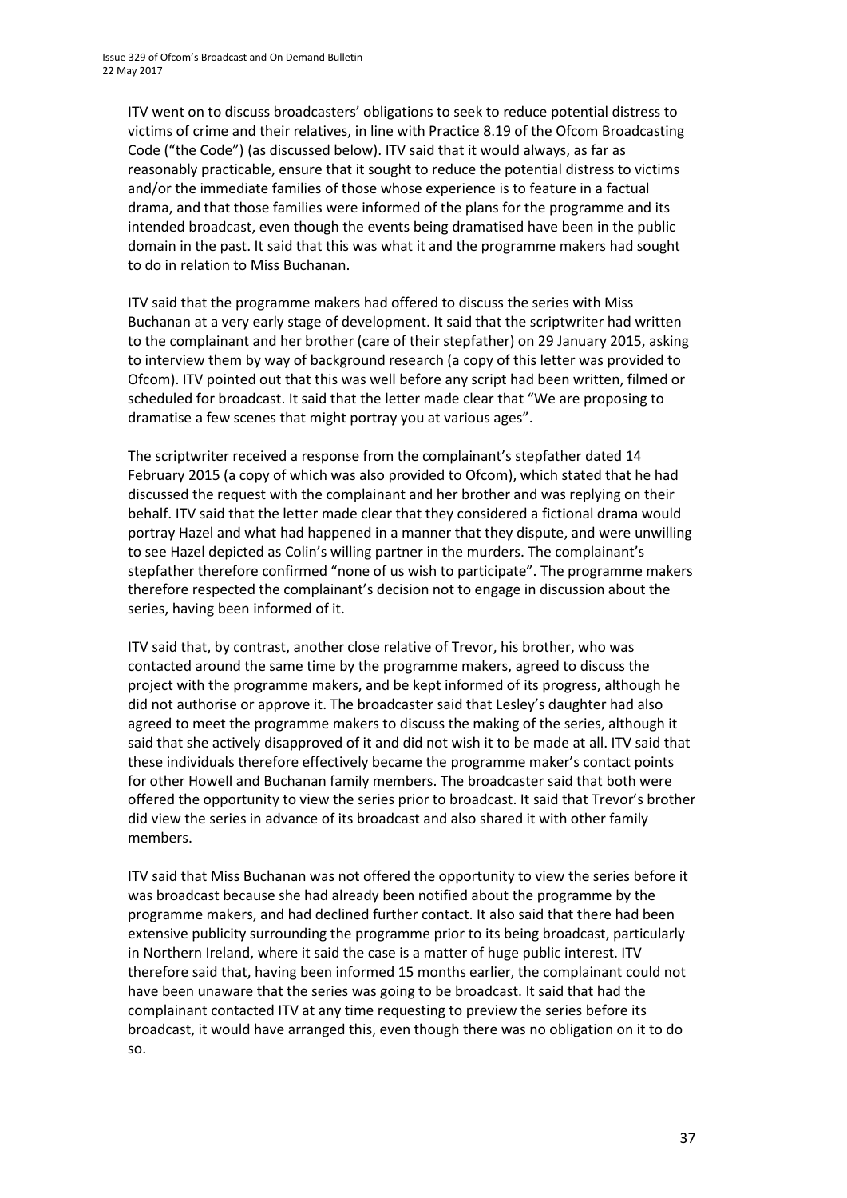ITV went on to discuss broadcasters' obligations to seek to reduce potential distress to victims of crime and their relatives, in line with Practice 8.19 of the Ofcom Broadcasting Code ("the Code") (as discussed below). ITV said that it would always, as far as reasonably practicable, ensure that it sought to reduce the potential distress to victims and/or the immediate families of those whose experience is to feature in a factual drama, and that those families were informed of the plans for the programme and its intended broadcast, even though the events being dramatised have been in the public domain in the past. It said that this was what it and the programme makers had sought to do in relation to Miss Buchanan.

ITV said that the programme makers had offered to discuss the series with Miss Buchanan at a very early stage of development. It said that the scriptwriter had written to the complainant and her brother (care of their stepfather) on 29 January 2015, asking to interview them by way of background research (a copy of this letter was provided to Ofcom). ITV pointed out that this was well before any script had been written, filmed or scheduled for broadcast. It said that the letter made clear that "We are proposing to dramatise a few scenes that might portray you at various ages".

The scriptwriter received a response from the complainant's stepfather dated 14 February 2015 (a copy of which was also provided to Ofcom), which stated that he had discussed the request with the complainant and her brother and was replying on their behalf. ITV said that the letter made clear that they considered a fictional drama would portray Hazel and what had happened in a manner that they dispute, and were unwilling to see Hazel depicted as Colin's willing partner in the murders. The complainant's stepfather therefore confirmed "none of us wish to participate". The programme makers therefore respected the complainant's decision not to engage in discussion about the series, having been informed of it.

ITV said that, by contrast, another close relative of Trevor, his brother, who was contacted around the same time by the programme makers, agreed to discuss the project with the programme makers, and be kept informed of its progress, although he did not authorise or approve it. The broadcaster said that Lesley's daughter had also agreed to meet the programme makers to discuss the making of the series, although it said that she actively disapproved of it and did not wish it to be made at all. ITV said that these individuals therefore effectively became the programme maker's contact points for other Howell and Buchanan family members. The broadcaster said that both were offered the opportunity to view the series prior to broadcast. It said that Trevor's brother did view the series in advance of its broadcast and also shared it with other family members.

ITV said that Miss Buchanan was not offered the opportunity to view the series before it was broadcast because she had already been notified about the programme by the programme makers, and had declined further contact. It also said that there had been extensive publicity surrounding the programme prior to its being broadcast, particularly in Northern Ireland, where it said the case is a matter of huge public interest. ITV therefore said that, having been informed 15 months earlier, the complainant could not have been unaware that the series was going to be broadcast. It said that had the complainant contacted ITV at any time requesting to preview the series before its broadcast, it would have arranged this, even though there was no obligation on it to do so.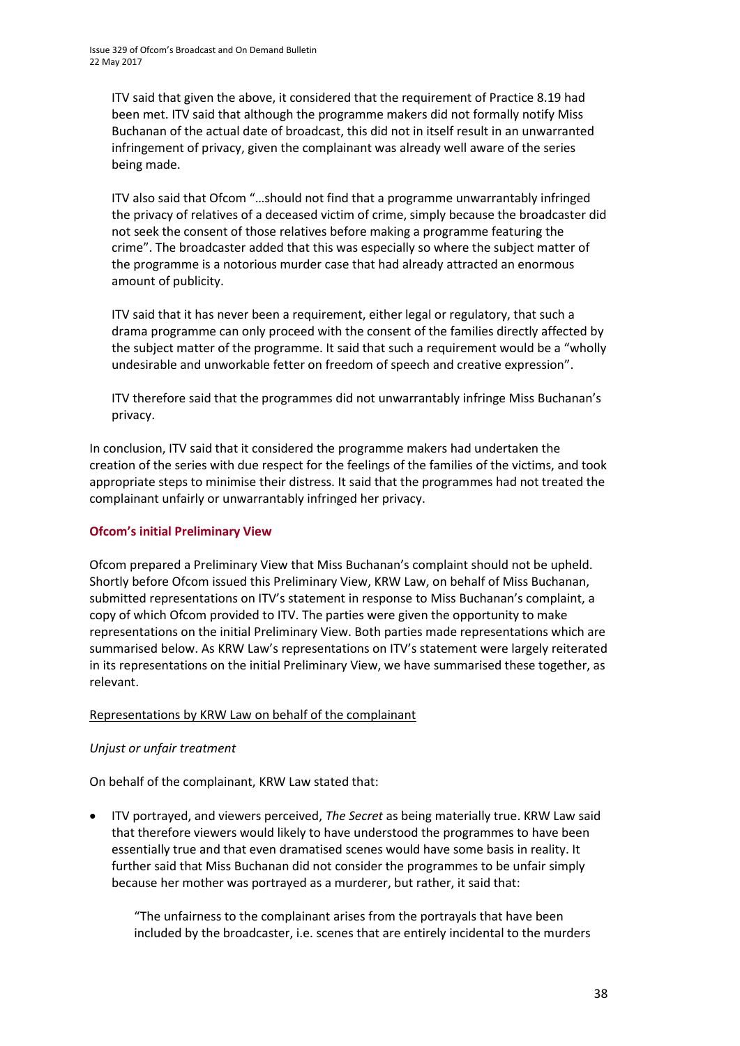ITV said that given the above, it considered that the requirement of Practice 8.19 had been met. ITV said that although the programme makers did not formally notify Miss Buchanan of the actual date of broadcast, this did not in itself result in an unwarranted infringement of privacy, given the complainant was already well aware of the series being made.

ITV also said that Ofcom "…should not find that a programme unwarrantably infringed the privacy of relatives of a deceased victim of crime, simply because the broadcaster did not seek the consent of those relatives before making a programme featuring the crime". The broadcaster added that this was especially so where the subject matter of the programme is a notorious murder case that had already attracted an enormous amount of publicity.

ITV said that it has never been a requirement, either legal or regulatory, that such a drama programme can only proceed with the consent of the families directly affected by the subject matter of the programme. It said that such a requirement would be a "wholly undesirable and unworkable fetter on freedom of speech and creative expression".

ITV therefore said that the programmes did not unwarrantably infringe Miss Buchanan's privacy.

In conclusion, ITV said that it considered the programme makers had undertaken the creation of the series with due respect for the feelings of the families of the victims, and took appropriate steps to minimise their distress. It said that the programmes had not treated the complainant unfairly or unwarrantably infringed her privacy.

## Ofcom's initial Preliminary View

Ofcom prepared a Preliminary View that Miss Buchanan's complaint should not be upheld. Shortly before Ofcom issued this Preliminary View, KRW Law, on behalf of Miss Buchanan, submitted representations on ITV's statement in response to Miss Buchanan's complaint, a copy of which Ofcom provided to ITV. The parties were given the opportunity to make representations on the initial Preliminary View. Both parties made representations which are summarised below. As KRW Law's representations on ITV's statement were largely reiterated in its representations on the initial Preliminary View, we have summarised these together, as relevant.

Representations by KRW Law on behalf of the complainant

*Unjust or unfair treatment*

On behalf of the complainant, KRW Law stated that:

- ITV portrayed, and viewers perceived, *The Secret* as being materially true. KRW Law said that therefore viewers would likely to have understood the programmes to have been essentially true and that even dramatised scenes would have some basis in reality. It further said that Miss Buchanan did not consider the programmes to be unfair simply because her mother was portrayed as a murderer, but rather, it said that:

  "The unfairness to the complainant arises from the portrayals that have been included by the broadcaster, i.e. scenes that are entirely incidental to the murders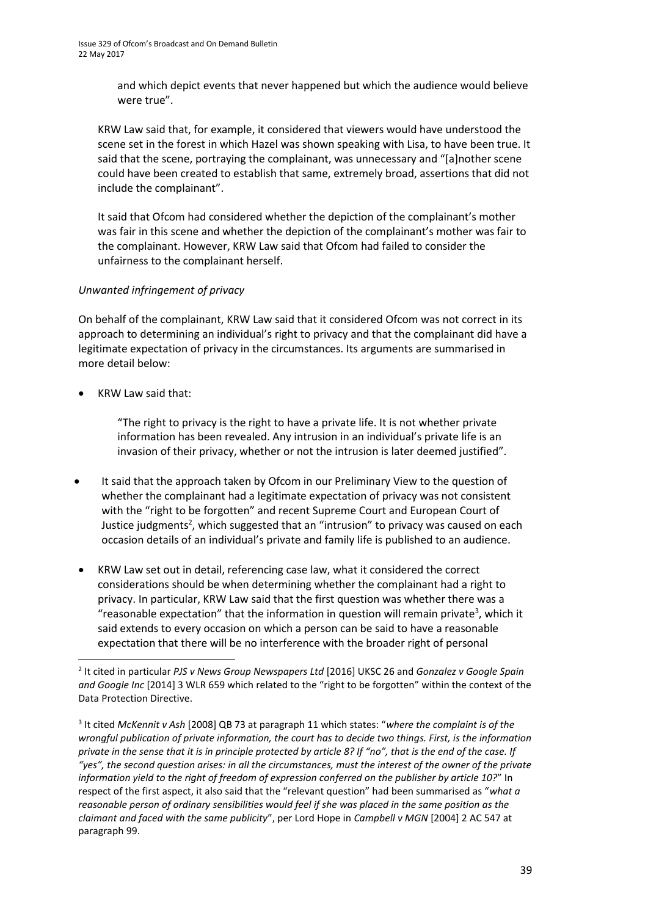and which depict events that never happened but which the audience would believe were true".

KRW Law said that, for example, it considered that viewers would have understood the scene set in the forest in which Hazel was shown speaking with Lisa, to have been true. It said that the scene, portraying the complainant, was unnecessary and "[a]nother scene could have been created to establish that same, extremely broad, assertions that did not include the complainant".

It said that Ofcom had considered whether the depiction of the complainant's mother was fair in this scene and whether the depiction of the complainant's mother was fair to the complainant. However, KRW Law said that Ofcom had failed to consider the unfairness to the complainant herself.

*Unwanted infringement of privacy*

On behalf of the complainant, KRW Law said that it considered Ofcom was not correct in its approach to determining an individual's right to privacy and that the complainant did have a legitimate expectation of privacy in the circumstances. Its arguments are summarised in more detail below:

- KRW Law said that:

  "The right to privacy is the right to have a private life. It is not whether private information has been revealed. Any intrusion in an individual's private life is an invasion of their privacy, whether or not the intrusion is later deemed justified".

- It said that the approach taken by Ofcom in our Preliminary View to the question of whether the complainant had a legitimate expectation of privacy was not consistent with the "right to be forgotten" and recent Supreme Court and European Court of Justice judgments[2], which suggested that an "intrusion" to privacy was caused on each occasion details of an individual's private and family life is published to an audience.

- KRW Law set out in detail, referencing case law, what it considered the correct considerations should be when determining whether the complainant had a right to privacy. In particular, KRW Law said that the first question was whether there was a "reasonable expectation" that the information in question will remain private[3], which it said extends to every occasion on which a person can be said to have a reasonable expectation that there will be no interference with the broader right of personal

---

[2] It cited in particular *PJS v News Group Newspapers Ltd* [2016] UKSC 26 and *Gonzalez v Google Spain and Google Inc* [2014] 3 WLR 659 which related to the "right to be forgotten" within the context of the Data Protection Directive.

[3] It cited *McKennit v Ash* [2008] QB 73 at paragraph 11 which states: "*where the complaint is of the wrongful publication of private information, the court has to decide two things. First, is the information private in the sense that it is in principle protected by article 8? If "no", that is the end of the case. If "yes", the second question arises: in all the circumstances, must the interest of the owner of the private information yield to the right of freedom of expression conferred on the publisher by article 10?*" In respect of the first aspect, it also said that the "relevant question" had been summarised as "*what a reasonable person of ordinary sensibilities would feel if she was placed in the same position as the claimant and faced with the same publicity*", per Lord Hope in *Campbell v MGN* [2004] 2 AC 547 at paragraph 99.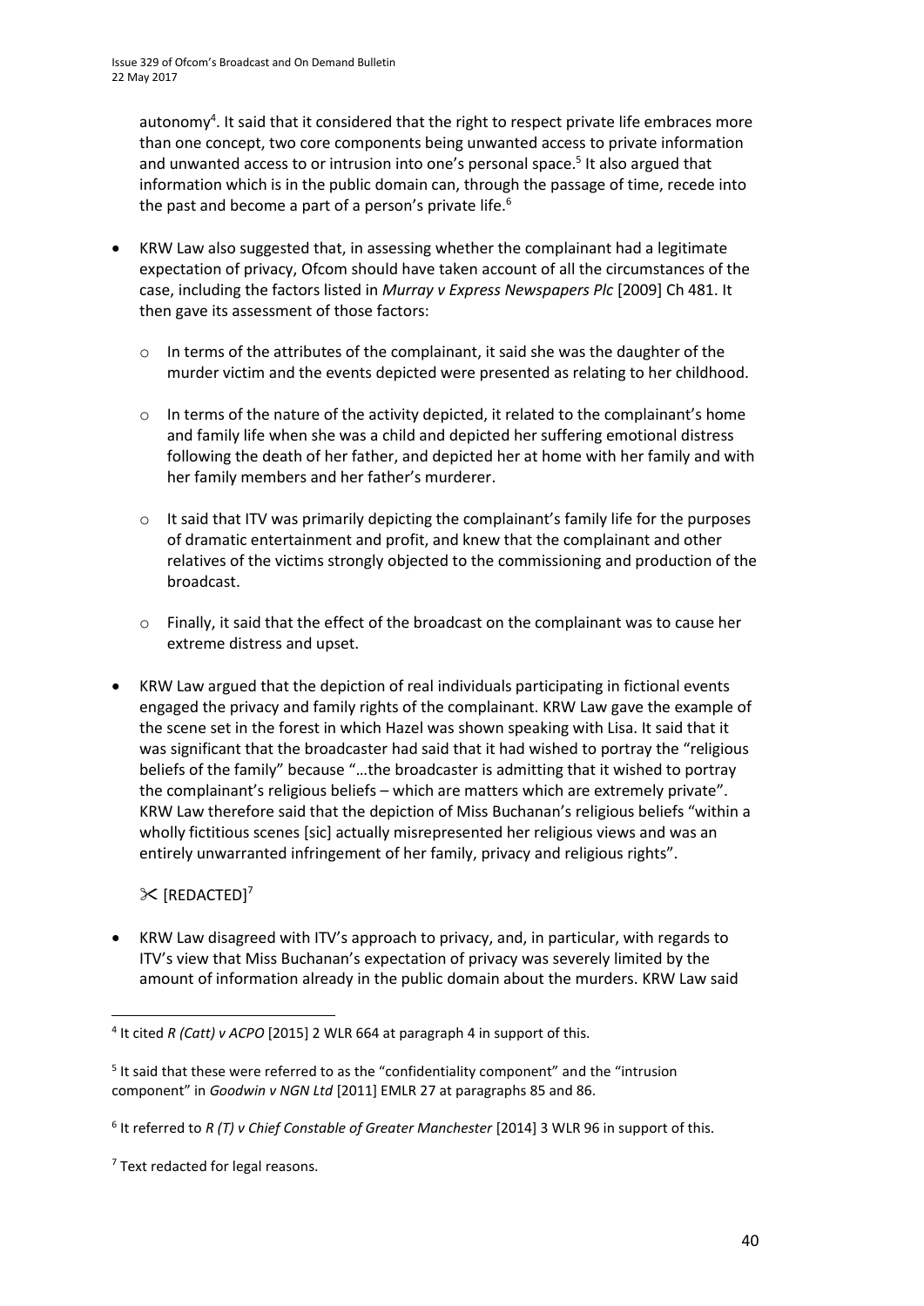autonomy[4]. It said that it considered that the right to respect private life embraces more than one concept, two core components being unwanted access to private information and unwanted access to or intrusion into one's personal space.[5] It also argued that information which is in the public domain can, through the passage of time, recede into the past and become a part of a person's private life.[6]

- KRW Law also suggested that, in assessing whether the complainant had a legitimate expectation of privacy, Ofcom should have taken account of all the circumstances of the case, including the factors listed in *Murray v Express Newspapers Plc* [2009] Ch 481. It then gave its assessment of those factors:
  - In terms of the attributes of the complainant, it said she was the daughter of the murder victim and the events depicted were presented as relating to her childhood.
  - In terms of the nature of the activity depicted, it related to the complainant's home and family life when she was a child and depicted her suffering emotional distress following the death of her father, and depicted her at home with her family and with her family members and her father's murderer.
  - It said that ITV was primarily depicting the complainant's family life for the purposes of dramatic entertainment and profit, and knew that the complainant and other relatives of the victims strongly objected to the commissioning and production of the broadcast.
  - Finally, it said that the effect of the broadcast on the complainant was to cause her extreme distress and upset.
- KRW Law argued that the depiction of real individuals participating in fictional events engaged the privacy and family rights of the complainant. KRW Law gave the example of the scene set in the forest in which Hazel was shown speaking with Lisa. It said that it was significant that the broadcaster had said that it had wished to portray the "religious beliefs of the family" because "…the broadcaster is admitting that it wished to portray the complainant's religious beliefs – which are matters which are extremely private". KRW Law therefore said that the depiction of Miss Buchanan's religious beliefs "within a wholly fictitious scenes [sic] actually misrepresented her religious views and was an entirely unwarranted infringement of her family, privacy and religious rights".

✂ [REDACTED][7]

- KRW Law disagreed with ITV's approach to privacy, and, in particular, with regards to ITV's view that Miss Buchanan's expectation of privacy was severely limited by the amount of information already in the public domain about the murders. KRW Law said

---

[4] It cited *R (Catt) v ACPO* [2015] 2 WLR 664 at paragraph 4 in support of this.

[5] It said that these were referred to as the "confidentiality component" and the "intrusion component" in *Goodwin v NGN Ltd* [2011] EMLR 27 at paragraphs 85 and 86.

[6] It referred to *R (T) v Chief Constable of Greater Manchester* [2014] 3 WLR 96 in support of this.

[7] Text redacted for legal reasons.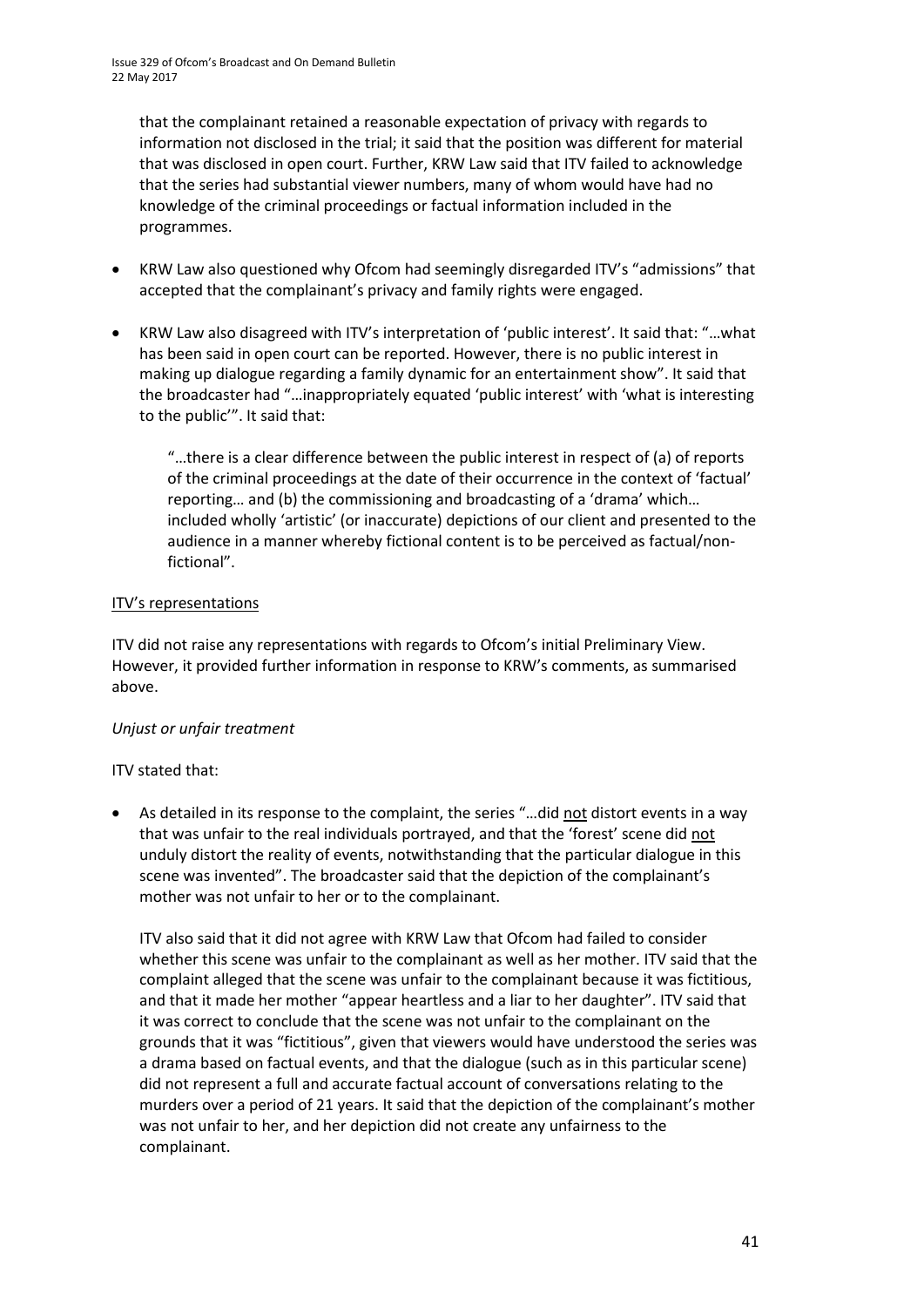that the complainant retained a reasonable expectation of privacy with regards to information not disclosed in the trial; it said that the position was different for material that was disclosed in open court. Further, KRW Law said that ITV failed to acknowledge that the series had substantial viewer numbers, many of whom would have had no knowledge of the criminal proceedings or factual information included in the programmes.

- KRW Law also questioned why Ofcom had seemingly disregarded ITV's "admissions" that accepted that the complainant's privacy and family rights were engaged.
- KRW Law also disagreed with ITV's interpretation of 'public interest'. It said that: "…what has been said in open court can be reported. However, there is no public interest in making up dialogue regarding a family dynamic for an entertainment show". It said that the broadcaster had "…inappropriately equated 'public interest' with 'what is interesting to the public'". It said that:

> "…there is a clear difference between the public interest in respect of (a) of reports of the criminal proceedings at the date of their occurrence in the context of 'factual' reporting… and (b) the commissioning and broadcasting of a 'drama' which… included wholly 'artistic' (or inaccurate) depictions of our client and presented to the audience in a manner whereby fictional content is to be perceived as factual/non-fictional".

ITV's representations

ITV did not raise any representations with regards to Ofcom's initial Preliminary View. However, it provided further information in response to KRW's comments, as summarised above.

*Unjust or unfair treatment*

ITV stated that:

- As detailed in its response to the complaint, the series "…did not distort events in a way that was unfair to the real individuals portrayed, and that the 'forest' scene did not unduly distort the reality of events, notwithstanding that the particular dialogue in this scene was invented". The broadcaster said that the depiction of the complainant's mother was not unfair to her or to the complainant.

  ITV also said that it did not agree with KRW Law that Ofcom had failed to consider whether this scene was unfair to the complainant as well as her mother. ITV said that the complaint alleged that the scene was unfair to the complainant because it was fictitious, and that it made her mother "appear heartless and a liar to her daughter". ITV said that it was correct to conclude that the scene was not unfair to the complainant on the grounds that it was "fictitious", given that viewers would have understood the series was a drama based on factual events, and that the dialogue (such as in this particular scene) did not represent a full and accurate factual account of conversations relating to the murders over a period of 21 years. It said that the depiction of the complainant's mother was not unfair to her, and her depiction did not create any unfairness to the complainant.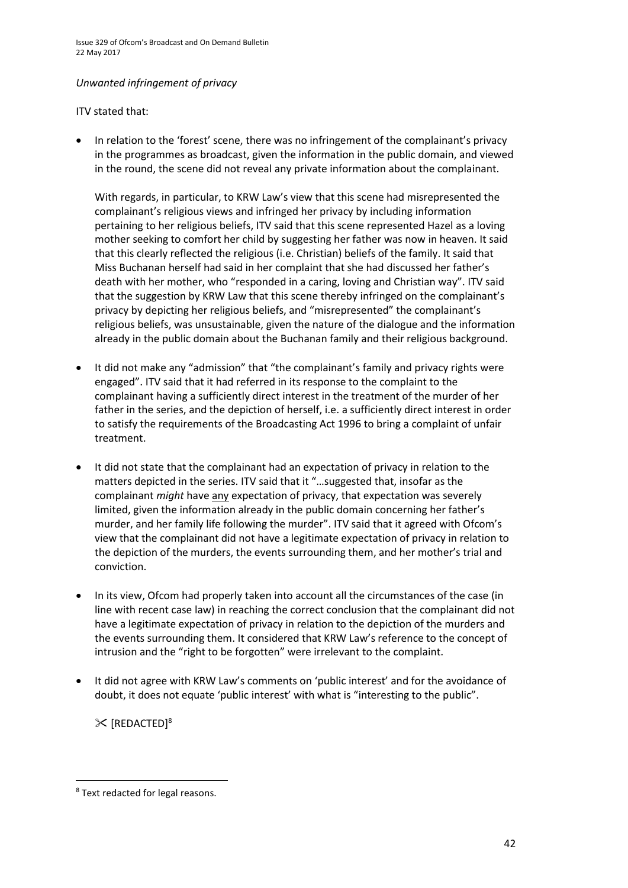*Unwanted infringement of privacy*

ITV stated that:

- In relation to the 'forest' scene, there was no infringement of the complainant's privacy in the programmes as broadcast, given the information in the public domain, and viewed in the round, the scene did not reveal any private information about the complainant.

  With regards, in particular, to KRW Law's view that this scene had misrepresented the complainant's religious views and infringed her privacy by including information pertaining to her religious beliefs, ITV said that this scene represented Hazel as a loving mother seeking to comfort her child by suggesting her father was now in heaven. It said that this clearly reflected the religious (i.e. Christian) beliefs of the family. It said that Miss Buchanan herself had said in her complaint that she had discussed her father's death with her mother, who "responded in a caring, loving and Christian way". ITV said that the suggestion by KRW Law that this scene thereby infringed on the complainant's privacy by depicting her religious beliefs, and "misrepresented" the complainant's religious beliefs, was unsustainable, given the nature of the dialogue and the information already in the public domain about the Buchanan family and their religious background.

- It did not make any "admission" that "the complainant's family and privacy rights were engaged". ITV said that it had referred in its response to the complaint to the complainant having a sufficiently direct interest in the treatment of the murder of her father in the series, and the depiction of herself, i.e. a sufficiently direct interest in order to satisfy the requirements of the Broadcasting Act 1996 to bring a complaint of unfair treatment.

- It did not state that the complainant had an expectation of privacy in relation to the matters depicted in the series. ITV said that it "…suggested that, insofar as the complainant *might* have <u>any</u> expectation of privacy, that expectation was severely limited, given the information already in the public domain concerning her father's murder, and her family life following the murder". ITV said that it agreed with Ofcom's view that the complainant did not have a legitimate expectation of privacy in relation to the depiction of the murders, the events surrounding them, and her mother's trial and conviction.

- In its view, Ofcom had properly taken into account all the circumstances of the case (in line with recent case law) in reaching the correct conclusion that the complainant did not have a legitimate expectation of privacy in relation to the depiction of the murders and the events surrounding them. It considered that KRW Law's reference to the concept of intrusion and the "right to be forgotten" were irrelevant to the complaint.

- It did not agree with KRW Law's comments on 'public interest' and for the avoidance of doubt, it does not equate 'public interest' with what is "interesting to the public".

  ✂ [REDACTED][8]

[8] Text redacted for legal reasons.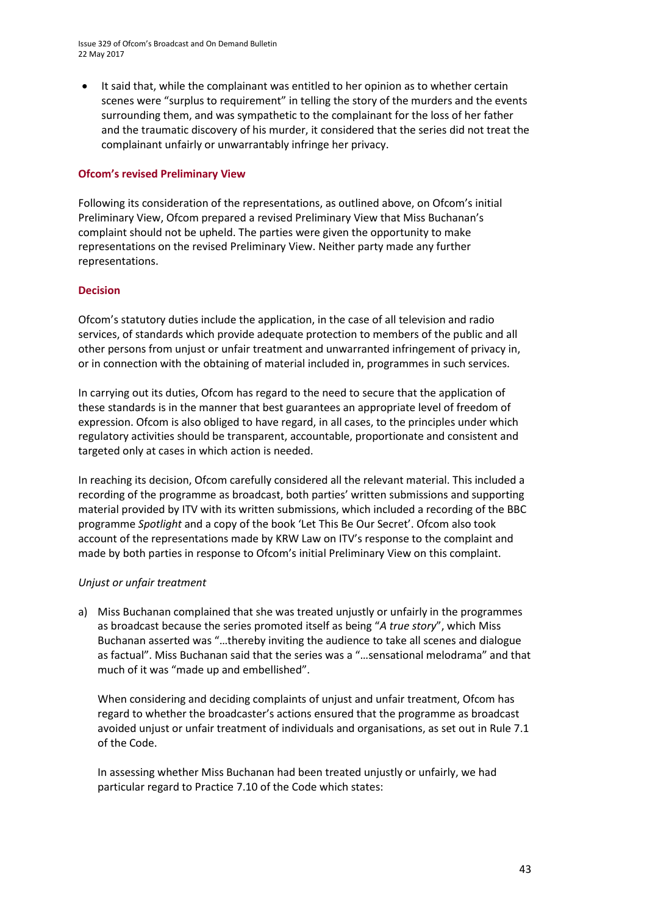- It said that, while the complainant was entitled to her opinion as to whether certain scenes were "surplus to requirement" in telling the story of the murders and the events surrounding them, and was sympathetic to the complainant for the loss of her father and the traumatic discovery of his murder, it considered that the series did not treat the complainant unfairly or unwarrantably infringe her privacy.

**Ofcom's revised Preliminary View**

Following its consideration of the representations, as outlined above, on Ofcom's initial Preliminary View, Ofcom prepared a revised Preliminary View that Miss Buchanan's complaint should not be upheld. The parties were given the opportunity to make representations on the revised Preliminary View. Neither party made any further representations.

**Decision**

Ofcom's statutory duties include the application, in the case of all television and radio services, of standards which provide adequate protection to members of the public and all other persons from unjust or unfair treatment and unwarranted infringement of privacy in, or in connection with the obtaining of material included in, programmes in such services.

In carrying out its duties, Ofcom has regard to the need to secure that the application of these standards is in the manner that best guarantees an appropriate level of freedom of expression. Ofcom is also obliged to have regard, in all cases, to the principles under which regulatory activities should be transparent, accountable, proportionate and consistent and targeted only at cases in which action is needed.

In reaching its decision, Ofcom carefully considered all the relevant material. This included a recording of the programme as broadcast, both parties' written submissions and supporting material provided by ITV with its written submissions, which included a recording of the BBC programme *Spotlight* and a copy of the book 'Let This Be Our Secret'. Ofcom also took account of the representations made by KRW Law on ITV's response to the complaint and made by both parties in response to Ofcom's initial Preliminary View on this complaint.

*Unjust or unfair treatment*

a) Miss Buchanan complained that she was treated unjustly or unfairly in the programmes as broadcast because the series promoted itself as being "*A true story*", which Miss Buchanan asserted was "…thereby inviting the audience to take all scenes and dialogue as factual". Miss Buchanan said that the series was a "…sensational melodrama" and that much of it was "made up and embellished".

   When considering and deciding complaints of unjust and unfair treatment, Ofcom has regard to whether the broadcaster's actions ensured that the programme as broadcast avoided unjust or unfair treatment of individuals and organisations, as set out in Rule 7.1 of the Code.

   In assessing whether Miss Buchanan had been treated unjustly or unfairly, we had particular regard to Practice 7.10 of the Code which states: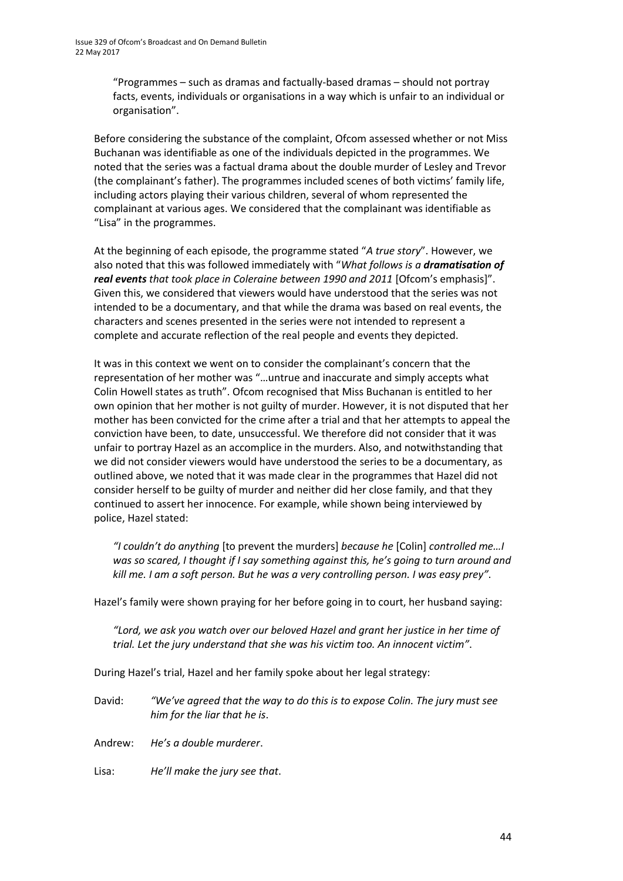"Programmes – such as dramas and factually-based dramas – should not portray facts, events, individuals or organisations in a way which is unfair to an individual or organisation".

Before considering the substance of the complaint, Ofcom assessed whether or not Miss Buchanan was identifiable as one of the individuals depicted in the programmes. We noted that the series was a factual drama about the double murder of Lesley and Trevor (the complainant's father). The programmes included scenes of both victims' family life, including actors playing their various children, several of whom represented the complainant at various ages. We considered that the complainant was identifiable as "Lisa" in the programmes.

At the beginning of each episode, the programme stated "*A true story*". However, we also noted that this was followed immediately with "*What follows is a **dramatisation of real events** that took place in Coleraine between 1990 and 2011* [Ofcom's emphasis]". Given this, we considered that viewers would have understood that the series was not intended to be a documentary, and that while the drama was based on real events, the characters and scenes presented in the series were not intended to represent a complete and accurate reflection of the real people and events they depicted.

It was in this context we went on to consider the complainant's concern that the representation of her mother was "…untrue and inaccurate and simply accepts what Colin Howell states as truth". Ofcom recognised that Miss Buchanan is entitled to her own opinion that her mother is not guilty of murder. However, it is not disputed that her mother has been convicted for the crime after a trial and that her attempts to appeal the conviction have been, to date, unsuccessful. We therefore did not consider that it was unfair to portray Hazel as an accomplice in the murders. Also, and notwithstanding that we did not consider viewers would have understood the series to be a documentary, as outlined above, we noted that it was made clear in the programmes that Hazel did not consider herself to be guilty of murder and neither did her close family, and that they continued to assert her innocence. For example, while shown being interviewed by police, Hazel stated:

> *"I couldn't do anything* [to prevent the murders] *because he* [Colin] *controlled me…I was so scared, I thought if I say something against this, he's going to turn around and kill me. I am a soft person. But he was a very controlling person. I was easy prey"*.

Hazel's family were shown praying for her before going in to court, her husband saying:

> *"Lord, we ask you watch over our beloved Hazel and grant her justice in her time of trial. Let the jury understand that she was his victim too. An innocent victim"*.

During Hazel's trial, Hazel and her family spoke about her legal strategy:

David: *"We've agreed that the way to do this is to expose Colin. The jury must see him for the liar that he is*.

Andrew: *He's a double murderer*.

Lisa: *He'll make the jury see that*.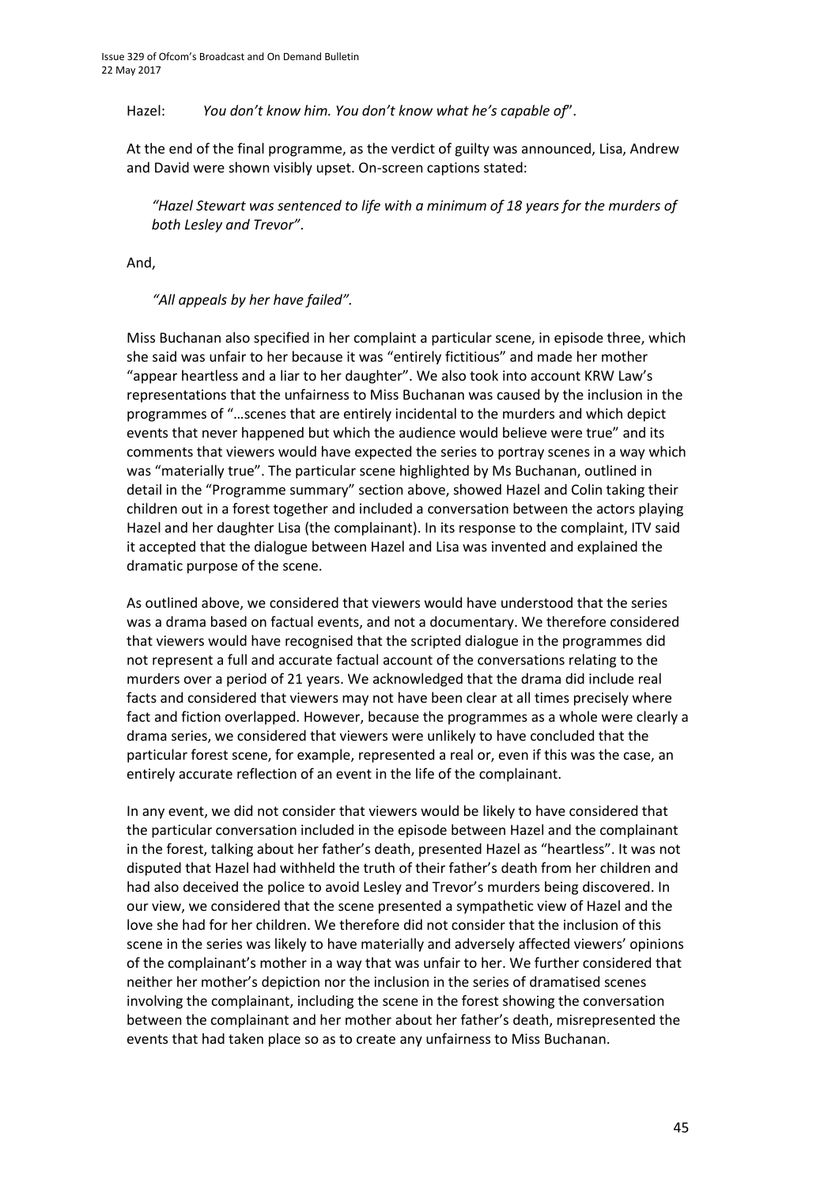Hazel: *You don't know him. You don't know what he's capable of*".

At the end of the final programme, as the verdict of guilty was announced, Lisa, Andrew and David were shown visibly upset. On-screen captions stated:

> *"Hazel Stewart was sentenced to life with a minimum of 18 years for the murders of both Lesley and Trevor"*.

And,

> *"All appeals by her have failed".*

Miss Buchanan also specified in her complaint a particular scene, in episode three, which she said was unfair to her because it was "entirely fictitious" and made her mother "appear heartless and a liar to her daughter". We also took into account KRW Law's representations that the unfairness to Miss Buchanan was caused by the inclusion in the programmes of "…scenes that are entirely incidental to the murders and which depict events that never happened but which the audience would believe were true" and its comments that viewers would have expected the series to portray scenes in a way which was "materially true". The particular scene highlighted by Ms Buchanan, outlined in detail in the "Programme summary" section above, showed Hazel and Colin taking their children out in a forest together and included a conversation between the actors playing Hazel and her daughter Lisa (the complainant). In its response to the complaint, ITV said it accepted that the dialogue between Hazel and Lisa was invented and explained the dramatic purpose of the scene.

As outlined above, we considered that viewers would have understood that the series was a drama based on factual events, and not a documentary. We therefore considered that viewers would have recognised that the scripted dialogue in the programmes did not represent a full and accurate factual account of the conversations relating to the murders over a period of 21 years. We acknowledged that the drama did include real facts and considered that viewers may not have been clear at all times precisely where fact and fiction overlapped. However, because the programmes as a whole were clearly a drama series, we considered that viewers were unlikely to have concluded that the particular forest scene, for example, represented a real or, even if this was the case, an entirely accurate reflection of an event in the life of the complainant.

In any event, we did not consider that viewers would be likely to have considered that the particular conversation included in the episode between Hazel and the complainant in the forest, talking about her father's death, presented Hazel as "heartless". It was not disputed that Hazel had withheld the truth of their father's death from her children and had also deceived the police to avoid Lesley and Trevor's murders being discovered. In our view, we considered that the scene presented a sympathetic view of Hazel and the love she had for her children. We therefore did not consider that the inclusion of this scene in the series was likely to have materially and adversely affected viewers' opinions of the complainant's mother in a way that was unfair to her. We further considered that neither her mother's depiction nor the inclusion in the series of dramatised scenes involving the complainant, including the scene in the forest showing the conversation between the complainant and her mother about her father's death, misrepresented the events that had taken place so as to create any unfairness to Miss Buchanan.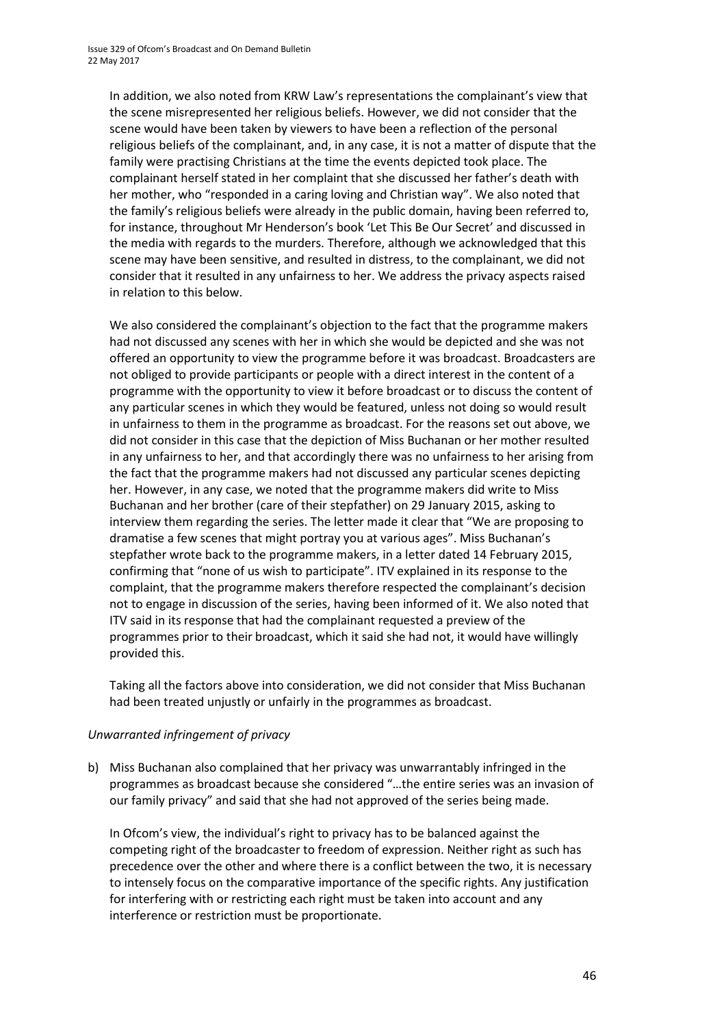In addition, we also noted from KRW Law's representations the complainant's view that the scene misrepresented her religious beliefs. However, we did not consider that the scene would have been taken by viewers to have been a reflection of the personal religious beliefs of the complainant, and, in any case, it is not a matter of dispute that the family were practising Christians at the time the events depicted took place. The complainant herself stated in her complaint that she discussed her father's death with her mother, who "responded in a caring loving and Christian way". We also noted that the family's religious beliefs were already in the public domain, having been referred to, for instance, throughout Mr Henderson's book 'Let This Be Our Secret' and discussed in the media with regards to the murders. Therefore, although we acknowledged that this scene may have been sensitive, and resulted in distress, to the complainant, we did not consider that it resulted in any unfairness to her. We address the privacy aspects raised in relation to this below.

We also considered the complainant's objection to the fact that the programme makers had not discussed any scenes with her in which she would be depicted and she was not offered an opportunity to view the programme before it was broadcast. Broadcasters are not obliged to provide participants or people with a direct interest in the content of a programme with the opportunity to view it before broadcast or to discuss the content of any particular scenes in which they would be featured, unless not doing so would result in unfairness to them in the programme as broadcast. For the reasons set out above, we did not consider in this case that the depiction of Miss Buchanan or her mother resulted in any unfairness to her, and that accordingly there was no unfairness to her arising from the fact that the programme makers had not discussed any particular scenes depicting her. However, in any case, we noted that the programme makers did write to Miss Buchanan and her brother (care of their stepfather) on 29 January 2015, asking to interview them regarding the series. The letter made it clear that "We are proposing to dramatise a few scenes that might portray you at various ages". Miss Buchanan's stepfather wrote back to the programme makers, in a letter dated 14 February 2015, confirming that "none of us wish to participate". ITV explained in its response to the complaint, that the programme makers therefore respected the complainant's decision not to engage in discussion of the series, having been informed of it. We also noted that ITV said in its response that had the complainant requested a preview of the programmes prior to their broadcast, which it said she had not, it would have willingly provided this.

Taking all the factors above into consideration, we did not consider that Miss Buchanan had been treated unjustly or unfairly in the programmes as broadcast.

*Unwarranted infringement of privacy*

b) Miss Buchanan also complained that her privacy was unwarrantably infringed in the programmes as broadcast because she considered "…the entire series was an invasion of our family privacy" and said that she had not approved of the series being made.

In Ofcom's view, the individual's right to privacy has to be balanced against the competing right of the broadcaster to freedom of expression. Neither right as such has precedence over the other and where there is a conflict between the two, it is necessary to intensely focus on the comparative importance of the specific rights. Any justification for interfering with or restricting each right must be taken into account and any interference or restriction must be proportionate.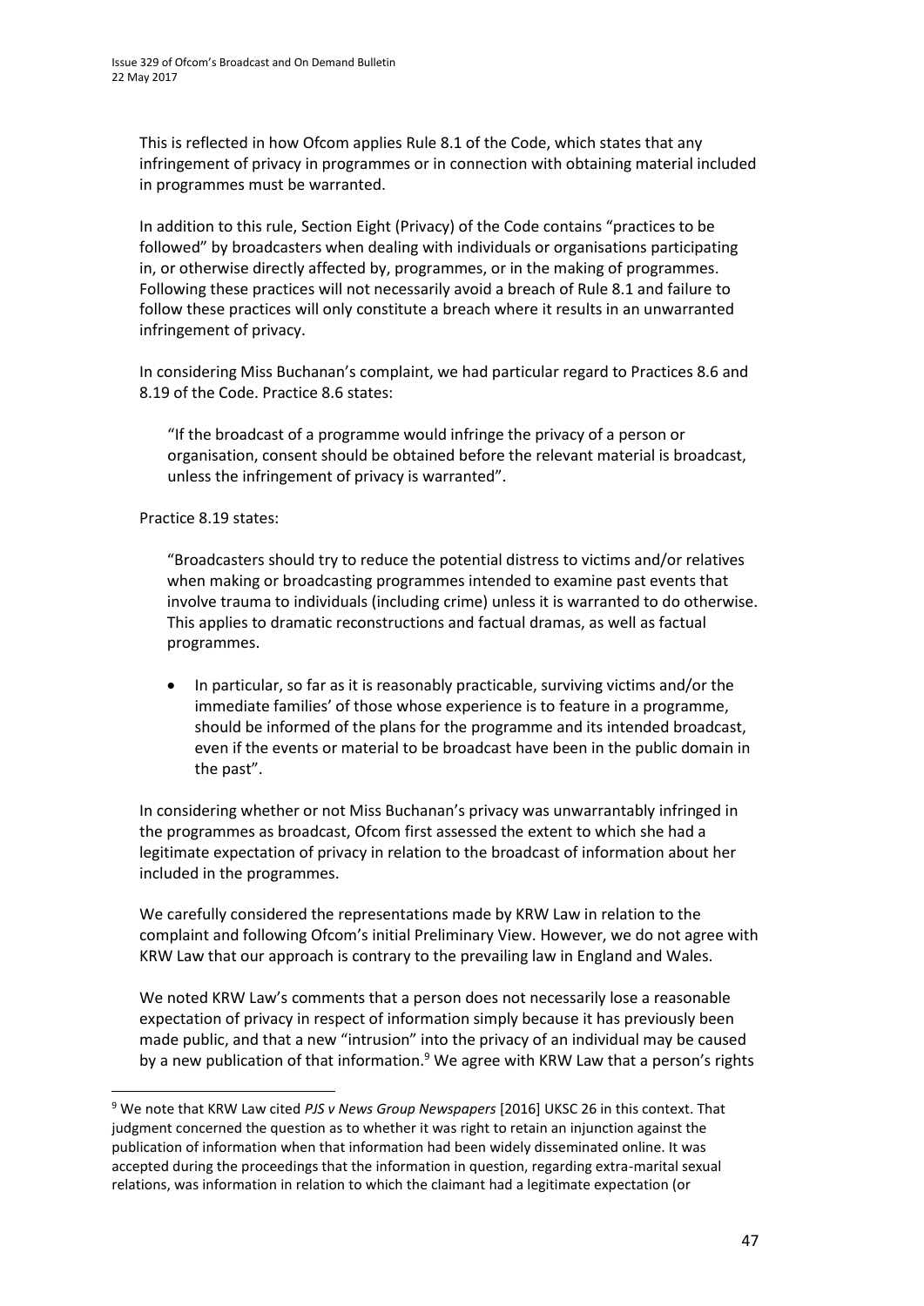This is reflected in how Ofcom applies Rule 8.1 of the Code, which states that any infringement of privacy in programmes or in connection with obtaining material included in programmes must be warranted.

In addition to this rule, Section Eight (Privacy) of the Code contains "practices to be followed" by broadcasters when dealing with individuals or organisations participating in, or otherwise directly affected by, programmes, or in the making of programmes. Following these practices will not necessarily avoid a breach of Rule 8.1 and failure to follow these practices will only constitute a breach where it results in an unwarranted infringement of privacy.

In considering Miss Buchanan's complaint, we had particular regard to Practices 8.6 and 8.19 of the Code. Practice 8.6 states:

> "If the broadcast of a programme would infringe the privacy of a person or organisation, consent should be obtained before the relevant material is broadcast, unless the infringement of privacy is warranted".

Practice 8.19 states:

> "Broadcasters should try to reduce the potential distress to victims and/or relatives when making or broadcasting programmes intended to examine past events that involve trauma to individuals (including crime) unless it is warranted to do otherwise. This applies to dramatic reconstructions and factual dramas, as well as factual programmes.
>
> - In particular, so far as it is reasonably practicable, surviving victims and/or the immediate families' of those whose experience is to feature in a programme, should be informed of the plans for the programme and its intended broadcast, even if the events or material to be broadcast have been in the public domain in the past".

In considering whether or not Miss Buchanan's privacy was unwarrantably infringed in the programmes as broadcast, Ofcom first assessed the extent to which she had a legitimate expectation of privacy in relation to the broadcast of information about her included in the programmes.

We carefully considered the representations made by KRW Law in relation to the complaint and following Ofcom's initial Preliminary View. However, we do not agree with KRW Law that our approach is contrary to the prevailing law in England and Wales.

We noted KRW Law's comments that a person does not necessarily lose a reasonable expectation of privacy in respect of information simply because it has previously been made public, and that a new "intrusion" into the privacy of an individual may be caused by a new publication of that information.[9] We agree with KRW Law that a person's rights

---

[9] We note that KRW Law cited *PJS v News Group Newspapers* [2016] UKSC 26 in this context. That judgment concerned the question as to whether it was right to retain an injunction against the publication of information when that information had been widely disseminated online. It was accepted during the proceedings that the information in question, regarding extra-marital sexual relations, was information in relation to which the claimant had a legitimate expectation (or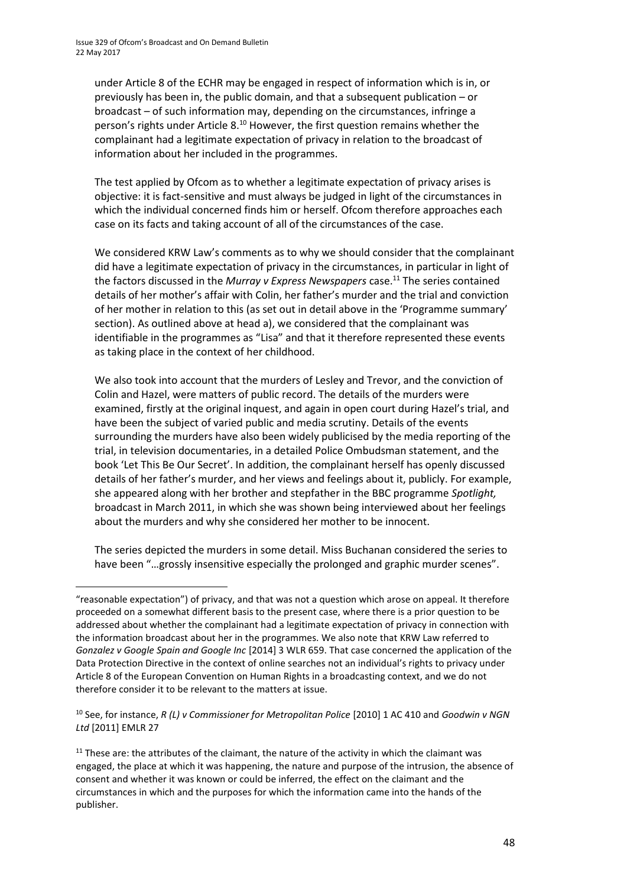under Article 8 of the ECHR may be engaged in respect of information which is in, or previously has been in, the public domain, and that a subsequent publication – or broadcast – of such information may, depending on the circumstances, infringe a person's rights under Article 8.[10] However, the first question remains whether the complainant had a legitimate expectation of privacy in relation to the broadcast of information about her included in the programmes.

The test applied by Ofcom as to whether a legitimate expectation of privacy arises is objective: it is fact-sensitive and must always be judged in light of the circumstances in which the individual concerned finds him or herself. Ofcom therefore approaches each case on its facts and taking account of all of the circumstances of the case.

We considered KRW Law's comments as to why we should consider that the complainant did have a legitimate expectation of privacy in the circumstances, in particular in light of the factors discussed in the *Murray v Express Newspapers* case.[11] The series contained details of her mother's affair with Colin, her father's murder and the trial and conviction of her mother in relation to this (as set out in detail above in the 'Programme summary' section). As outlined above at head a), we considered that the complainant was identifiable in the programmes as "Lisa" and that it therefore represented these events as taking place in the context of her childhood.

We also took into account that the murders of Lesley and Trevor, and the conviction of Colin and Hazel, were matters of public record. The details of the murders were examined, firstly at the original inquest, and again in open court during Hazel's trial, and have been the subject of varied public and media scrutiny. Details of the events surrounding the murders have also been widely publicised by the media reporting of the trial, in television documentaries, in a detailed Police Ombudsman statement, and the book 'Let This Be Our Secret'. In addition, the complainant herself has openly discussed details of her father's murder, and her views and feelings about it, publicly. For example, she appeared along with her brother and stepfather in the BBC programme *Spotlight,* broadcast in March 2011, in which she was shown being interviewed about her feelings about the murders and why she considered her mother to be innocent.

The series depicted the murders in some detail. Miss Buchanan considered the series to have been "…grossly insensitive especially the prolonged and graphic murder scenes".

---

"reasonable expectation") of privacy, and that was not a question which arose on appeal. It therefore proceeded on a somewhat different basis to the present case, where there is a prior question to be addressed about whether the complainant had a legitimate expectation of privacy in connection with the information broadcast about her in the programmes. We also note that KRW Law referred to *Gonzalez v Google Spain and Google Inc* [2014] 3 WLR 659. That case concerned the application of the Data Protection Directive in the context of online searches not an individual's rights to privacy under Article 8 of the European Convention on Human Rights in a broadcasting context, and we do not therefore consider it to be relevant to the matters at issue.

[10] See, for instance, *R (L) v Commissioner for Metropolitan Police* [2010] 1 AC 410 and *Goodwin v NGN Ltd* [2011] EMLR 27

[11] These are: the attributes of the claimant, the nature of the activity in which the claimant was engaged, the place at which it was happening, the nature and purpose of the intrusion, the absence of consent and whether it was known or could be inferred, the effect on the claimant and the circumstances in which and the purposes for which the information came into the hands of the publisher.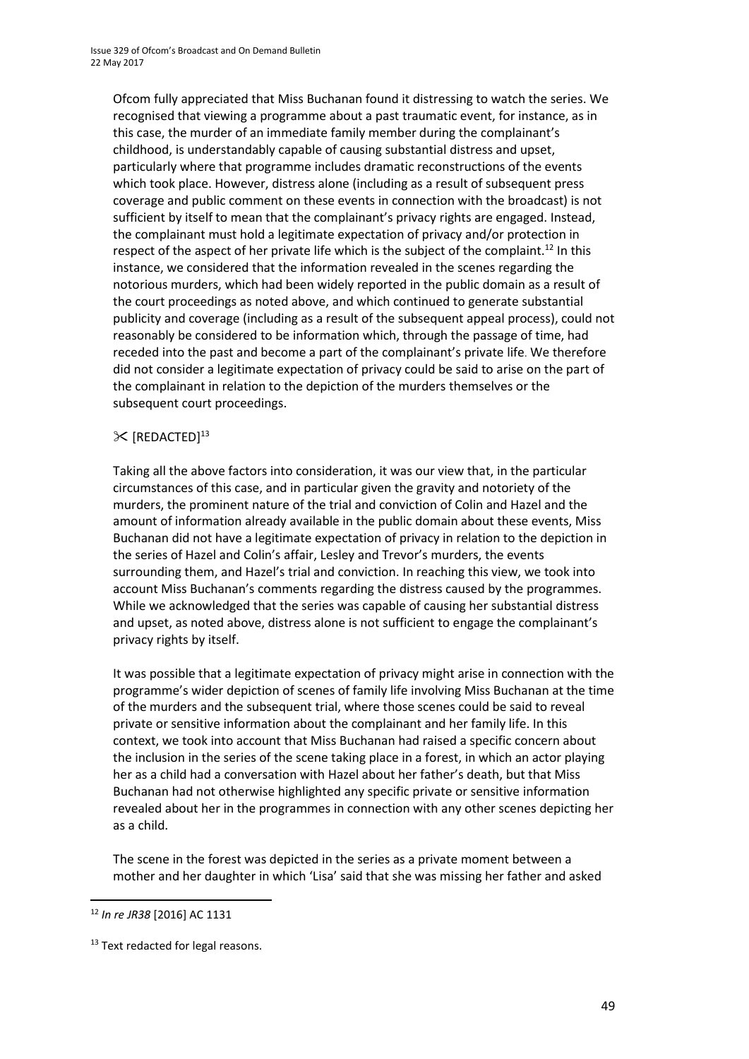Ofcom fully appreciated that Miss Buchanan found it distressing to watch the series. We recognised that viewing a programme about a past traumatic event, for instance, as in this case, the murder of an immediate family member during the complainant's childhood, is understandably capable of causing substantial distress and upset, particularly where that programme includes dramatic reconstructions of the events which took place. However, distress alone (including as a result of subsequent press coverage and public comment on these events in connection with the broadcast) is not sufficient by itself to mean that the complainant's privacy rights are engaged. Instead, the complainant must hold a legitimate expectation of privacy and/or protection in respect of the aspect of her private life which is the subject of the complaint.[12] In this instance, we considered that the information revealed in the scenes regarding the notorious murders, which had been widely reported in the public domain as a result of the court proceedings as noted above, and which continued to generate substantial publicity and coverage (including as a result of the subsequent appeal process), could not reasonably be considered to be information which, through the passage of time, had receded into the past and become a part of the complainant's private life. We therefore did not consider a legitimate expectation of privacy could be said to arise on the part of the complainant in relation to the depiction of the murders themselves or the subsequent court proceedings.

✂ [REDACTED][13]

Taking all the above factors into consideration, it was our view that, in the particular circumstances of this case, and in particular given the gravity and notoriety of the murders, the prominent nature of the trial and conviction of Colin and Hazel and the amount of information already available in the public domain about these events, Miss Buchanan did not have a legitimate expectation of privacy in relation to the depiction in the series of Hazel and Colin's affair, Lesley and Trevor's murders, the events surrounding them, and Hazel's trial and conviction. In reaching this view, we took into account Miss Buchanan's comments regarding the distress caused by the programmes. While we acknowledged that the series was capable of causing her substantial distress and upset, as noted above, distress alone is not sufficient to engage the complainant's privacy rights by itself.

It was possible that a legitimate expectation of privacy might arise in connection with the programme's wider depiction of scenes of family life involving Miss Buchanan at the time of the murders and the subsequent trial, where those scenes could be said to reveal private or sensitive information about the complainant and her family life. In this context, we took into account that Miss Buchanan had raised a specific concern about the inclusion in the series of the scene taking place in a forest, in which an actor playing her as a child had a conversation with Hazel about her father's death, but that Miss Buchanan had not otherwise highlighted any specific private or sensitive information revealed about her in the programmes in connection with any other scenes depicting her as a child.

The scene in the forest was depicted in the series as a private moment between a mother and her daughter in which 'Lisa' said that she was missing her father and asked

[12] *In re JR38* [2016] AC 1131

[13] Text redacted for legal reasons.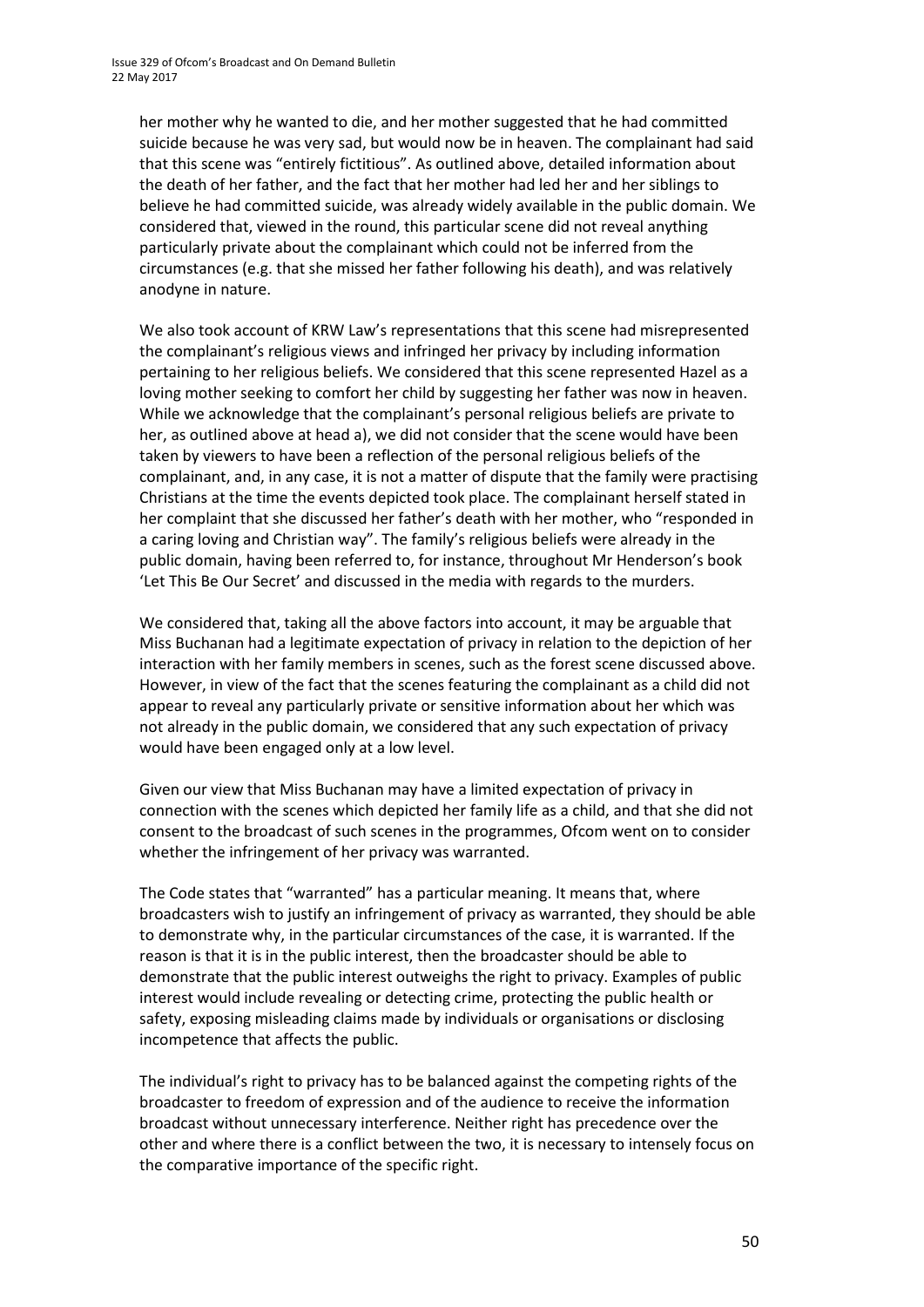her mother why he wanted to die, and her mother suggested that he had committed suicide because he was very sad, but would now be in heaven. The complainant had said that this scene was "entirely fictitious". As outlined above, detailed information about the death of her father, and the fact that her mother had led her and her siblings to believe he had committed suicide, was already widely available in the public domain. We considered that, viewed in the round, this particular scene did not reveal anything particularly private about the complainant which could not be inferred from the circumstances (e.g. that she missed her father following his death), and was relatively anodyne in nature.

We also took account of KRW Law's representations that this scene had misrepresented the complainant's religious views and infringed her privacy by including information pertaining to her religious beliefs. We considered that this scene represented Hazel as a loving mother seeking to comfort her child by suggesting her father was now in heaven. While we acknowledge that the complainant's personal religious beliefs are private to her, as outlined above at head a), we did not consider that the scene would have been taken by viewers to have been a reflection of the personal religious beliefs of the complainant, and, in any case, it is not a matter of dispute that the family were practising Christians at the time the events depicted took place. The complainant herself stated in her complaint that she discussed her father's death with her mother, who "responded in a caring loving and Christian way". The family's religious beliefs were already in the public domain, having been referred to, for instance, throughout Mr Henderson's book 'Let This Be Our Secret' and discussed in the media with regards to the murders.

We considered that, taking all the above factors into account, it may be arguable that Miss Buchanan had a legitimate expectation of privacy in relation to the depiction of her interaction with her family members in scenes, such as the forest scene discussed above. However, in view of the fact that the scenes featuring the complainant as a child did not appear to reveal any particularly private or sensitive information about her which was not already in the public domain, we considered that any such expectation of privacy would have been engaged only at a low level.

Given our view that Miss Buchanan may have a limited expectation of privacy in connection with the scenes which depicted her family life as a child, and that she did not consent to the broadcast of such scenes in the programmes, Ofcom went on to consider whether the infringement of her privacy was warranted.

The Code states that "warranted" has a particular meaning. It means that, where broadcasters wish to justify an infringement of privacy as warranted, they should be able to demonstrate why, in the particular circumstances of the case, it is warranted. If the reason is that it is in the public interest, then the broadcaster should be able to demonstrate that the public interest outweighs the right to privacy. Examples of public interest would include revealing or detecting crime, protecting the public health or safety, exposing misleading claims made by individuals or organisations or disclosing incompetence that affects the public.

The individual's right to privacy has to be balanced against the competing rights of the broadcaster to freedom of expression and of the audience to receive the information broadcast without unnecessary interference. Neither right has precedence over the other and where there is a conflict between the two, it is necessary to intensely focus on the comparative importance of the specific right.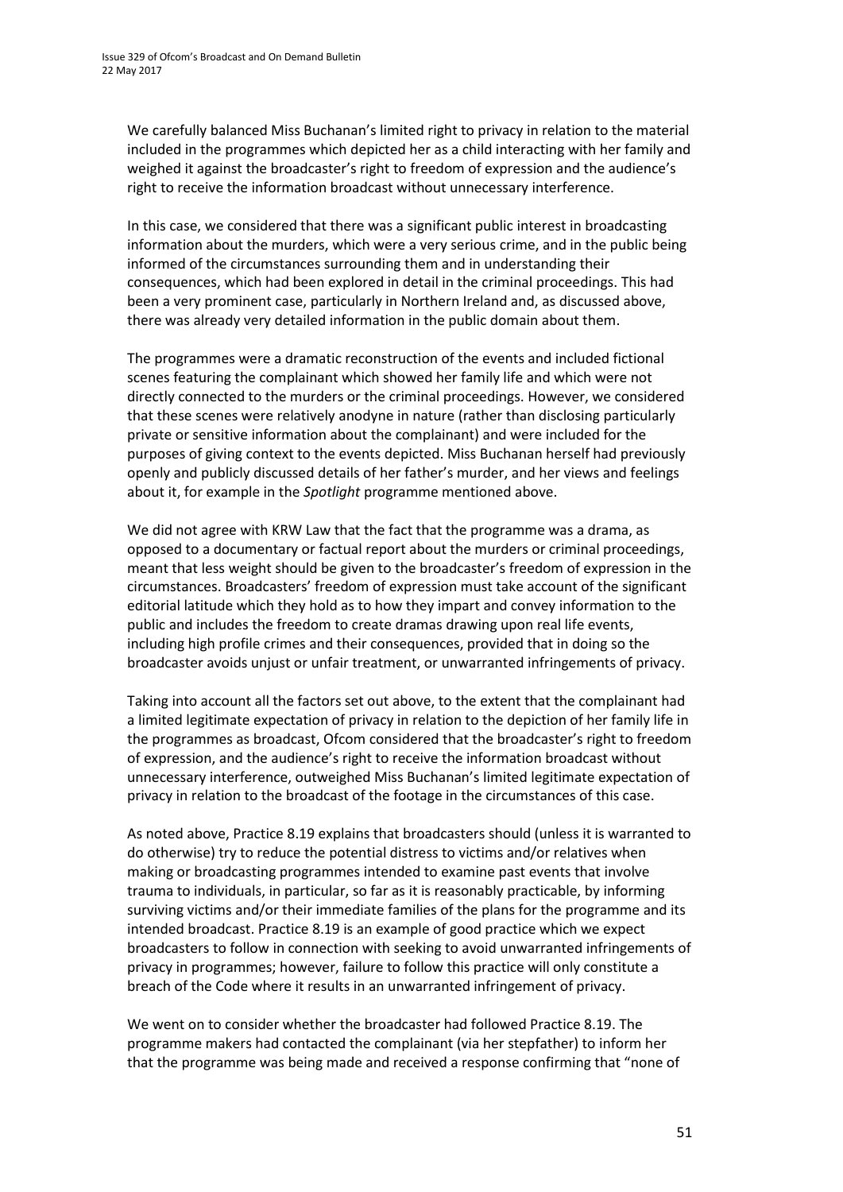We carefully balanced Miss Buchanan's limited right to privacy in relation to the material included in the programmes which depicted her as a child interacting with her family and weighed it against the broadcaster's right to freedom of expression and the audience's right to receive the information broadcast without unnecessary interference.

In this case, we considered that there was a significant public interest in broadcasting information about the murders, which were a very serious crime, and in the public being informed of the circumstances surrounding them and in understanding their consequences, which had been explored in detail in the criminal proceedings. This had been a very prominent case, particularly in Northern Ireland and, as discussed above, there was already very detailed information in the public domain about them.

The programmes were a dramatic reconstruction of the events and included fictional scenes featuring the complainant which showed her family life and which were not directly connected to the murders or the criminal proceedings. However, we considered that these scenes were relatively anodyne in nature (rather than disclosing particularly private or sensitive information about the complainant) and were included for the purposes of giving context to the events depicted. Miss Buchanan herself had previously openly and publicly discussed details of her father's murder, and her views and feelings about it, for example in the *Spotlight* programme mentioned above.

We did not agree with KRW Law that the fact that the programme was a drama, as opposed to a documentary or factual report about the murders or criminal proceedings, meant that less weight should be given to the broadcaster's freedom of expression in the circumstances. Broadcasters' freedom of expression must take account of the significant editorial latitude which they hold as to how they impart and convey information to the public and includes the freedom to create dramas drawing upon real life events, including high profile crimes and their consequences, provided that in doing so the broadcaster avoids unjust or unfair treatment, or unwarranted infringements of privacy.

Taking into account all the factors set out above, to the extent that the complainant had a limited legitimate expectation of privacy in relation to the depiction of her family life in the programmes as broadcast, Ofcom considered that the broadcaster's right to freedom of expression, and the audience's right to receive the information broadcast without unnecessary interference, outweighed Miss Buchanan's limited legitimate expectation of privacy in relation to the broadcast of the footage in the circumstances of this case.

As noted above, Practice 8.19 explains that broadcasters should (unless it is warranted to do otherwise) try to reduce the potential distress to victims and/or relatives when making or broadcasting programmes intended to examine past events that involve trauma to individuals, in particular, so far as it is reasonably practicable, by informing surviving victims and/or their immediate families of the plans for the programme and its intended broadcast. Practice 8.19 is an example of good practice which we expect broadcasters to follow in connection with seeking to avoid unwarranted infringements of privacy in programmes; however, failure to follow this practice will only constitute a breach of the Code where it results in an unwarranted infringement of privacy.

We went on to consider whether the broadcaster had followed Practice 8.19. The programme makers had contacted the complainant (via her stepfather) to inform her that the programme was being made and received a response confirming that "none of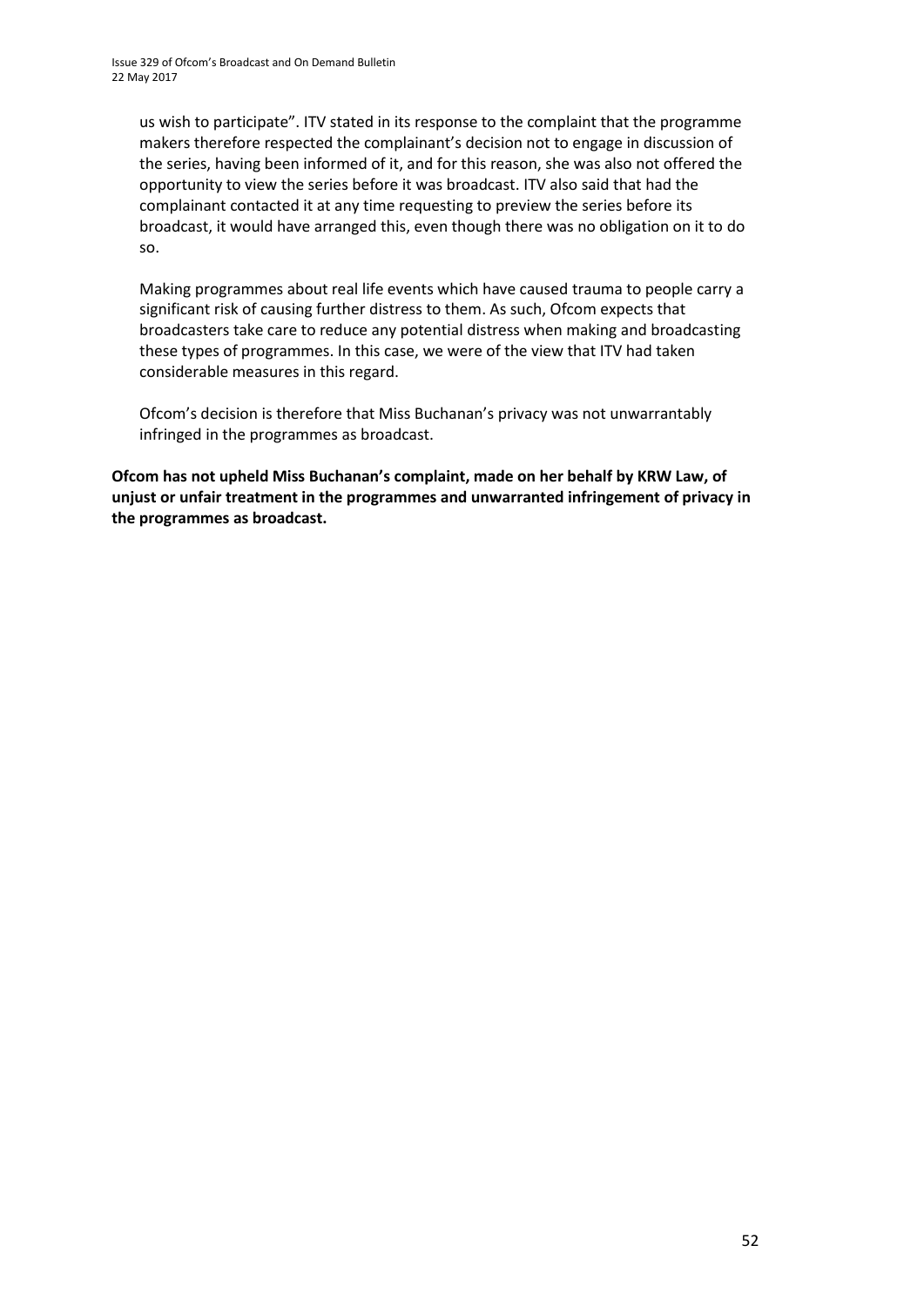us wish to participate". ITV stated in its response to the complaint that the programme makers therefore respected the complainant's decision not to engage in discussion of the series, having been informed of it, and for this reason, she was also not offered the opportunity to view the series before it was broadcast. ITV also said that had the complainant contacted it at any time requesting to preview the series before its broadcast, it would have arranged this, even though there was no obligation on it to do so.

Making programmes about real life events which have caused trauma to people carry a significant risk of causing further distress to them. As such, Ofcom expects that broadcasters take care to reduce any potential distress when making and broadcasting these types of programmes. In this case, we were of the view that ITV had taken considerable measures in this regard.

Ofcom's decision is therefore that Miss Buchanan's privacy was not unwarrantably infringed in the programmes as broadcast.

**Ofcom has not upheld Miss Buchanan's complaint, made on her behalf by KRW Law, of unjust or unfair treatment in the programmes and unwarranted infringement of privacy in the programmes as broadcast.**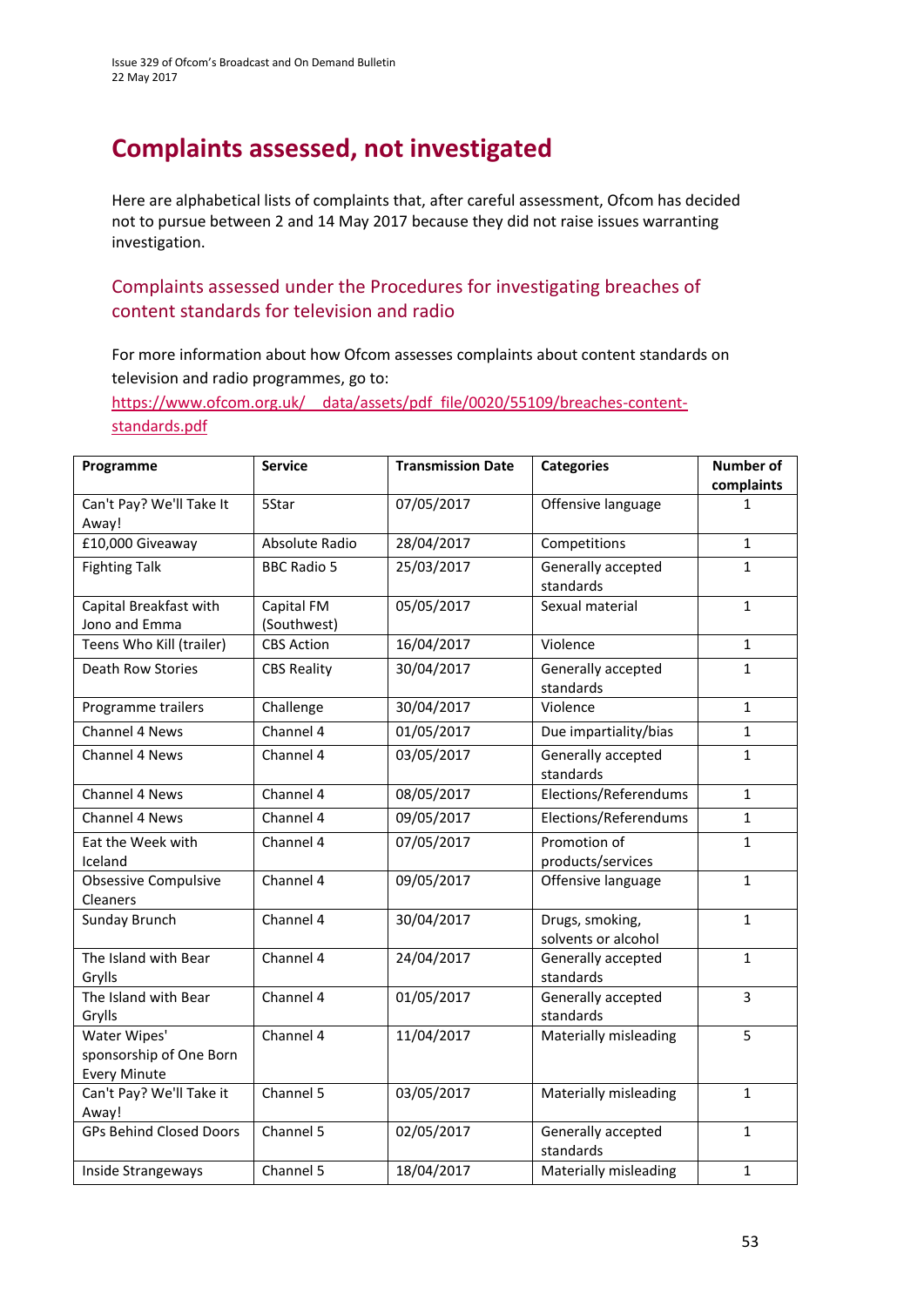# Complaints assessed, not investigated

Here are alphabetical lists of complaints that, after careful assessment, Ofcom has decided not to pursue between 2 and 14 May 2017 because they did not raise issues warranting investigation.

## Complaints assessed under the Procedures for investigating breaches of content standards for television and radio

For more information about how Ofcom assesses complaints about content standards on television and radio programmes, go to: https://www.ofcom.org.uk/__data/assets/pdf_file/0020/55109/breaches-content-standards.pdf

| Programme | Service | Transmission Date | Categories | Number of complaints |
|---|---|---|---|---|
| Can't Pay? We'll Take It Away! | 5Star | 07/05/2017 | Offensive language | 1 |
| £10,000 Giveaway | Absolute Radio | 28/04/2017 | Competitions | 1 |
| Fighting Talk | BBC Radio 5 | 25/03/2017 | Generally accepted standards | 1 |
| Capital Breakfast with Jono and Emma | Capital FM (Southwest) | 05/05/2017 | Sexual material | 1 |
| Teens Who Kill (trailer) | CBS Action | 16/04/2017 | Violence | 1 |
| Death Row Stories | CBS Reality | 30/04/2017 | Generally accepted standards | 1 |
| Programme trailers | Challenge | 30/04/2017 | Violence | 1 |
| Channel 4 News | Channel 4 | 01/05/2017 | Due impartiality/bias | 1 |
| Channel 4 News | Channel 4 | 03/05/2017 | Generally accepted standards | 1 |
| Channel 4 News | Channel 4 | 08/05/2017 | Elections/Referendums | 1 |
| Channel 4 News | Channel 4 | 09/05/2017 | Elections/Referendums | 1 |
| Eat the Week with Iceland | Channel 4 | 07/05/2017 | Promotion of products/services | 1 |
| Obsessive Compulsive Cleaners | Channel 4 | 09/05/2017 | Offensive language | 1 |
| Sunday Brunch | Channel 4 | 30/04/2017 | Drugs, smoking, solvents or alcohol | 1 |
| The Island with Bear Grylls | Channel 4 | 24/04/2017 | Generally accepted standards | 1 |
| The Island with Bear Grylls | Channel 4 | 01/05/2017 | Generally accepted standards | 3 |
| Water Wipes' sponsorship of One Born Every Minute | Channel 4 | 11/04/2017 | Materially misleading | 5 |
| Can't Pay? We'll Take it Away! | Channel 5 | 03/05/2017 | Materially misleading | 1 |
| GPs Behind Closed Doors | Channel 5 | 02/05/2017 | Generally accepted standards | 1 |
| Inside Strangeways | Channel 5 | 18/04/2017 | Materially misleading | 1 |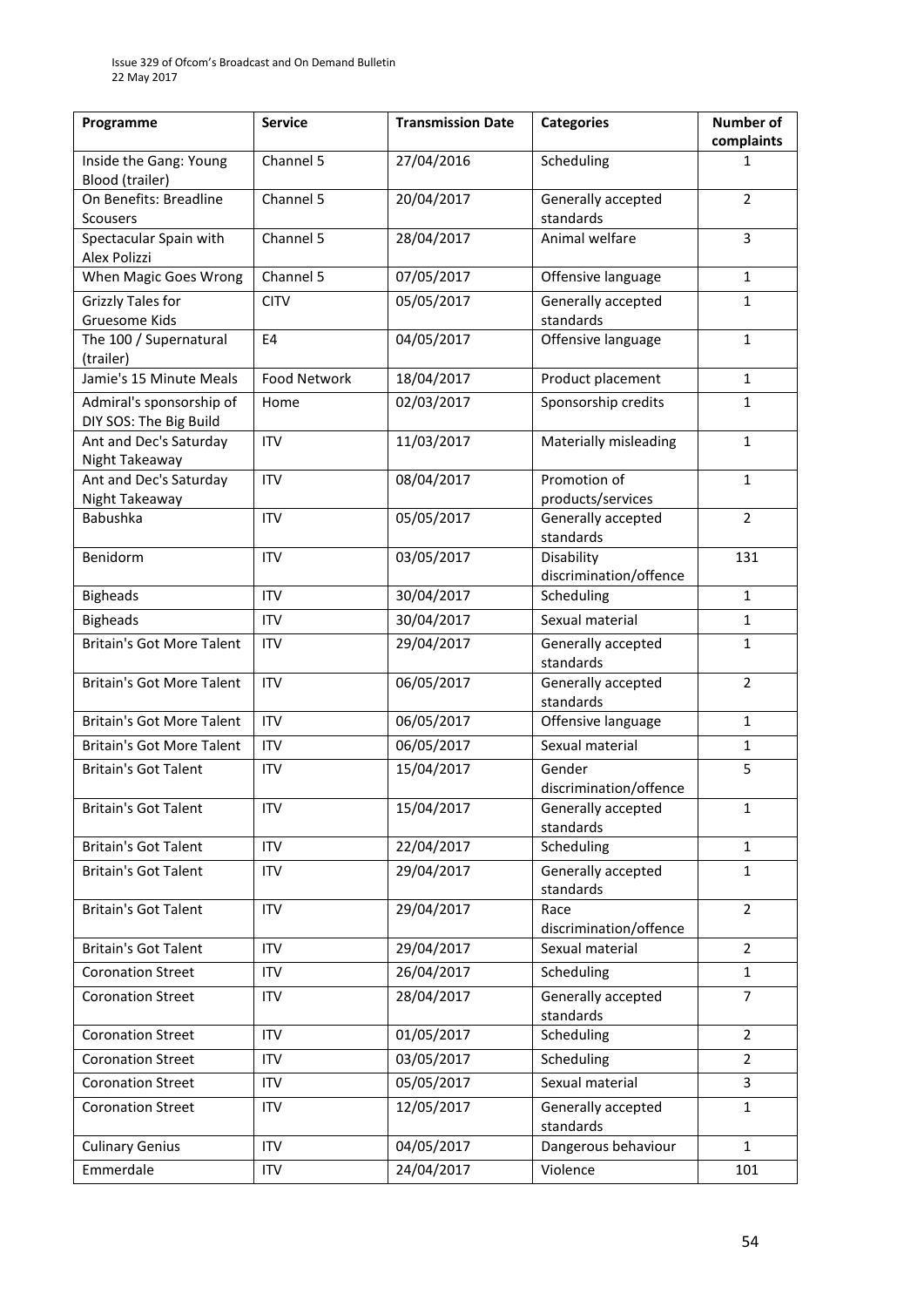| Programme | Service | Transmission Date | Categories | Number of complaints |
|---|---|---|---|---|
| Inside the Gang: Young Blood (trailer) | Channel 5 | 27/04/2016 | Scheduling | 1 |
| On Benefits: Breadline Scousers | Channel 5 | 20/04/2017 | Generally accepted standards | 2 |
| Spectacular Spain with Alex Polizzi | Channel 5 | 28/04/2017 | Animal welfare | 3 |
| When Magic Goes Wrong | Channel 5 | 07/05/2017 | Offensive language | 1 |
| Grizzly Tales for Gruesome Kids | CITV | 05/05/2017 | Generally accepted standards | 1 |
| The 100 / Supernatural (trailer) | E4 | 04/05/2017 | Offensive language | 1 |
| Jamie's 15 Minute Meals | Food Network | 18/04/2017 | Product placement | 1 |
| Admiral's sponsorship of DIY SOS: The Big Build | Home | 02/03/2017 | Sponsorship credits | 1 |
| Ant and Dec's Saturday Night Takeaway | ITV | 11/03/2017 | Materially misleading | 1 |
| Ant and Dec's Saturday Night Takeaway | ITV | 08/04/2017 | Promotion of products/services | 1 |
| Babushka | ITV | 05/05/2017 | Generally accepted standards | 2 |
| Benidorm | ITV | 03/05/2017 | Disability discrimination/offence | 131 |
| Bigheads | ITV | 30/04/2017 | Scheduling | 1 |
| Bigheads | ITV | 30/04/2017 | Sexual material | 1 |
| Britain's Got More Talent | ITV | 29/04/2017 | Generally accepted standards | 1 |
| Britain's Got More Talent | ITV | 06/05/2017 | Generally accepted standards | 2 |
| Britain's Got More Talent | ITV | 06/05/2017 | Offensive language | 1 |
| Britain's Got More Talent | ITV | 06/05/2017 | Sexual material | 1 |
| Britain's Got Talent | ITV | 15/04/2017 | Gender discrimination/offence | 5 |
| Britain's Got Talent | ITV | 15/04/2017 | Generally accepted standards | 1 |
| Britain's Got Talent | ITV | 22/04/2017 | Scheduling | 1 |
| Britain's Got Talent | ITV | 29/04/2017 | Generally accepted standards | 1 |
| Britain's Got Talent | ITV | 29/04/2017 | Race discrimination/offence | 2 |
| Britain's Got Talent | ITV | 29/04/2017 | Sexual material | 2 |
| Coronation Street | ITV | 26/04/2017 | Scheduling | 1 |
| Coronation Street | ITV | 28/04/2017 | Generally accepted standards | 7 |
| Coronation Street | ITV | 01/05/2017 | Scheduling | 2 |
| Coronation Street | ITV | 03/05/2017 | Scheduling | 2 |
| Coronation Street | ITV | 05/05/2017 | Sexual material | 3 |
| Coronation Street | ITV | 12/05/2017 | Generally accepted standards | 1 |
| Culinary Genius | ITV | 04/05/2017 | Dangerous behaviour | 1 |
| Emmerdale | ITV | 24/04/2017 | Violence | 101 |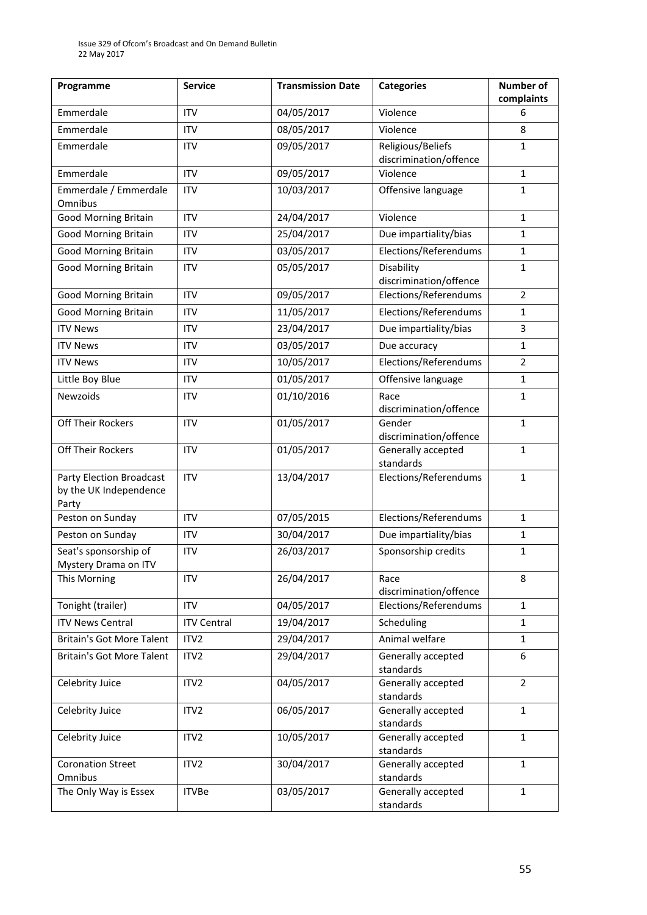| Programme | Service | Transmission Date | Categories | Number of complaints |
|---|---|---|---|---|
| Emmerdale | ITV | 04/05/2017 | Violence | 6 |
| Emmerdale | ITV | 08/05/2017 | Violence | 8 |
| Emmerdale | ITV | 09/05/2017 | Religious/Beliefs discrimination/offence | 1 |
| Emmerdale | ITV | 09/05/2017 | Violence | 1 |
| Emmerdale / Emmerdale Omnibus | ITV | 10/03/2017 | Offensive language | 1 |
| Good Morning Britain | ITV | 24/04/2017 | Violence | 1 |
| Good Morning Britain | ITV | 25/04/2017 | Due impartiality/bias | 1 |
| Good Morning Britain | ITV | 03/05/2017 | Elections/Referendums | 1 |
| Good Morning Britain | ITV | 05/05/2017 | Disability discrimination/offence | 1 |
| Good Morning Britain | ITV | 09/05/2017 | Elections/Referendums | 2 |
| Good Morning Britain | ITV | 11/05/2017 | Elections/Referendums | 1 |
| ITV News | ITV | 23/04/2017 | Due impartiality/bias | 3 |
| ITV News | ITV | 03/05/2017 | Due accuracy | 1 |
| ITV News | ITV | 10/05/2017 | Elections/Referendums | 2 |
| Little Boy Blue | ITV | 01/05/2017 | Offensive language | 1 |
| Newzoids | ITV | 01/10/2016 | Race discrimination/offence | 1 |
| Off Their Rockers | ITV | 01/05/2017 | Gender discrimination/offence | 1 |
| Off Their Rockers | ITV | 01/05/2017 | Generally accepted standards | 1 |
| Party Election Broadcast by the UK Independence Party | ITV | 13/04/2017 | Elections/Referendums | 1 |
| Peston on Sunday | ITV | 07/05/2015 | Elections/Referendums | 1 |
| Peston on Sunday | ITV | 30/04/2017 | Due impartiality/bias | 1 |
| Seat's sponsorship of Mystery Drama on ITV | ITV | 26/03/2017 | Sponsorship credits | 1 |
| This Morning | ITV | 26/04/2017 | Race discrimination/offence | 8 |
| Tonight (trailer) | ITV | 04/05/2017 | Elections/Referendums | 1 |
| ITV News Central | ITV Central | 19/04/2017 | Scheduling | 1 |
| Britain's Got More Talent | ITV2 | 29/04/2017 | Animal welfare | 1 |
| Britain's Got More Talent | ITV2 | 29/04/2017 | Generally accepted standards | 6 |
| Celebrity Juice | ITV2 | 04/05/2017 | Generally accepted standards | 2 |
| Celebrity Juice | ITV2 | 06/05/2017 | Generally accepted standards | 1 |
| Celebrity Juice | ITV2 | 10/05/2017 | Generally accepted standards | 1 |
| Coronation Street Omnibus | ITV2 | 30/04/2017 | Generally accepted standards | 1 |
| The Only Way is Essex | ITVBe | 03/05/2017 | Generally accepted standards | 1 |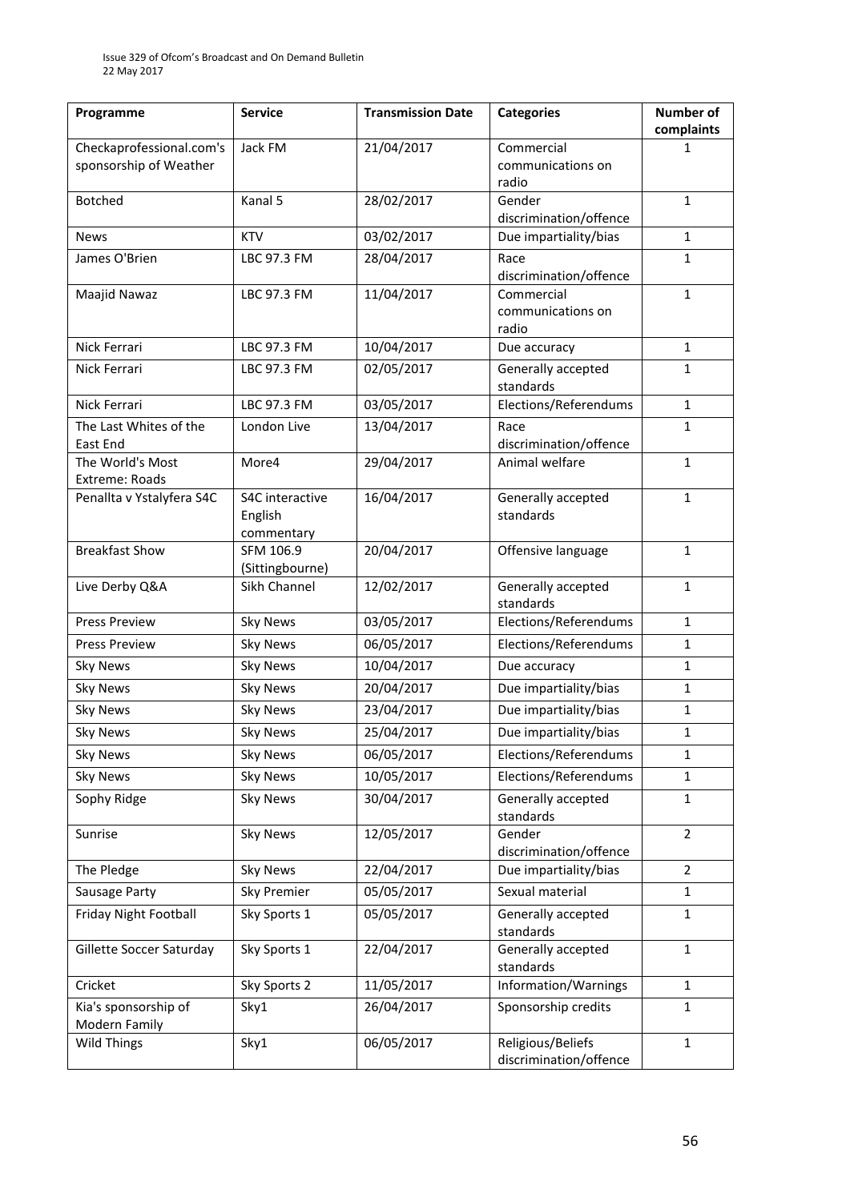| Programme | Service | Transmission Date | Categories | Number of complaints |
|---|---|---|---|---|
| Checkaprofessional.com's sponsorship of Weather | Jack FM | 21/04/2017 | Commercial communications on radio | 1 |
| Botched | Kanal 5 | 28/02/2017 | Gender discrimination/offence | 1 |
| News | KTV | 03/02/2017 | Due impartiality/bias | 1 |
| James O'Brien | LBC 97.3 FM | 28/04/2017 | Race discrimination/offence | 1 |
| Maajid Nawaz | LBC 97.3 FM | 11/04/2017 | Commercial communications on radio | 1 |
| Nick Ferrari | LBC 97.3 FM | 10/04/2017 | Due accuracy | 1 |
| Nick Ferrari | LBC 97.3 FM | 02/05/2017 | Generally accepted standards | 1 |
| Nick Ferrari | LBC 97.3 FM | 03/05/2017 | Elections/Referendums | 1 |
| The Last Whites of the East End | London Live | 13/04/2017 | Race discrimination/offence | 1 |
| The World's Most Extreme: Roads | More4 | 29/04/2017 | Animal welfare | 1 |
| Penallta v Ystalyfera S4C | S4C interactive English commentary | 16/04/2017 | Generally accepted standards | 1 |
| Breakfast Show | SFM 106.9 (Sittingbourne) | 20/04/2017 | Offensive language | 1 |
| Live Derby Q&A | Sikh Channel | 12/02/2017 | Generally accepted standards | 1 |
| Press Preview | Sky News | 03/05/2017 | Elections/Referendums | 1 |
| Press Preview | Sky News | 06/05/2017 | Elections/Referendums | 1 |
| Sky News | Sky News | 10/04/2017 | Due accuracy | 1 |
| Sky News | Sky News | 20/04/2017 | Due impartiality/bias | 1 |
| Sky News | Sky News | 23/04/2017 | Due impartiality/bias | 1 |
| Sky News | Sky News | 25/04/2017 | Due impartiality/bias | 1 |
| Sky News | Sky News | 06/05/2017 | Elections/Referendums | 1 |
| Sky News | Sky News | 10/05/2017 | Elections/Referendums | 1 |
| Sophy Ridge | Sky News | 30/04/2017 | Generally accepted standards | 1 |
| Sunrise | Sky News | 12/05/2017 | Gender discrimination/offence | 2 |
| The Pledge | Sky News | 22/04/2017 | Due impartiality/bias | 2 |
| Sausage Party | Sky Premier | 05/05/2017 | Sexual material | 1 |
| Friday Night Football | Sky Sports 1 | 05/05/2017 | Generally accepted standards | 1 |
| Gillette Soccer Saturday | Sky Sports 1 | 22/04/2017 | Generally accepted standards | 1 |
| Cricket | Sky Sports 2 | 11/05/2017 | Information/Warnings | 1 |
| Kia's sponsorship of Modern Family | Sky1 | 26/04/2017 | Sponsorship credits | 1 |
| Wild Things | Sky1 | 06/05/2017 | Religious/Beliefs discrimination/offence | 1 |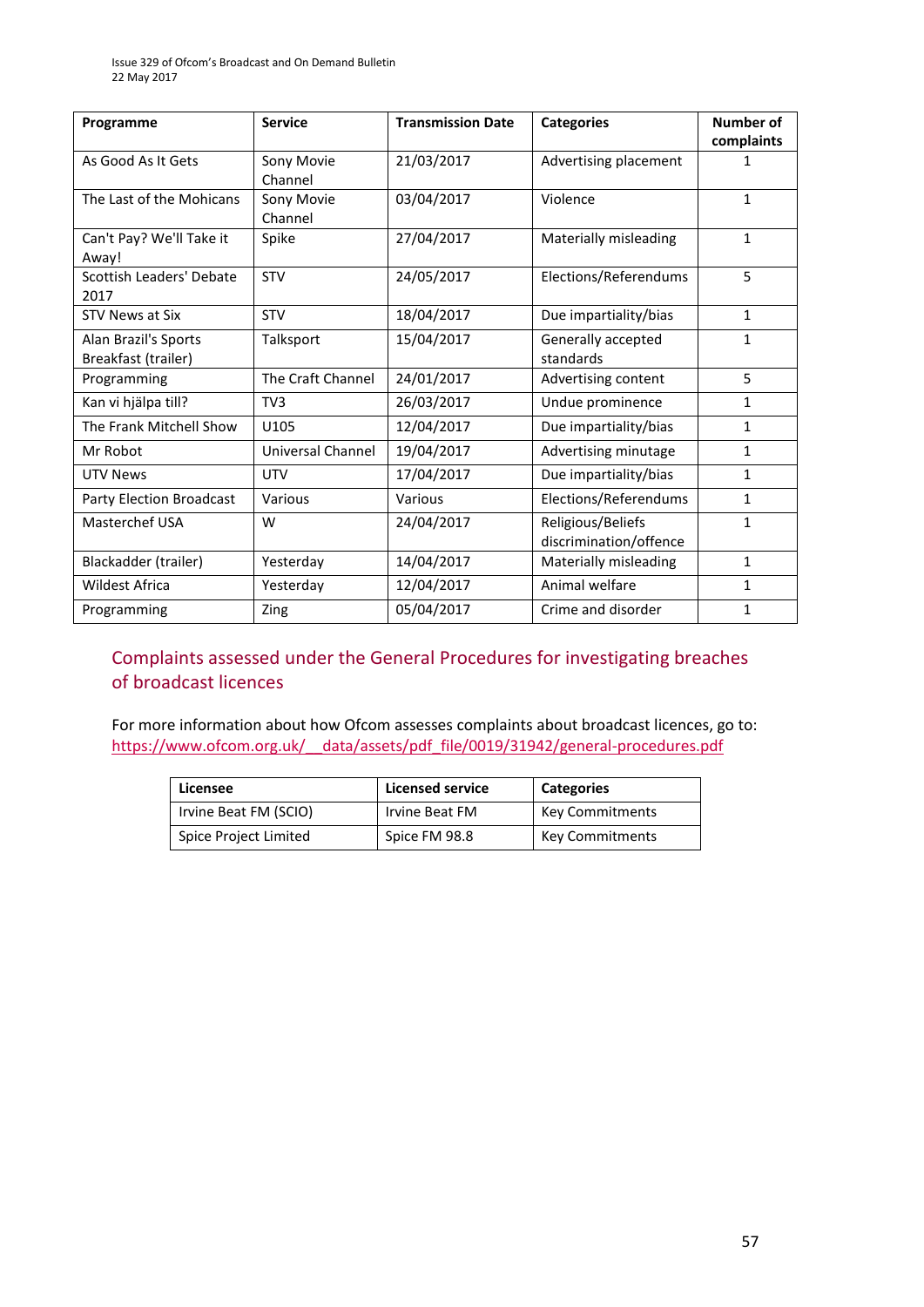| Programme | Service | Transmission Date | Categories | Number of complaints |
|---|---|---|---|---|
| As Good As It Gets | Sony Movie Channel | 21/03/2017 | Advertising placement | 1 |
| The Last of the Mohicans | Sony Movie Channel | 03/04/2017 | Violence | 1 |
| Can't Pay? We'll Take it Away! | Spike | 27/04/2017 | Materially misleading | 1 |
| Scottish Leaders' Debate 2017 | STV | 24/05/2017 | Elections/Referendums | 5 |
| STV News at Six | STV | 18/04/2017 | Due impartiality/bias | 1 |
| Alan Brazil's Sports Breakfast (trailer) | Talksport | 15/04/2017 | Generally accepted standards | 1 |
| Programming | The Craft Channel | 24/01/2017 | Advertising content | 5 |
| Kan vi hjälpa till? | TV3 | 26/03/2017 | Undue prominence | 1 |
| The Frank Mitchell Show | U105 | 12/04/2017 | Due impartiality/bias | 1 |
| Mr Robot | Universal Channel | 19/04/2017 | Advertising minutage | 1 |
| UTV News | UTV | 17/04/2017 | Due impartiality/bias | 1 |
| Party Election Broadcast | Various | Various | Elections/Referendums | 1 |
| Masterchef USA | W | 24/04/2017 | Religious/Beliefs discrimination/offence | 1 |
| Blackadder (trailer) | Yesterday | 14/04/2017 | Materially misleading | 1 |
| Wildest Africa | Yesterday | 12/04/2017 | Animal welfare | 1 |
| Programming | Zing | 05/04/2017 | Crime and disorder | 1 |

## Complaints assessed under the General Procedures for investigating breaches of broadcast licences

For more information about how Ofcom assesses complaints about broadcast licences, go to: https://www.ofcom.org.uk/__data/assets/pdf_file/0019/31942/general-procedures.pdf

| Licensee | Licensed service | Categories |
|---|---|---|
| Irvine Beat FM (SCIO) | Irvine Beat FM | Key Commitments |
| Spice Project Limited | Spice FM 98.8 | Key Commitments |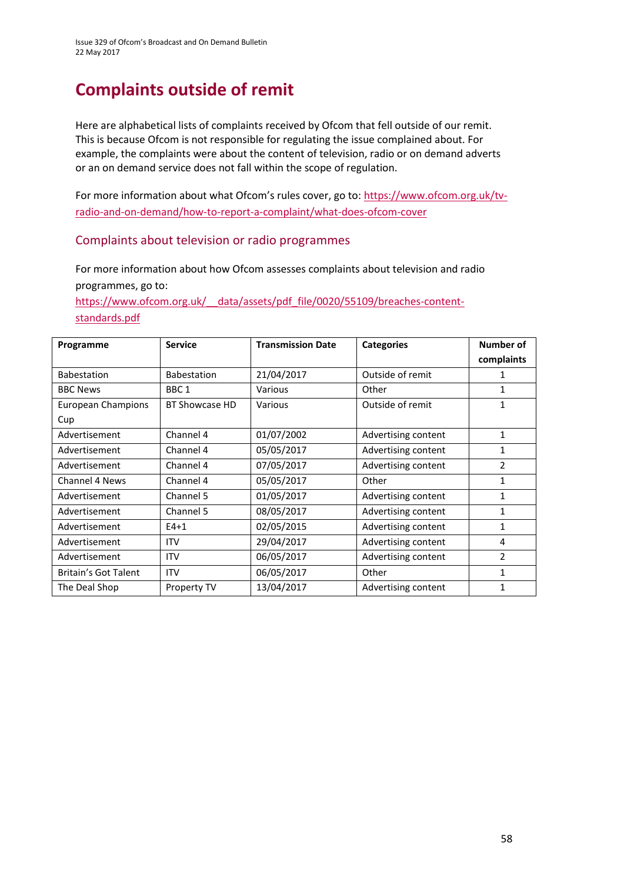# Complaints outside of remit

Here are alphabetical lists of complaints received by Ofcom that fell outside of our remit. This is because Ofcom is not responsible for regulating the issue complained about. For example, the complaints were about the content of television, radio or on demand adverts or an on demand service does not fall within the scope of regulation.

For more information about what Ofcom's rules cover, go to: https://www.ofcom.org.uk/tv-radio-and-on-demand/how-to-report-a-complaint/what-does-ofcom-cover

## Complaints about television or radio programmes

For more information about how Ofcom assesses complaints about television and radio programmes, go to: https://www.ofcom.org.uk/__data/assets/pdf_file/0020/55109/breaches-content-standards.pdf

| Programme | Service | Transmission Date | Categories | Number of complaints |
|---|---|---|---|---|
| Babestation | Babestation | 21/04/2017 | Outside of remit | 1 |
| BBC News | BBC 1 | Various | Other | 1 |
| European Champions Cup | BT Showcase HD | Various | Outside of remit | 1 |
| Advertisement | Channel 4 | 01/07/2002 | Advertising content | 1 |
| Advertisement | Channel 4 | 05/05/2017 | Advertising content | 1 |
| Advertisement | Channel 4 | 07/05/2017 | Advertising content | 2 |
| Channel 4 News | Channel 4 | 05/05/2017 | Other | 1 |
| Advertisement | Channel 5 | 01/05/2017 | Advertising content | 1 |
| Advertisement | Channel 5 | 08/05/2017 | Advertising content | 1 |
| Advertisement | E4+1 | 02/05/2015 | Advertising content | 1 |
| Advertisement | ITV | 29/04/2017 | Advertising content | 4 |
| Advertisement | ITV | 06/05/2017 | Advertising content | 2 |
| Britain's Got Talent | ITV | 06/05/2017 | Other | 1 |
| The Deal Shop | Property TV | 13/04/2017 | Advertising content | 1 |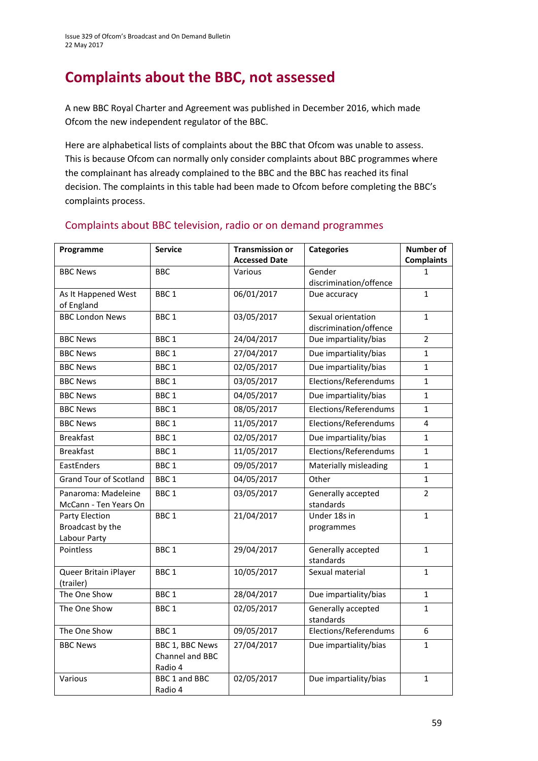# Complaints about the BBC, not assessed

A new BBC Royal Charter and Agreement was published in December 2016, which made Ofcom the new independent regulator of the BBC.

Here are alphabetical lists of complaints about the BBC that Ofcom was unable to assess. This is because Ofcom can normally only consider complaints about BBC programmes where the complainant has already complained to the BBC and the BBC has reached its final decision. The complaints in this table had been made to Ofcom before completing the BBC's complaints process.

## Complaints about BBC television, radio or on demand programmes

| Programme | Service | Transmission or Accessed Date | Categories | Number of Complaints |
|---|---|---|---|---|
| BBC News | BBC | Various | Gender discrimination/offence | 1 |
| As It Happened West of England | BBC 1 | 06/01/2017 | Due accuracy | 1 |
| BBC London News | BBC 1 | 03/05/2017 | Sexual orientation discrimination/offence | 1 |
| BBC News | BBC 1 | 24/04/2017 | Due impartiality/bias | 2 |
| BBC News | BBC 1 | 27/04/2017 | Due impartiality/bias | 1 |
| BBC News | BBC 1 | 02/05/2017 | Due impartiality/bias | 1 |
| BBC News | BBC 1 | 03/05/2017 | Elections/Referendums | 1 |
| BBC News | BBC 1 | 04/05/2017 | Due impartiality/bias | 1 |
| BBC News | BBC 1 | 08/05/2017 | Elections/Referendums | 1 |
| BBC News | BBC 1 | 11/05/2017 | Elections/Referendums | 4 |
| Breakfast | BBC 1 | 02/05/2017 | Due impartiality/bias | 1 |
| Breakfast | BBC 1 | 11/05/2017 | Elections/Referendums | 1 |
| EastEnders | BBC 1 | 09/05/2017 | Materially misleading | 1 |
| Grand Tour of Scotland | BBC 1 | 04/05/2017 | Other | 1 |
| Panaroma: Madeleine McCann - Ten Years On | BBC 1 | 03/05/2017 | Generally accepted standards | 2 |
| Party Election Broadcast by the Labour Party | BBC 1 | 21/04/2017 | Under 18s in programmes | 1 |
| Pointless | BBC 1 | 29/04/2017 | Generally accepted standards | 1 |
| Queer Britain iPlayer (trailer) | BBC 1 | 10/05/2017 | Sexual material | 1 |
| The One Show | BBC 1 | 28/04/2017 | Due impartiality/bias | 1 |
| The One Show | BBC 1 | 02/05/2017 | Generally accepted standards | 1 |
| The One Show | BBC 1 | 09/05/2017 | Elections/Referendums | 6 |
| BBC News | BBC 1, BBC News Channel and BBC Radio 4 | 27/04/2017 | Due impartiality/bias | 1 |
| Various | BBC 1 and BBC Radio 4 | 02/05/2017 | Due impartiality/bias | 1 |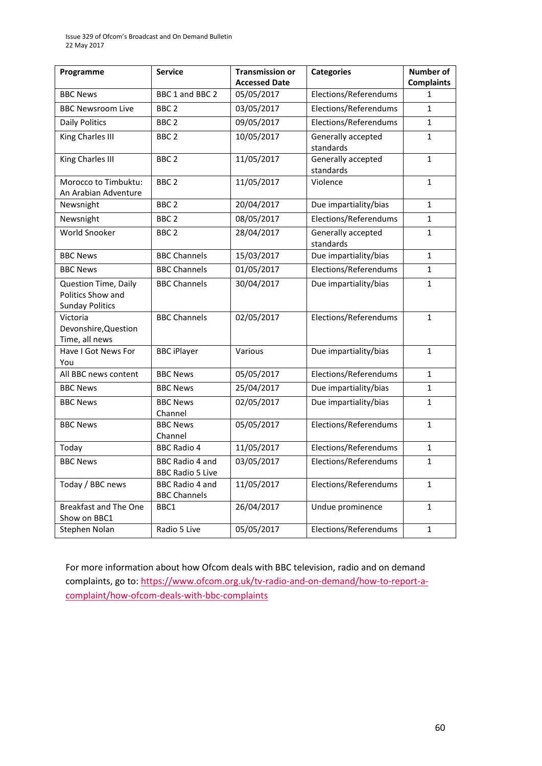| Programme | Service | Transmission or Accessed Date | Categories | Number of Complaints |
|---|---|---|---|---|
| BBC News | BBC 1 and BBC 2 | 05/05/2017 | Elections/Referendums | 1 |
| BBC Newsroom Live | BBC 2 | 03/05/2017 | Elections/Referendums | 1 |
| Daily Politics | BBC 2 | 09/05/2017 | Elections/Referendums | 1 |
| King Charles III | BBC 2 | 10/05/2017 | Generally accepted standards | 1 |
| King Charles III | BBC 2 | 11/05/2017 | Generally accepted standards | 1 |
| Morocco to Timbuktu: An Arabian Adventure | BBC 2 | 11/05/2017 | Violence | 1 |
| Newsnight | BBC 2 | 20/04/2017 | Due impartiality/bias | 1 |
| Newsnight | BBC 2 | 08/05/2017 | Elections/Referendums | 1 |
| World Snooker | BBC 2 | 28/04/2017 | Generally accepted standards | 1 |
| BBC News | BBC Channels | 15/03/2017 | Due impartiality/bias | 1 |
| BBC News | BBC Channels | 01/05/2017 | Elections/Referendums | 1 |
| Question Time, Daily Politics Show and Sunday Politics | BBC Channels | 30/04/2017 | Due impartiality/bias | 1 |
| Victoria Devonshire,Question Time, all news | BBC Channels | 02/05/2017 | Elections/Referendums | 1 |
| Have I Got News For You | BBC iPlayer | Various | Due impartiality/bias | 1 |
| All BBC news content | BBC News | 05/05/2017 | Elections/Referendums | 1 |
| BBC News | BBC News | 25/04/2017 | Due impartiality/bias | 1 |
| BBC News | BBC News Channel | 02/05/2017 | Due impartiality/bias | 1 |
| BBC News | BBC News Channel | 05/05/2017 | Elections/Referendums | 1 |
| Today | BBC Radio 4 | 11/05/2017 | Elections/Referendums | 1 |
| BBC News | BBC Radio 4 and BBC Radio 5 Live | 03/05/2017 | Elections/Referendums | 1 |
| Today / BBC news | BBC Radio 4 and BBC Channels | 11/05/2017 | Elections/Referendums | 1 |
| Breakfast and The One Show on BBC1 | BBC1 | 26/04/2017 | Undue prominence | 1 |
| Stephen Nolan | Radio 5 Live | 05/05/2017 | Elections/Referendums | 1 |

For more information about how Ofcom deals with BBC television, radio and on demand complaints, go to: https://www.ofcom.org.uk/tv-radio-and-on-demand/how-to-report-a-complaint/how-ofcom-deals-with-bbc-complaints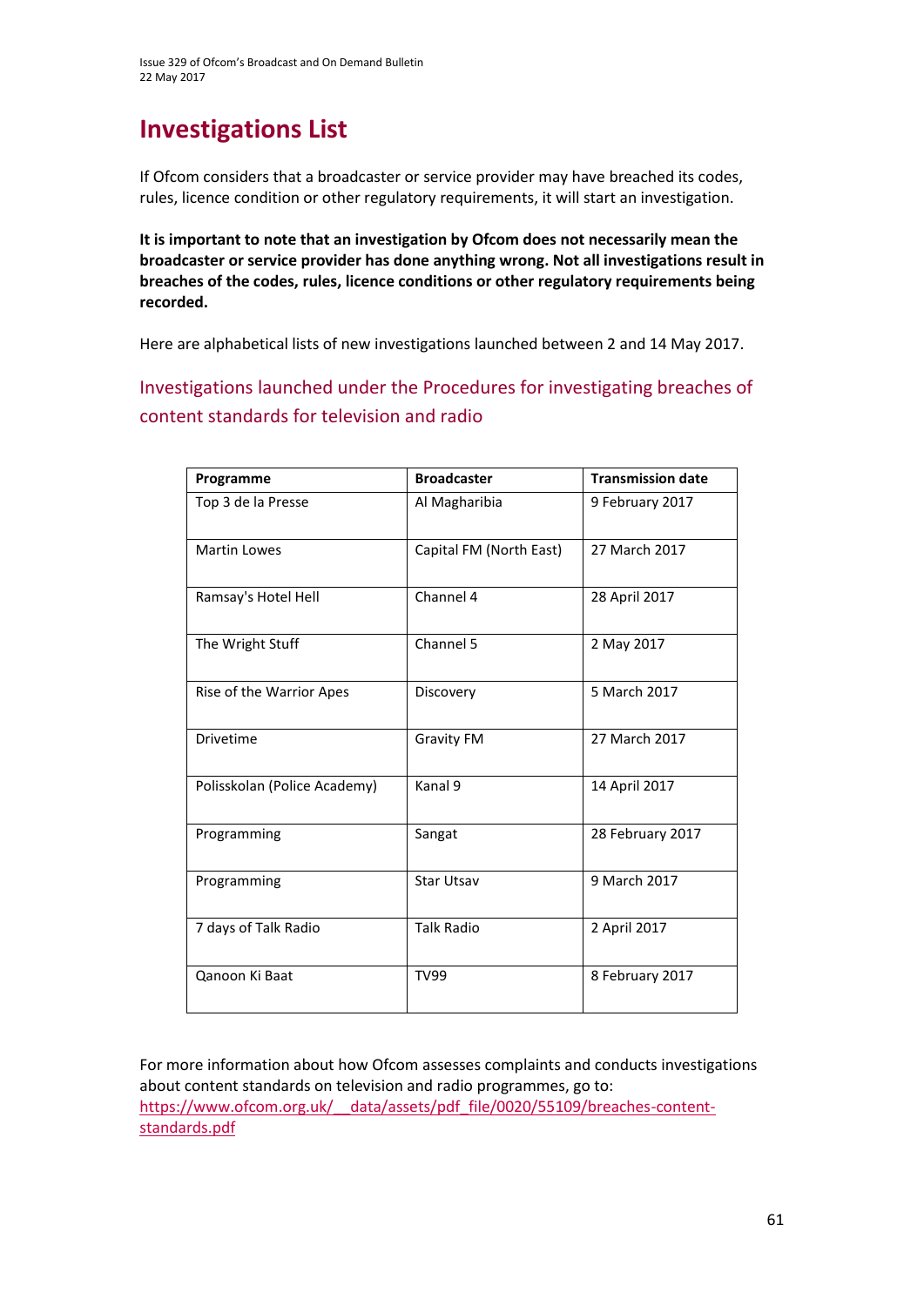# Investigations List

If Ofcom considers that a broadcaster or service provider may have breached its codes, rules, licence condition or other regulatory requirements, it will start an investigation.

**It is important to note that an investigation by Ofcom does not necessarily mean the broadcaster or service provider has done anything wrong. Not all investigations result in breaches of the codes, rules, licence conditions or other regulatory requirements being recorded.**

Here are alphabetical lists of new investigations launched between 2 and 14 May 2017.

## Investigations launched under the Procedures for investigating breaches of content standards for television and radio

| Programme | Broadcaster | Transmission date |
|---|---|---|
| Top 3 de la Presse | Al Magharibia | 9 February 2017 |
| Martin Lowes | Capital FM (North East) | 27 March 2017 |
| Ramsay's Hotel Hell | Channel 4 | 28 April 2017 |
| The Wright Stuff | Channel 5 | 2 May 2017 |
| Rise of the Warrior Apes | Discovery | 5 March 2017 |
| Drivetime | Gravity FM | 27 March 2017 |
| Polisskolan (Police Academy) | Kanal 9 | 14 April 2017 |
| Programming | Sangat | 28 February 2017 |
| Programming | Star Utsav | 9 March 2017 |
| 7 days of Talk Radio | Talk Radio | 2 April 2017 |
| Qanoon Ki Baat | TV99 | 8 February 2017 |

For more information about how Ofcom assesses complaints and conducts investigations about content standards on television and radio programmes, go to:
https://www.ofcom.org.uk/__data/assets/pdf_file/0020/55109/breaches-content-standards.pdf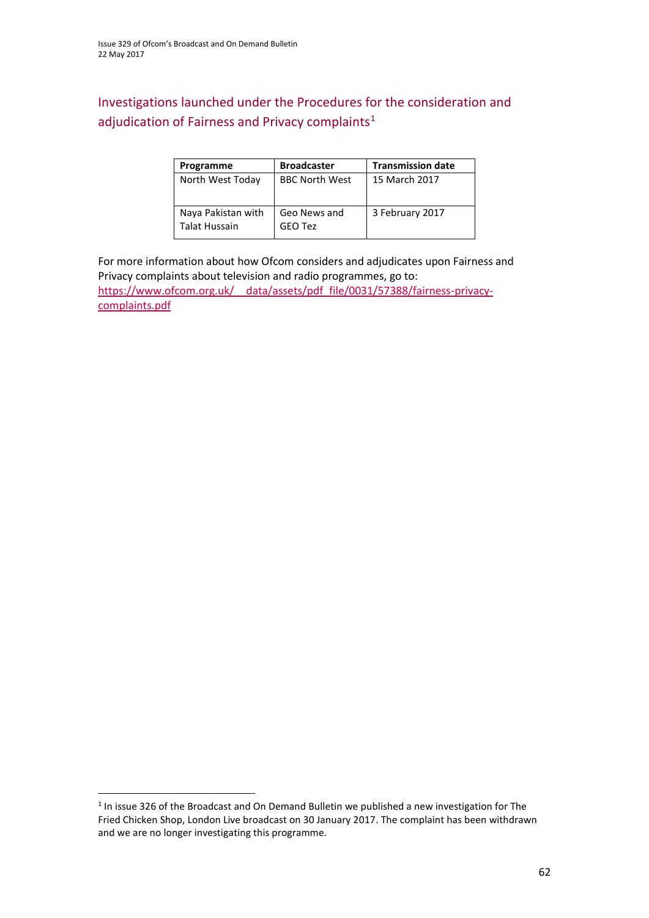## Investigations launched under the Procedures for the consideration and adjudication of Fairness and Privacy complaints[1]

| Programme | Broadcaster | Transmission date |
|---|---|---|
| North West Today | BBC North West | 15 March 2017 |
| Naya Pakistan with Talat Hussain | Geo News and GEO Tez | 3 February 2017 |

For more information about how Ofcom considers and adjudicates upon Fairness and Privacy complaints about television and radio programmes, go to: https://www.ofcom.org.uk/__data/assets/pdf_file/0031/57388/fairness-privacy-complaints.pdf

[1] In issue 326 of the Broadcast and On Demand Bulletin we published a new investigation for The Fried Chicken Shop, London Live broadcast on 30 January 2017. The complaint has been withdrawn and we are no longer investigating this programme.